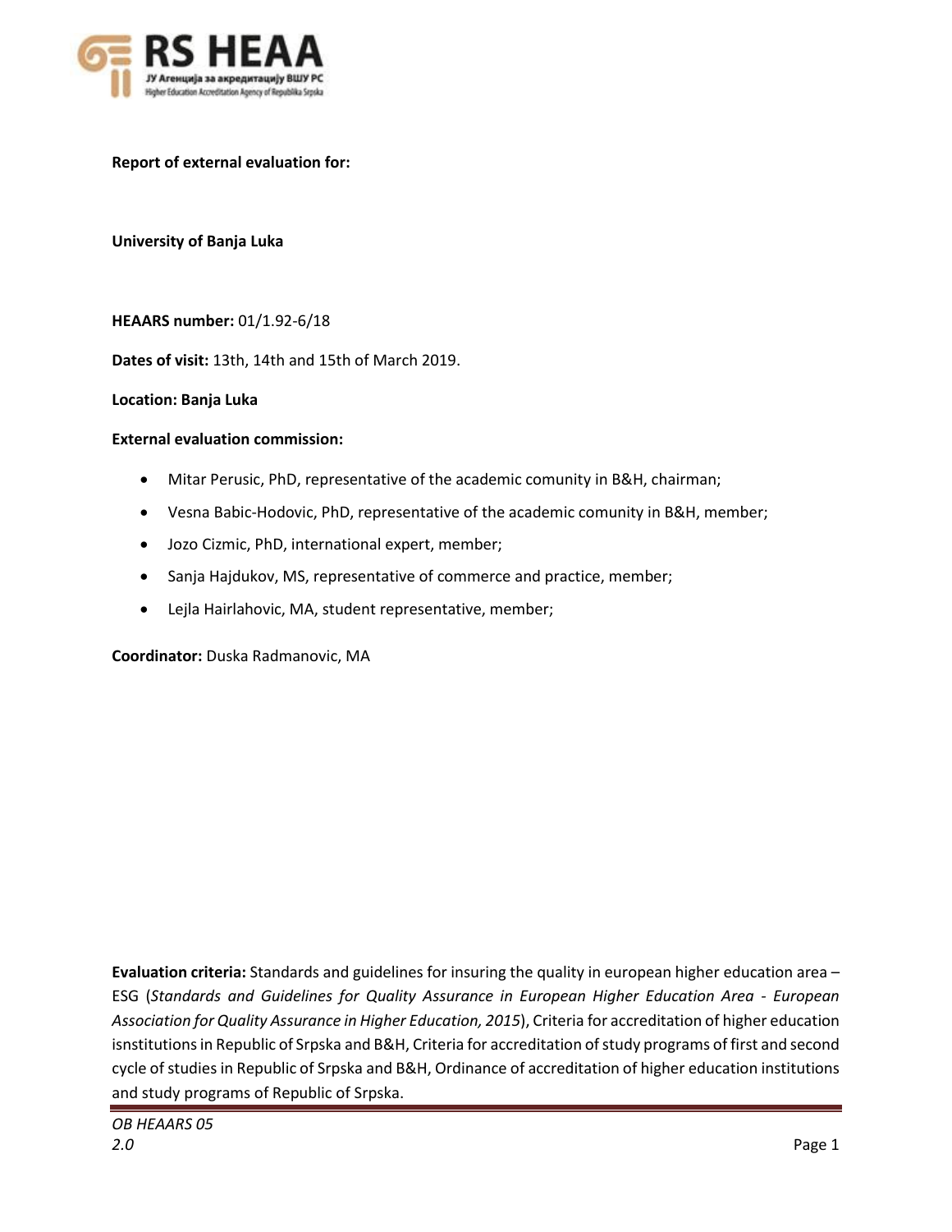RS HEAA

ЈУ Агенција за акредитацију ВШУ РС

Higher Education Accreditation Agency of Republika Srpska

**Report of external evaluation for:**

**University of Banja Luka**

**HEAARS number:** 01/1.92-6/18

**Dates of visit:** 13th, 14th and 15th of March 2019.

**Location: Banja Luka**

**External evaluation commission:**

- Mitar Perusic, PhD, representative of the academic comunity in B&H, chairman;
- Vesna Babic-Hodovic, PhD, representative of the academic comunity in B&H, member;
- Jozo Cizmic, PhD, international expert, member;
- Sanja Hajdukov, MS, representative of commerce and practice, member;
- Lejla Hairlahovic, MA, student representative, member;

**Coordinator:** Duska Radmanovic, MA

**Evaluation criteria:** Standards and guidelines for insuring the quality in european higher education area – ESG (*Standards and Guidelines for Quality Assurance in European Higher Education Area - European Association for Quality Assurance in Higher Education, 2015*), Criteria for accreditation of higher education isnstitutions in Republic of Srpska and B&H, Criteria for accreditation of study programs of first and second cycle of studies in Republic of Srpska and B&H, Ordinance of accreditation of higher education institutions and study programs of Republic of Srpska.

*OB HEAARS 05*
*2.0*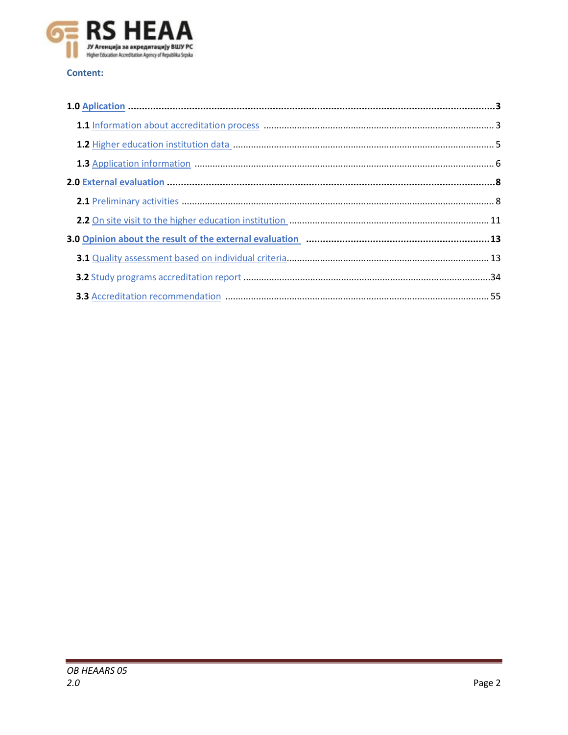**Content:**

**1.0 Aplication** ........................................................................................................................................**3**

**1.1** Information about accreditation process ........................................................................................ 3

**1.2** Higher education institution data ..................................................................................................... 5

**1.3** Application information ................................................................................................................... 6

**2.0 External evaluation** ..........................................................................................................................**8**

**2.1** Preliminary activities ........................................................................................................................ 8

**2.2** On site visit to the higher education institution ............................................................................ 11

**3.0 Opinion about the result of the external evaluation** ..................................................................**13**

**3.1** Quality assessment based on individual criteria.............................................................................. 13

**3.2** Study programs accreditation report ..............................................................................................34

**3.3** Accreditation recommendation ..................................................................................................... 55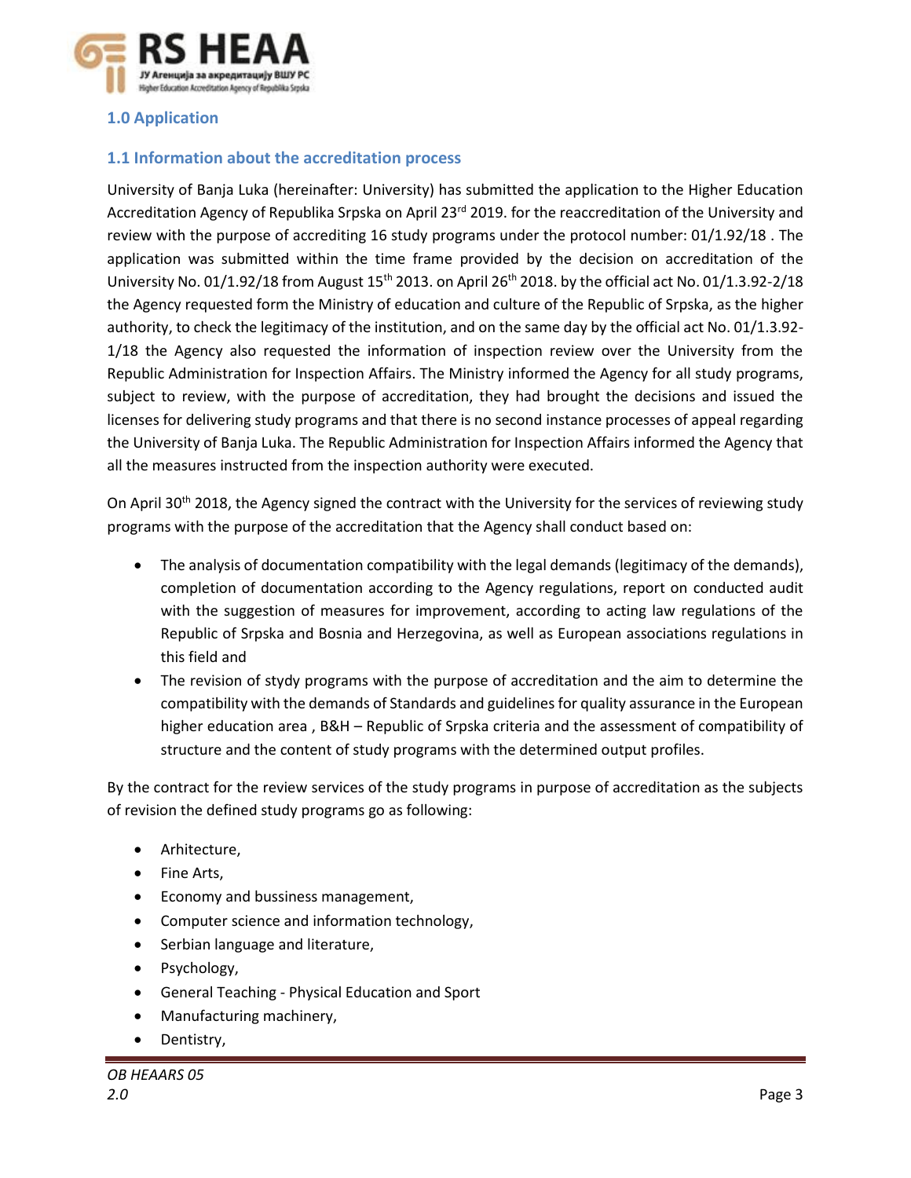## 1.0 Application

### 1.1 Information about the accreditation process

University of Banja Luka (hereinafter: University) has submitted the application to the Higher Education Accreditation Agency of Republika Srpska on April 23rd 2019. for the reaccreditation of the University and review with the purpose of accrediting 16 study programs under the protocol number: 01/1.92/18 . The application was submitted within the time frame provided by the decision on accreditation of the University No. 01/1.92/18 from August 15th 2013. on April 26th 2018. by the official act No. 01/1.3.92-2/18 the Agency requested form the Ministry of education and culture of the Republic of Srpska, as the higher authority, to check the legitimacy of the institution, and on the same day by the official act No. 01/1.3.92-1/18 the Agency also requested the information of inspection review over the University from the Republic Administration for Inspection Affairs. The Ministry informed the Agency for all study programs, subject to review, with the purpose of accreditation, they had brought the decisions and issued the licenses for delivering study programs and that there is no second instance processes of appeal regarding the University of Banja Luka. The Republic Administration for Inspection Affairs informed the Agency that all the measures instructed from the inspection authority were executed.

On April 30th 2018, the Agency signed the contract with the University for the services of reviewing study programs with the purpose of the accreditation that the Agency shall conduct based on:

- The analysis of documentation compatibility with the legal demands (legitimacy of the demands), completion of documentation according to the Agency regulations, report on conducted audit with the suggestion of measures for improvement, according to acting law regulations of the Republic of Srpska and Bosnia and Herzegovina, as well as European associations regulations in this field and
- The revision of stydy programs with the purpose of accreditation and the aim to determine the compatibility with the demands of Standards and guidelines for quality assurance in the European higher education area , B&H – Republic of Srpska criteria and the assessment of compatibility of structure and the content of study programs with the determined output profiles.

By the contract for the review services of the study programs in purpose of accreditation as the subjects of revision the defined study programs go as following:

- Arhitecture,
- Fine Arts,
- Economy and bussiness management,
- Computer science and information technology,
- Serbian language and literature,
- Psychology,
- General Teaching - Physical Education and Sport
- Manufacturing machinery,
- Dentistry,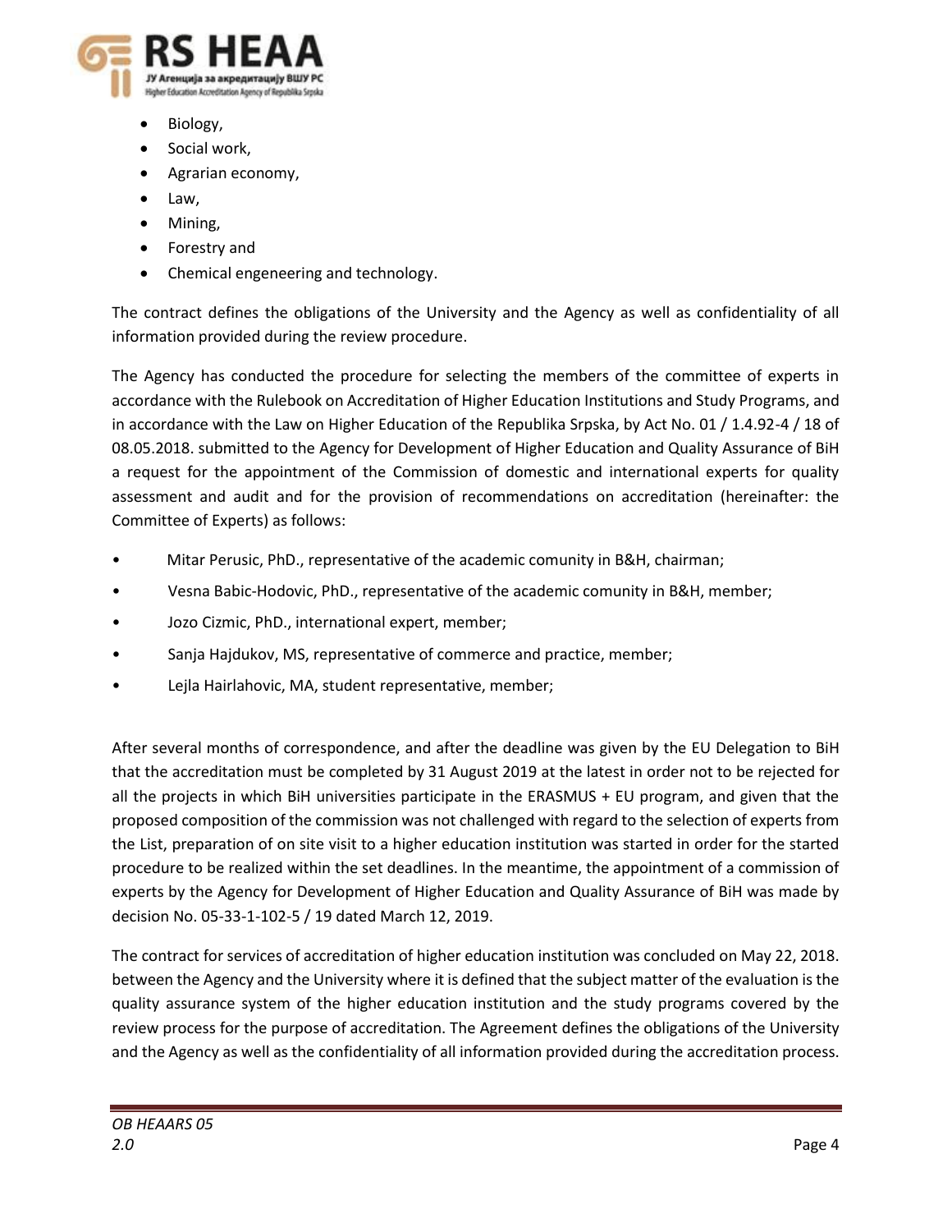- Biology,
- Social work,
- Agrarian economy,
- Law,
- Mining,
- Forestry and
- Chemical engeneering and technology.

The contract defines the obligations of the University and the Agency as well as confidentiality of all information provided during the review procedure.

The Agency has conducted the procedure for selecting the members of the committee of experts in accordance with the Rulebook on Accreditation of Higher Education Institutions and Study Programs, and in accordance with the Law on Higher Education of the Republika Srpska, by Act No. 01 / 1.4.92-4 / 18 of 08.05.2018. submitted to the Agency for Development of Higher Education and Quality Assurance of BiH a request for the appointment of the Commission of domestic and international experts for quality assessment and audit and for the provision of recommendations on accreditation (hereinafter: the Committee of Experts) as follows:

- Mitar Perusic, PhD., representative of the academic comunity in B&H, chairman;
- Vesna Babic-Hodovic, PhD., representative of the academic comunity in B&H, member;
- Jozo Cizmic, PhD., international expert, member;
- Sanja Hajdukov, MS, representative of commerce and practice, member;
- Lejla Hairlahovic, MA, student representative, member;

After several months of correspondence, and after the deadline was given by the EU Delegation to BiH that the accreditation must be completed by 31 August 2019 at the latest in order not to be rejected for all the projects in which BiH universities participate in the ERASMUS + EU program, and given that the proposed composition of the commission was not challenged with regard to the selection of experts from the List, preparation of on site visit to a higher education institution was started in order for the started procedure to be realized within the set deadlines. In the meantime, the appointment of a commission of experts by the Agency for Development of Higher Education and Quality Assurance of BiH was made by decision No. 05-33-1-102-5 / 19 dated March 12, 2019.

The contract for services of accreditation of higher education institution was concluded on May 22, 2018. between the Agency and the University where it is defined that the subject matter of the evaluation is the quality assurance system of the higher education institution and the study programs covered by the review process for the purpose of accreditation. The Agreement defines the obligations of the University and the Agency as well as the confidentiality of all information provided during the accreditation process.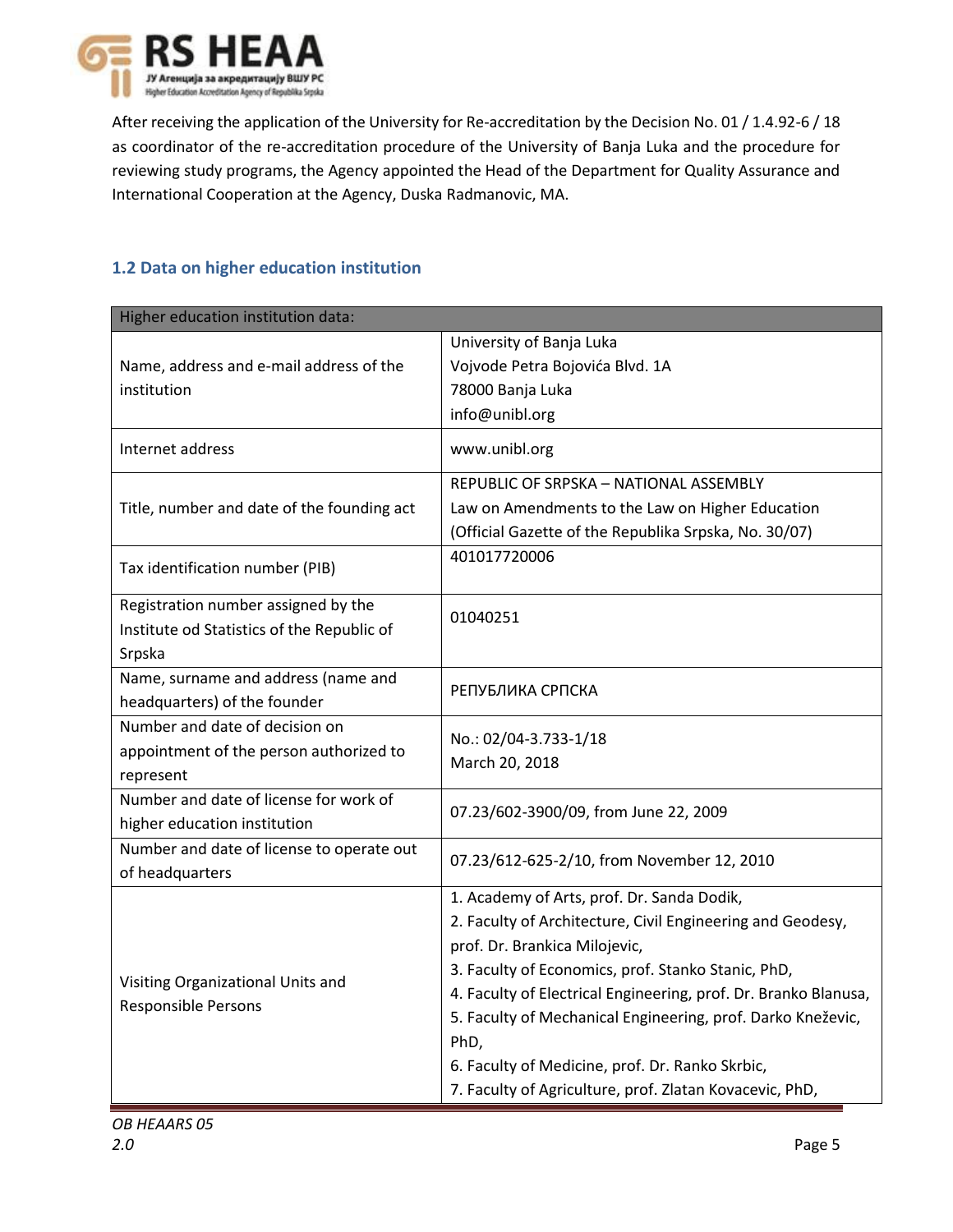After receiving the application of the University for Re-accreditation by the Decision No. 01 / 1.4.92-6 / 18 as coordinator of the re-accreditation procedure of the University of Banja Luka and the procedure for reviewing study programs, the Agency appointed the Head of the Department for Quality Assurance and International Cooperation at the Agency, Duska Radmanovic, MA.

## 1.2 Data on higher education institution

| Higher education institution data: | |
|---|---|
| Name, address and e-mail address of the institution | University of Banja Luka<br>Vojvode Petra Bojovića Blvd. 1A<br>78000 Banja Luka<br>info@unibl.org |
| Internet address | www.unibl.org |
| Title, number and date of the founding act | REPUBLIC OF SRPSKA – NATIONAL ASSEMBLY<br>Law on Amendments to the Law on Higher Education<br>(Official Gazette of the Republika Srpska, No. 30/07) |
| Tax identification number (PIB) | 401017720006 |
| Registration number assigned by the Institute od Statistics of the Republic of Srpska | 01040251 |
| Name, surname and address (name and headquarters) of the founder | РЕПУБЛИКА СРПСКА |
| Number and date of decision on appointment of the person authorized to represent | No.: 02/04-3.733-1/18<br>March 20, 2018 |
| Number and date of license for work of higher education institution | 07.23/602-3900/09, from June 22, 2009 |
| Number and date of license to operate out of headquarters | 07.23/612-625-2/10, from November 12, 2010 |
| Visiting Organizational Units and Responsible Persons | 1. Academy of Arts, prof. Dr. Sanda Dodik,<br>2. Faculty of Architecture, Civil Engineering and Geodesy, prof. Dr. Brankica Milojevic,<br>3. Faculty of Economics, prof. Stanko Stanic, PhD,<br>4. Faculty of Electrical Engineering, prof. Dr. Branko Blanusa,<br>5. Faculty of Mechanical Engineering, prof. Darko Kneževic, PhD,<br>6. Faculty of Medicine, prof. Dr. Ranko Skrbic,<br>7. Faculty of Agriculture, prof. Zlatan Kovacevic, PhD, |

OB HEAARS 05
2.0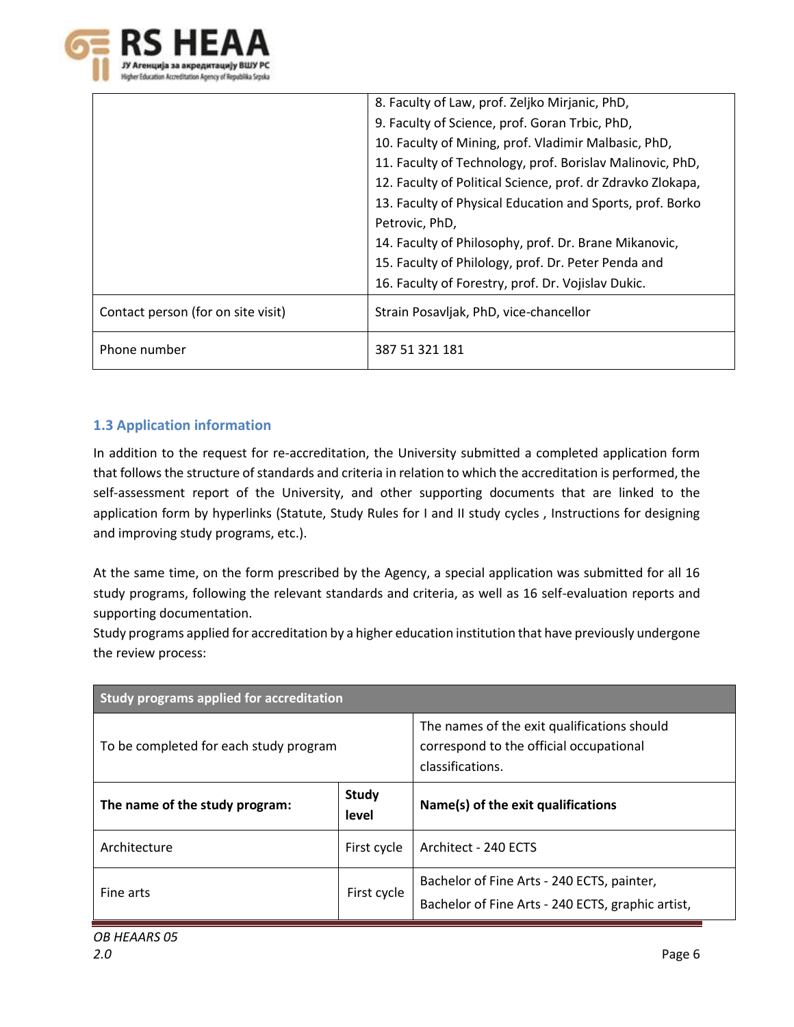|  |  |
|---|---|
|  | 8. Faculty of Law, prof. Zeljko Mirjanic, PhD,<br>9. Faculty of Science, prof. Goran Trbic, PhD,<br>10. Faculty of Mining, prof. Vladimir Malbasic, PhD,<br>11. Faculty of Technology, prof. Borislav Malinovic, PhD,<br>12. Faculty of Political Science, prof. dr Zdravko Zlokapa,<br>13. Faculty of Physical Education and Sports, prof. Borko Petrovic, PhD,<br>14. Faculty of Philosophy, prof. Dr. Brane Mikanovic,<br>15. Faculty of Philology, prof. Dr. Peter Penda and<br>16. Faculty of Forestry, prof. Dr. Vojislav Dukic. |
| Contact person (for on site visit) | Strain Posavljak, PhD, vice-chancellor |
| Phone number | 387 51 321 181 |

### 1.3 Application information

In addition to the request for re-accreditation, the University submitted a completed application form that follows the structure of standards and criteria in relation to which the accreditation is performed, the self-assessment report of the University, and other supporting documents that are linked to the application form by hyperlinks (Statute, Study Rules for I and II study cycles , Instructions for designing and improving study programs, etc.).

At the same time, on the form prescribed by the Agency, a special application was submitted for all 16 study programs, following the relevant standards and criteria, as well as 16 self-evaluation reports and supporting documentation.

Study programs applied for accreditation by a higher education institution that have previously undergone the review process:

| Study programs applied for accreditation | | |
|---|---|---|
| To be completed for each study program | | The names of the exit qualifications should correspond to the official occupational classifications. |
| **The name of the study program:** | **Study level** | **Name(s) of the exit qualifications** |
| Architecture | First cycle | Architect - 240 ECTS |
| Fine arts | First cycle | Bachelor of Fine Arts - 240 ECTS, painter,<br>Bachelor of Fine Arts - 240 ECTS, graphic artist, |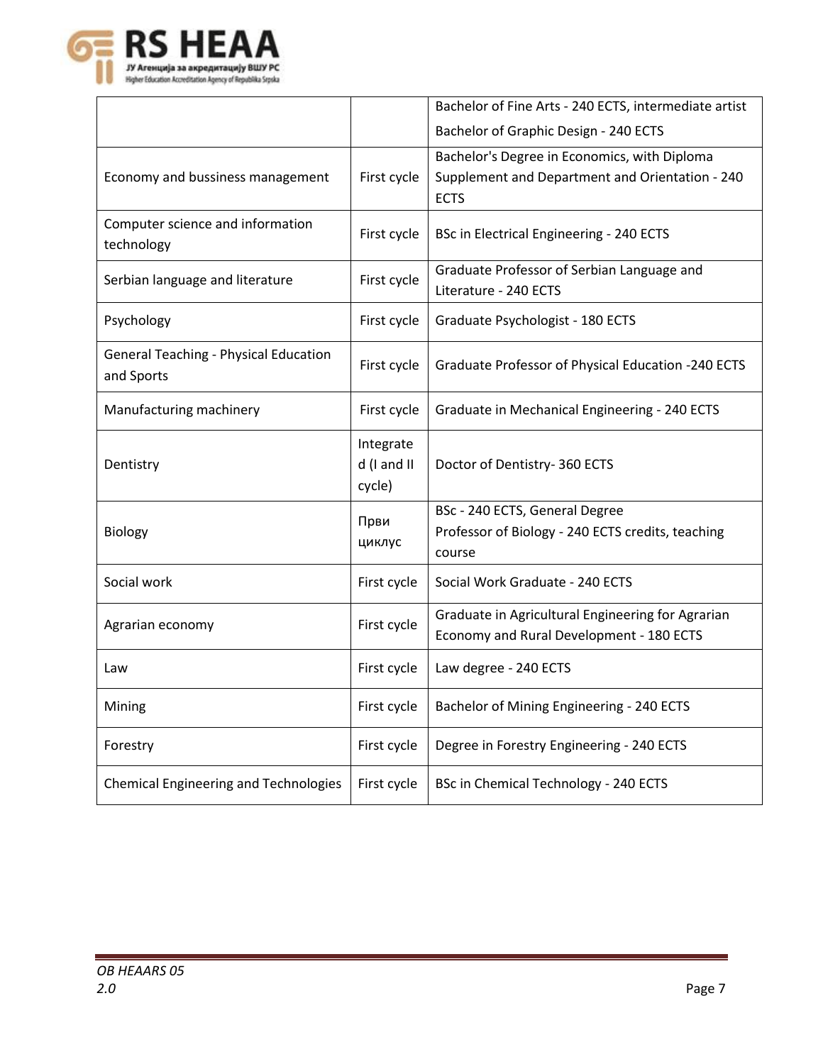| | | |
|---|---|---|
| | | Bachelor of Fine Arts - 240 ECTS, intermediate artist<br>Bachelor of Graphic Design - 240 ECTS |
| Economy and bussiness management | First cycle | Bachelor's Degree in Economics, with Diploma Supplement and Department and Orientation - 240 ECTS |
| Computer science and information technology | First cycle | BSc in Electrical Engineering - 240 ECTS |
| Serbian language and literature | First cycle | Graduate Professor of Serbian Language and Literature - 240 ECTS |
| Psychology | First cycle | Graduate Psychologist - 180 ECTS |
| General Teaching - Physical Education and Sports | First cycle | Graduate Professor of Physical Education -240 ECTS |
| Manufacturing machinery | First cycle | Graduate in Mechanical Engineering - 240 ECTS |
| Dentistry | Integrated (I and II cycle) | Doctor of Dentistry- 360 ECTS |
| Biology | Први циклус | BSc - 240 ECTS, General Degree<br>Professor of Biology - 240 ECTS credits, teaching course |
| Social work | First cycle | Social Work Graduate - 240 ECTS |
| Agrarian economy | First cycle | Graduate in Agricultural Engineering for Agrarian Economy and Rural Development - 180 ECTS |
| Law | First cycle | Law degree - 240 ECTS |
| Mining | First cycle | Bachelor of Mining Engineering - 240 ECTS |
| Forestry | First cycle | Degree in Forestry Engineering - 240 ECTS |
| Chemical Engineering and Technologies | First cycle | BSc in Chemical Technology - 240 ECTS |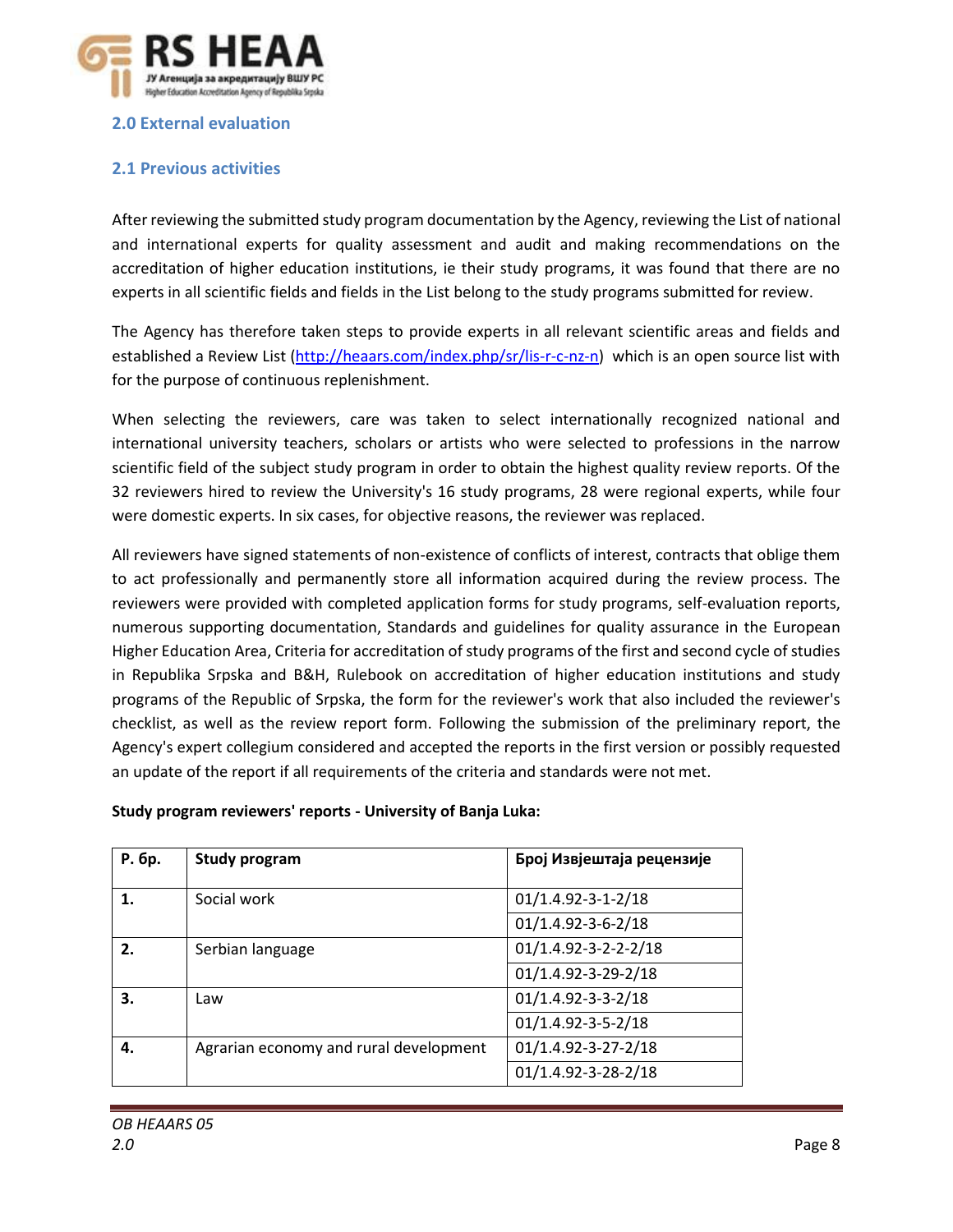## 2.0 External evaluation

### 2.1 Previous activities

After reviewing the submitted study program documentation by the Agency, reviewing the List of national and international experts for quality assessment and audit and making recommendations on the accreditation of higher education institutions, ie their study programs, it was found that there are no experts in all scientific fields and fields in the List belong to the study programs submitted for review.

The Agency has therefore taken steps to provide experts in all relevant scientific areas and fields and established a Review List (http://heaars.com/index.php/sr/lis-r-c-nz-n) which is an open source list with for the purpose of continuous replenishment.

When selecting the reviewers, care was taken to select internationally recognized national and international university teachers, scholars or artists who were selected to professions in the narrow scientific field of the subject study program in order to obtain the highest quality review reports. Of the 32 reviewers hired to review the University's 16 study programs, 28 were regional experts, while four were domestic experts. In six cases, for objective reasons, the reviewer was replaced.

All reviewers have signed statements of non-existence of conflicts of interest, contracts that oblige them to act professionally and permanently store all information acquired during the review process. The reviewers were provided with completed application forms for study programs, self-evaluation reports, numerous supporting documentation, Standards and guidelines for quality assurance in the European Higher Education Area, Criteria for accreditation of study programs of the first and second cycle of studies in Republika Srpska and B&H, Rulebook on accreditation of higher education institutions and study programs of the Republic of Srpska, the form for the reviewer's work that also included the reviewer's checklist, as well as the review report form. Following the submission of the preliminary report, the Agency's expert collegium considered and accepted the reports in the first version or possibly requested an update of the report if all requirements of the criteria and standards were not met.

**Study program reviewers' reports - University of Banja Luka:**

| Р. бр. | Study program | Број Извјештаја рецензије |
|---|---|---|
| **1.** | Social work | 01/1.4.92-3-1-2/18 |
| | | 01/1.4.92-3-6-2/18 |
| **2.** | Serbian language | 01/1.4.92-3-2-2-2/18 |
| | | 01/1.4.92-3-29-2/18 |
| **3.** | Law | 01/1.4.92-3-3-2/18 |
| | | 01/1.4.92-3-5-2/18 |
| **4.** | Agrarian economy and rural development | 01/1.4.92-3-27-2/18 |
| | | 01/1.4.92-3-28-2/18 |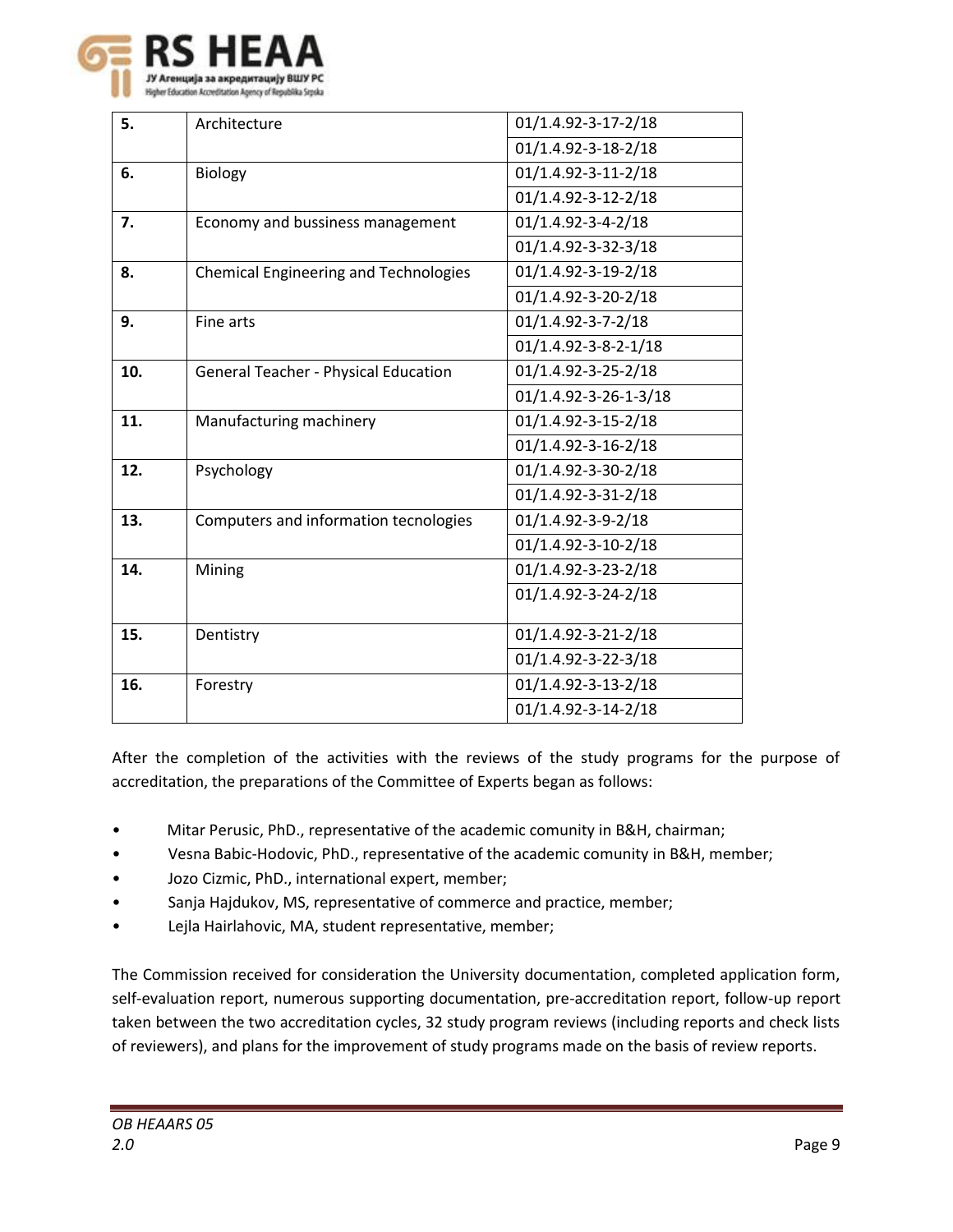| | | |
|---|---|---|
| **5.** | Architecture | 01/1.4.92-3-17-2/18 |
| | | 01/1.4.92-3-18-2/18 |
| **6.** | Biology | 01/1.4.92-3-11-2/18 |
| | | 01/1.4.92-3-12-2/18 |
| **7.** | Economy and bussiness management | 01/1.4.92-3-4-2/18 |
| | | 01/1.4.92-3-32-3/18 |
| **8.** | Chemical Engineering and Technologies | 01/1.4.92-3-19-2/18 |
| | | 01/1.4.92-3-20-2/18 |
| **9.** | Fine arts | 01/1.4.92-3-7-2/18 |
| | | 01/1.4.92-3-8-2-1/18 |
| **10.** | General Teacher - Physical Education | 01/1.4.92-3-25-2/18 |
| | | 01/1.4.92-3-26-1-3/18 |
| **11.** | Manufacturing machinery | 01/1.4.92-3-15-2/18 |
| | | 01/1.4.92-3-16-2/18 |
| **12.** | Psychology | 01/1.4.92-3-30-2/18 |
| | | 01/1.4.92-3-31-2/18 |
| **13.** | Computers and information tecnologies | 01/1.4.92-3-9-2/18 |
| | | 01/1.4.92-3-10-2/18 |
| **14.** | Mining | 01/1.4.92-3-23-2/18 |
| | | 01/1.4.92-3-24-2/18 |
| **15.** | Dentistry | 01/1.4.92-3-21-2/18 |
| | | 01/1.4.92-3-22-3/18 |
| **16.** | Forestry | 01/1.4.92-3-13-2/18 |
| | | 01/1.4.92-3-14-2/18 |

After the completion of the activities with the reviews of the study programs for the purpose of accreditation, the preparations of the Committee of Experts began as follows:

- Mitar Perusic, PhD., representative of the academic comunity in B&H, chairman;
- Vesna Babic-Hodovic, PhD., representative of the academic comunity in B&H, member;
- Jozo Cizmic, PhD., international expert, member;
- Sanja Hajdukov, MS, representative of commerce and practice, member;
- Lejla Hairlahovic, MA, student representative, member;

The Commission received for consideration the University documentation, completed application form, self-evaluation report, numerous supporting documentation, pre-accreditation report, follow-up report taken between the two accreditation cycles, 32 study program reviews (including reports and check lists of reviewers), and plans for the improvement of study programs made on the basis of review reports.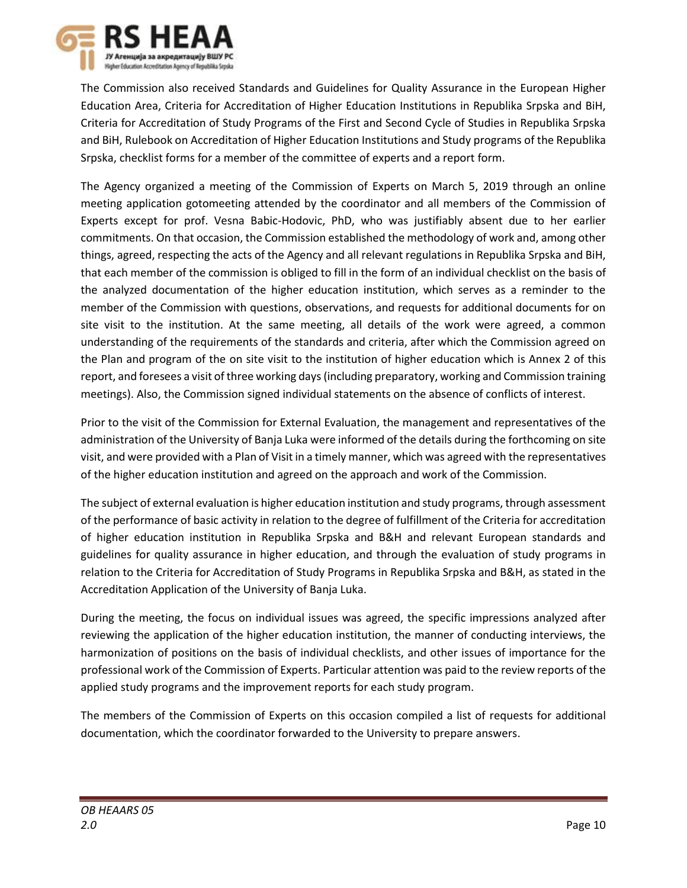The Commission also received Standards and Guidelines for Quality Assurance in the European Higher Education Area, Criteria for Accreditation of Higher Education Institutions in Republika Srpska and BiH, Criteria for Accreditation of Study Programs of the First and Second Cycle of Studies in Republika Srpska and BiH, Rulebook on Accreditation of Higher Education Institutions and Study programs of the Republika Srpska, checklist forms for a member of the committee of experts and a report form.

The Agency organized a meeting of the Commission of Experts on March 5, 2019 through an online meeting application gotomeeting attended by the coordinator and all members of the Commission of Experts except for prof. Vesna Babic-Hodovic, PhD, who was justifiably absent due to her earlier commitments. On that occasion, the Commission established the methodology of work and, among other things, agreed, respecting the acts of the Agency and all relevant regulations in Republika Srpska and BiH, that each member of the commission is obliged to fill in the form of an individual checklist on the basis of the analyzed documentation of the higher education institution, which serves as a reminder to the member of the Commission with questions, observations, and requests for additional documents for on site visit to the institution. At the same meeting, all details of the work were agreed, a common understanding of the requirements of the standards and criteria, after which the Commission agreed on the Plan and program of the on site visit to the institution of higher education which is Annex 2 of this report, and foresees a visit of three working days (including preparatory, working and Commission training meetings). Also, the Commission signed individual statements on the absence of conflicts of interest.

Prior to the visit of the Commission for External Evaluation, the management and representatives of the administration of the University of Banja Luka were informed of the details during the forthcoming on site visit, and were provided with a Plan of Visit in a timely manner, which was agreed with the representatives of the higher education institution and agreed on the approach and work of the Commission.

The subject of external evaluation is higher education institution and study programs, through assessment of the performance of basic activity in relation to the degree of fulfillment of the Criteria for accreditation of higher education institution in Republika Srpska and B&H and relevant European standards and guidelines for quality assurance in higher education, and through the evaluation of study programs in relation to the Criteria for Accreditation of Study Programs in Republika Srpska and B&H, as stated in the Accreditation Application of the University of Banja Luka.

During the meeting, the focus on individual issues was agreed, the specific impressions analyzed after reviewing the application of the higher education institution, the manner of conducting interviews, the harmonization of positions on the basis of individual checklists, and other issues of importance for the professional work of the Commission of Experts. Particular attention was paid to the review reports of the applied study programs and the improvement reports for each study program.

The members of the Commission of Experts on this occasion compiled a list of requests for additional documentation, which the coordinator forwarded to the University to prepare answers.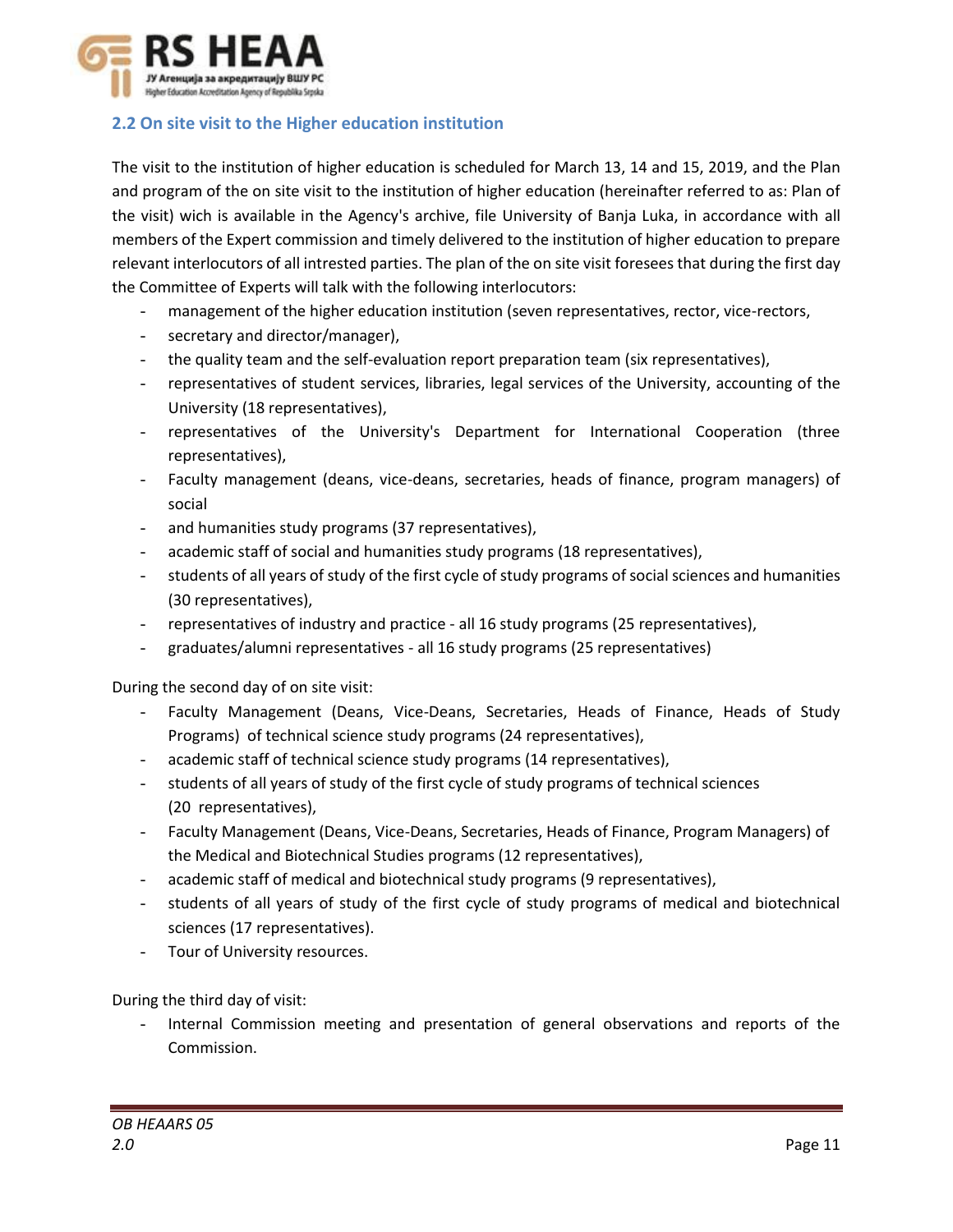## 2.2 On site visit to the Higher education institution

The visit to the institution of higher education is scheduled for March 13, 14 and 15, 2019, and the Plan and program of the on site visit to the institution of higher education (hereinafter referred to as: Plan of the visit) wich is available in the Agency's archive, file University of Banja Luka, in accordance with all members of the Expert commission and timely delivered to the institution of higher education to prepare relevant interlocutors of all intrested parties. The plan of the on site visit foresees that during the first day the Committee of Experts will talk with the following interlocutors:

- management of the higher education institution (seven representatives, rector, vice-rectors,
- secretary and director/manager),
- the quality team and the self-evaluation report preparation team (six representatives),
- representatives of student services, libraries, legal services of the University, accounting of the University (18 representatives),
- representatives of the University's Department for International Cooperation (three representatives),
- Faculty management (deans, vice-deans, secretaries, heads of finance, program managers) of social
- and humanities study programs (37 representatives),
- academic staff of social and humanities study programs (18 representatives),
- students of all years of study of the first cycle of study programs of social sciences and humanities (30 representatives),
- representatives of industry and practice - all 16 study programs (25 representatives),
- graduates/alumni representatives - all 16 study programs (25 representatives)

During the second day of on site visit:

- Faculty Management (Deans, Vice-Deans, Secretaries, Heads of Finance, Heads of Study Programs) of technical science study programs (24 representatives),
- academic staff of technical science study programs (14 representatives),
- students of all years of study of the first cycle of study programs of technical sciences (20 representatives),
- Faculty Management (Deans, Vice-Deans, Secretaries, Heads of Finance, Program Managers) of the Medical and Biotechnical Studies programs (12 representatives),
- academic staff of medical and biotechnical study programs (9 representatives),
- students of all years of study of the first cycle of study programs of medical and biotechnical sciences (17 representatives).
- Tour of University resources.

During the third day of visit:

- Internal Commission meeting and presentation of general observations and reports of the Commission.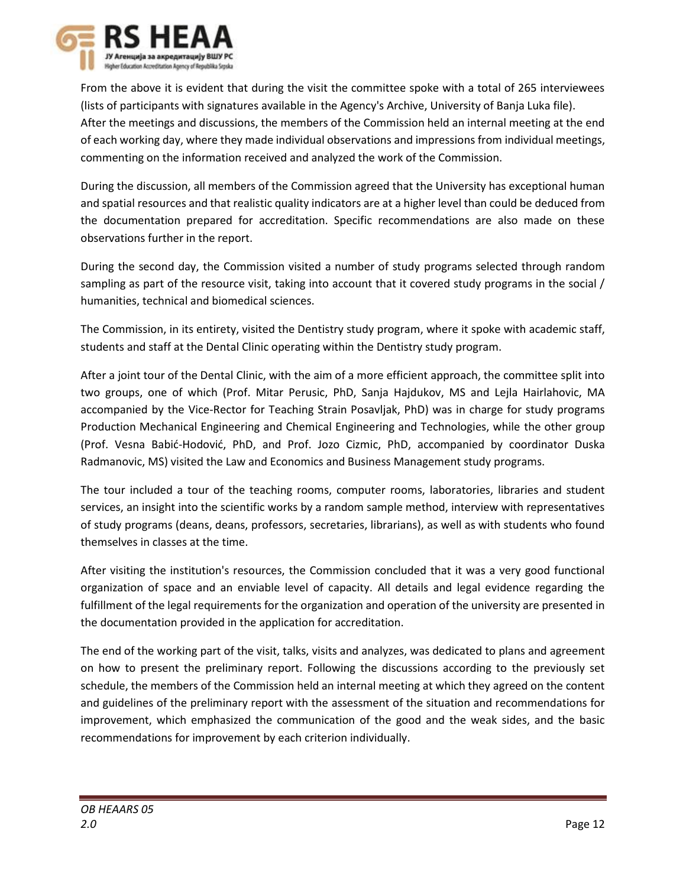From the above it is evident that during the visit the committee spoke with a total of 265 interviewees (lists of participants with signatures available in the Agency's Archive, University of Banja Luka file). After the meetings and discussions, the members of the Commission held an internal meeting at the end of each working day, where they made individual observations and impressions from individual meetings, commenting on the information received and analyzed the work of the Commission.

During the discussion, all members of the Commission agreed that the University has exceptional human and spatial resources and that realistic quality indicators are at a higher level than could be deduced from the documentation prepared for accreditation. Specific recommendations are also made on these observations further in the report.

During the second day, the Commission visited a number of study programs selected through random sampling as part of the resource visit, taking into account that it covered study programs in the social / humanities, technical and biomedical sciences.

The Commission, in its entirety, visited the Dentistry study program, where it spoke with academic staff, students and staff at the Dental Clinic operating within the Dentistry study program.

After a joint tour of the Dental Clinic, with the aim of a more efficient approach, the committee split into two groups, one of which (Prof. Mitar Perusic, PhD, Sanja Hajdukov, MS and Lejla Hairlahovic, MA accompanied by the Vice-Rector for Teaching Strain Posavljak, PhD) was in charge for study programs Production Mechanical Engineering and Chemical Engineering and Technologies, while the other group (Prof. Vesna Babić-Hodović, PhD, and Prof. Jozo Cizmic, PhD, accompanied by coordinator Duska Radmanovic, MS) visited the Law and Economics and Business Management study programs.

The tour included a tour of the teaching rooms, computer rooms, laboratories, libraries and student services, an insight into the scientific works by a random sample method, interview with representatives of study programs (deans, deans, professors, secretaries, librarians), as well as with students who found themselves in classes at the time.

After visiting the institution's resources, the Commission concluded that it was a very good functional organization of space and an enviable level of capacity. All details and legal evidence regarding the fulfillment of the legal requirements for the organization and operation of the university are presented in the documentation provided in the application for accreditation.

The end of the working part of the visit, talks, visits and analyzes, was dedicated to plans and agreement on how to present the preliminary report. Following the discussions according to the previously set schedule, the members of the Commission held an internal meeting at which they agreed on the content and guidelines of the preliminary report with the assessment of the situation and recommendations for improvement, which emphasized the communication of the good and the weak sides, and the basic recommendations for improvement by each criterion individually.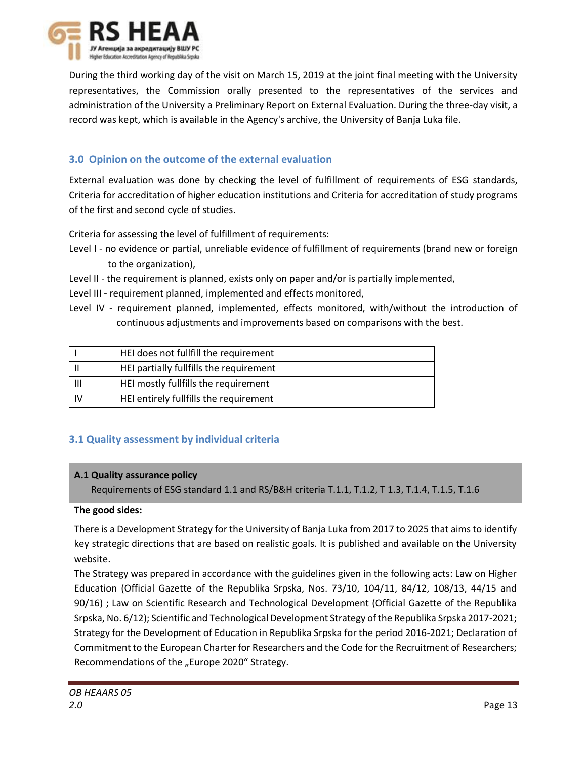During the third working day of the visit on March 15, 2019 at the joint final meeting with the University representatives, the Commission orally presented to the representatives of the services and administration of the University a Preliminary Report on External Evaluation. During the three-day visit, a record was kept, which is available in the Agency's archive, the University of Banja Luka file.

## 3.0 Opinion on the outcome of the external evaluation

External evaluation was done by checking the level of fulfillment of requirements of ESG standards, Criteria for accreditation of higher education institutions and Criteria for accreditation of study programs of the first and second cycle of studies.

Criteria for assessing the level of fulfillment of requirements:

Level I - no evidence or partial, unreliable evidence of fulfillment of requirements (brand new or foreign to the organization),

Level II - the requirement is planned, exists only on paper and/or is partially implemented,

Level III - requirement planned, implemented and effects monitored,

Level IV - requirement planned, implemented, effects monitored, with/without the introduction of continuous adjustments and improvements based on comparisons with the best.

| | |
|---|---|
| I | HEI does not fullfill the requirement |
| II | HEI partially fullfills the requirement |
| III | HEI mostly fullfills the requirement |
| IV | HEI entirely fullfills the requirement |

## 3.1 Quality assessment by individual criteria

**A.1 Quality assurance policy**

Requirements of ESG standard 1.1 and RS/B&H criteria T.1.1, T.1.2, T 1.3, T.1.4, T.1.5, T.1.6

**The good sides:**

There is a Development Strategy for the University of Banja Luka from 2017 to 2025 that aims to identify key strategic directions that are based on realistic goals. It is published and available on the University website.

The Strategy was prepared in accordance with the guidelines given in the following acts: Law on Higher Education (Official Gazette of the Republika Srpska, Nos. 73/10, 104/11, 84/12, 108/13, 44/15 and 90/16) ; Law on Scientific Research and Technological Development (Official Gazette of the Republika Srpska, No. 6/12); Scientific and Technological Development Strategy of the Republika Srpska 2017-2021; Strategy for the Development of Education in Republika Srpska for the period 2016-2021; Declaration of Commitment to the European Charter for Researchers and the Code for the Recruitment of Researchers; Recommendations of the „Europe 2020“ Strategy.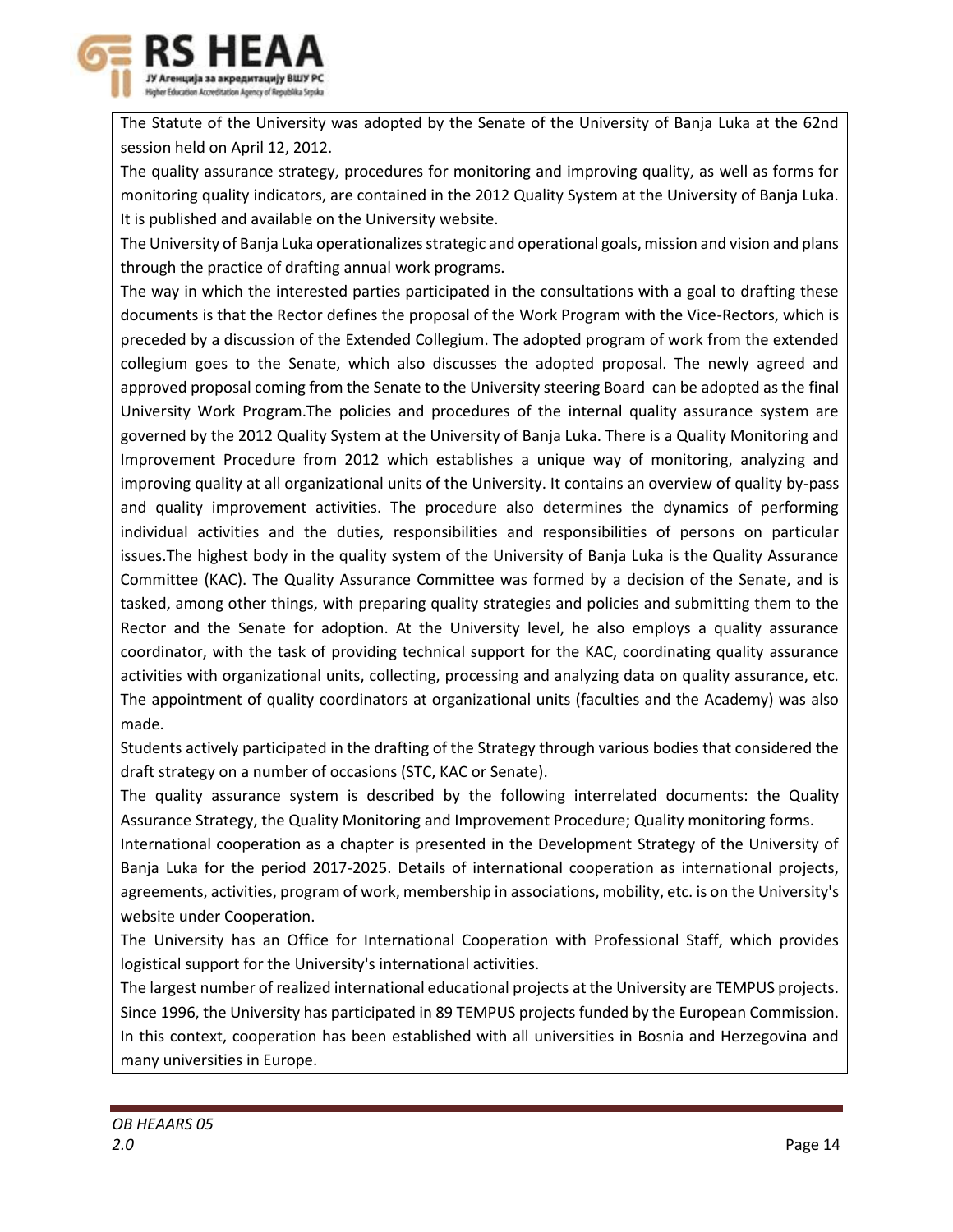The Statute of the University was adopted by the Senate of the University of Banja Luka at the 62nd session held on April 12, 2012.

The quality assurance strategy, procedures for monitoring and improving quality, as well as forms for monitoring quality indicators, are contained in the 2012 Quality System at the University of Banja Luka. It is published and available on the University website.

The University of Banja Luka operationalizes strategic and operational goals, mission and vision and plans through the practice of drafting annual work programs.

The way in which the interested parties participated in the consultations with a goal to drafting these documents is that the Rector defines the proposal of the Work Program with the Vice-Rectors, which is preceded by a discussion of the Extended Collegium. The adopted program of work from the extended collegium goes to the Senate, which also discusses the adopted proposal. The newly agreed and approved proposal coming from the Senate to the University steering Board can be adopted as the final University Work Program.The policies and procedures of the internal quality assurance system are governed by the 2012 Quality System at the University of Banja Luka. There is a Quality Monitoring and Improvement Procedure from 2012 which establishes a unique way of monitoring, analyzing and improving quality at all organizational units of the University. It contains an overview of quality by-pass and quality improvement activities. The procedure also determines the dynamics of performing individual activities and the duties, responsibilities and responsibilities of persons on particular issues.The highest body in the quality system of the University of Banja Luka is the Quality Assurance Committee (KAC). The Quality Assurance Committee was formed by a decision of the Senate, and is tasked, among other things, with preparing quality strategies and policies and submitting them to the Rector and the Senate for adoption. At the University level, he also employs a quality assurance coordinator, with the task of providing technical support for the KAC, coordinating quality assurance activities with organizational units, collecting, processing and analyzing data on quality assurance, etc. The appointment of quality coordinators at organizational units (faculties and the Academy) was also made.

Students actively participated in the drafting of the Strategy through various bodies that considered the draft strategy on a number of occasions (STC, KAC or Senate).

The quality assurance system is described by the following interrelated documents: the Quality Assurance Strategy, the Quality Monitoring and Improvement Procedure; Quality monitoring forms.

International cooperation as a chapter is presented in the Development Strategy of the University of Banja Luka for the period 2017-2025. Details of international cooperation as international projects, agreements, activities, program of work, membership in associations, mobility, etc. is on the University's website under Cooperation.

The University has an Office for International Cooperation with Professional Staff, which provides logistical support for the University's international activities.

The largest number of realized international educational projects at the University are TEMPUS projects. Since 1996, the University has participated in 89 TEMPUS projects funded by the European Commission. In this context, cooperation has been established with all universities in Bosnia and Herzegovina and many universities in Europe.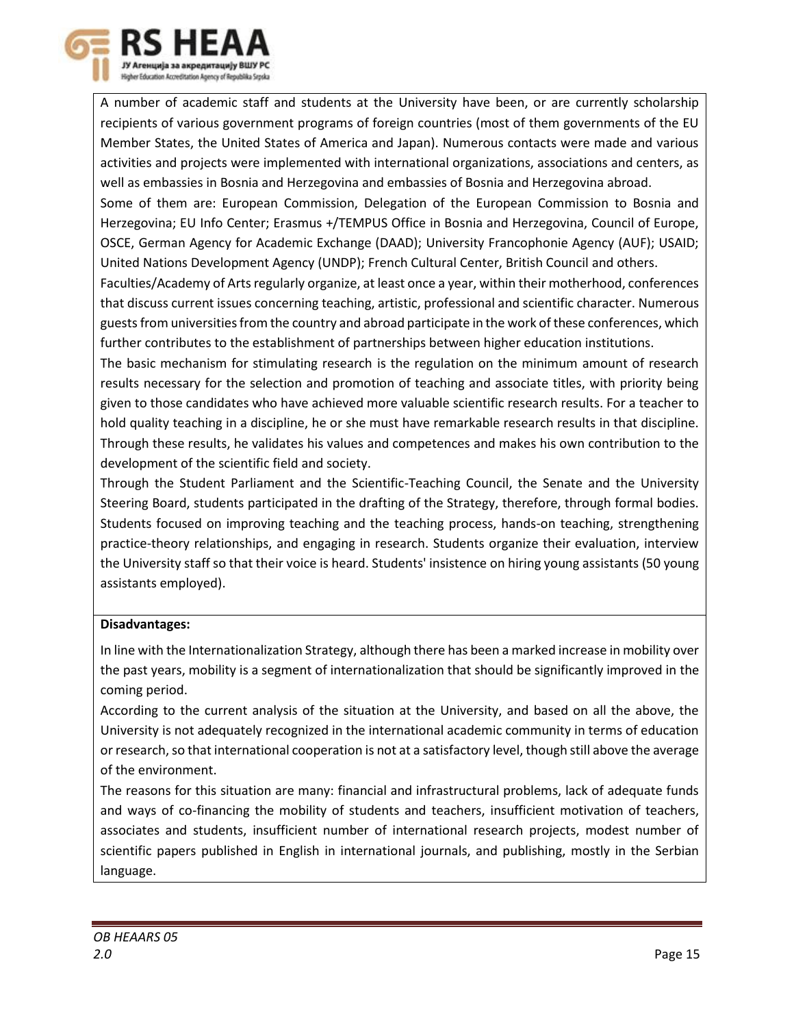A number of academic staff and students at the University have been, or are currently scholarship recipients of various government programs of foreign countries (most of them governments of the EU Member States, the United States of America and Japan). Numerous contacts were made and various activities and projects were implemented with international organizations, associations and centers, as well as embassies in Bosnia and Herzegovina and embassies of Bosnia and Herzegovina abroad.

Some of them are: European Commission, Delegation of the European Commission to Bosnia and Herzegovina; EU Info Center; Erasmus +/TEMPUS Office in Bosnia and Herzegovina, Council of Europe, OSCE, German Agency for Academic Exchange (DAAD); University Francophonie Agency (AUF); USAID; United Nations Development Agency (UNDP); French Cultural Center, British Council and others.

Faculties/Academy of Arts regularly organize, at least once a year, within their motherhood, conferences that discuss current issues concerning teaching, artistic, professional and scientific character. Numerous guests from universities from the country and abroad participate in the work of these conferences, which further contributes to the establishment of partnerships between higher education institutions.

The basic mechanism for stimulating research is the regulation on the minimum amount of research results necessary for the selection and promotion of teaching and associate titles, with priority being given to those candidates who have achieved more valuable scientific research results. For a teacher to hold quality teaching in a discipline, he or she must have remarkable research results in that discipline. Through these results, he validates his values and competences and makes his own contribution to the development of the scientific field and society.

Through the Student Parliament and the Scientific-Teaching Council, the Senate and the University Steering Board, students participated in the drafting of the Strategy, therefore, through formal bodies. Students focused on improving teaching and the teaching process, hands-on teaching, strengthening practice-theory relationships, and engaging in research. Students organize their evaluation, interview the University staff so that their voice is heard. Students' insistence on hiring young assistants (50 young assistants employed).

**Disadvantages:**

In line with the Internationalization Strategy, although there has been a marked increase in mobility over the past years, mobility is a segment of internationalization that should be significantly improved in the coming period.

According to the current analysis of the situation at the University, and based on all the above, the University is not adequately recognized in the international academic community in terms of education or research, so that international cooperation is not at a satisfactory level, though still above the average of the environment.

The reasons for this situation are many: financial and infrastructural problems, lack of adequate funds and ways of co-financing the mobility of students and teachers, insufficient motivation of teachers, associates and students, insufficient number of international research projects, modest number of scientific papers published in English in international journals, and publishing, mostly in the Serbian language.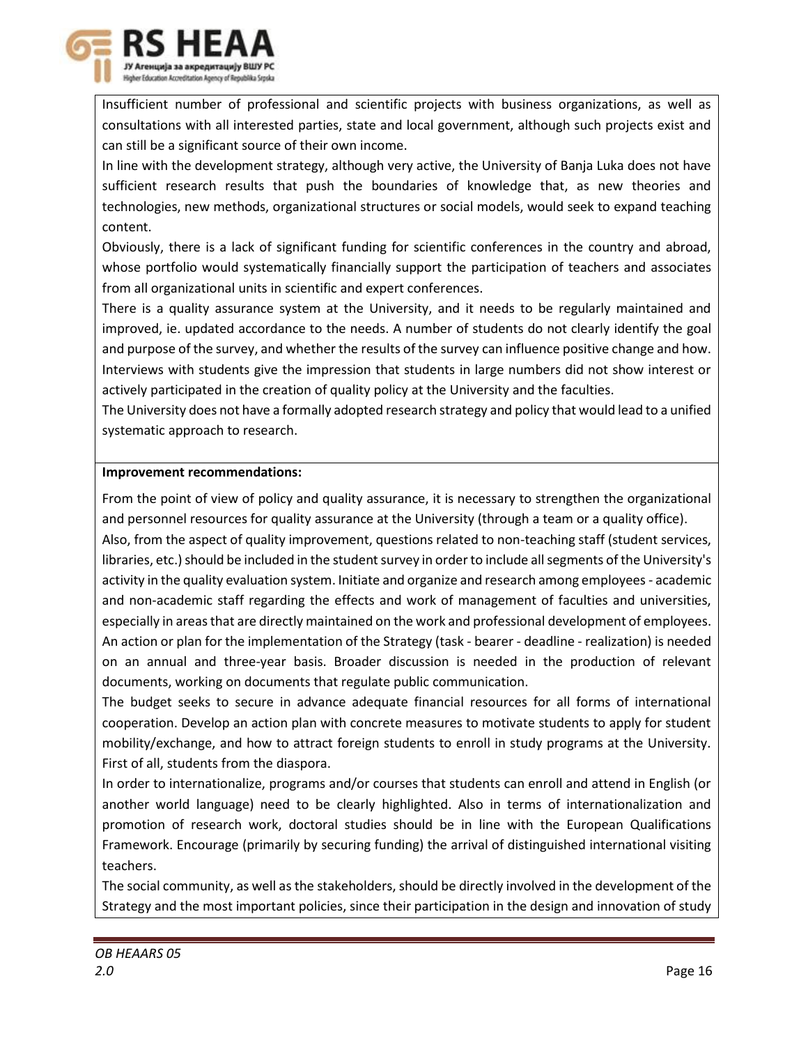Insufficient number of professional and scientific projects with business organizations, as well as consultations with all interested parties, state and local government, although such projects exist and can still be a significant source of their own income.

In line with the development strategy, although very active, the University of Banja Luka does not have sufficient research results that push the boundaries of knowledge that, as new theories and technologies, new methods, organizational structures or social models, would seek to expand teaching content.

Obviously, there is a lack of significant funding for scientific conferences in the country and abroad, whose portfolio would systematically financially support the participation of teachers and associates from all organizational units in scientific and expert conferences.

There is a quality assurance system at the University, and it needs to be regularly maintained and improved, ie. updated accordance to the needs. A number of students do not clearly identify the goal and purpose of the survey, and whether the results of the survey can influence positive change and how. Interviews with students give the impression that students in large numbers did not show interest or actively participated in the creation of quality policy at the University and the faculties.

The University does not have a formally adopted research strategy and policy that would lead to a unified systematic approach to research.

**Improvement recommendations:**

From the point of view of policy and quality assurance, it is necessary to strengthen the organizational and personnel resources for quality assurance at the University (through a team or a quality office).

Also, from the aspect of quality improvement, questions related to non-teaching staff (student services, libraries, etc.) should be included in the student survey in order to include all segments of the University's activity in the quality evaluation system. Initiate and organize and research among employees - academic and non-academic staff regarding the effects and work of management of faculties and universities, especially in areas that are directly maintained on the work and professional development of employees. An action or plan for the implementation of the Strategy (task - bearer - deadline - realization) is needed on an annual and three-year basis. Broader discussion is needed in the production of relevant documents, working on documents that regulate public communication.

The budget seeks to secure in advance adequate financial resources for all forms of international cooperation. Develop an action plan with concrete measures to motivate students to apply for student mobility/exchange, and how to attract foreign students to enroll in study programs at the University. First of all, students from the diaspora.

In order to internationalize, programs and/or courses that students can enroll and attend in English (or another world language) need to be clearly highlighted. Also in terms of internationalization and promotion of research work, doctoral studies should be in line with the European Qualifications Framework. Encourage (primarily by securing funding) the arrival of distinguished international visiting teachers.

The social community, as well as the stakeholders, should be directly involved in the development of the Strategy and the most important policies, since their participation in the design and innovation of study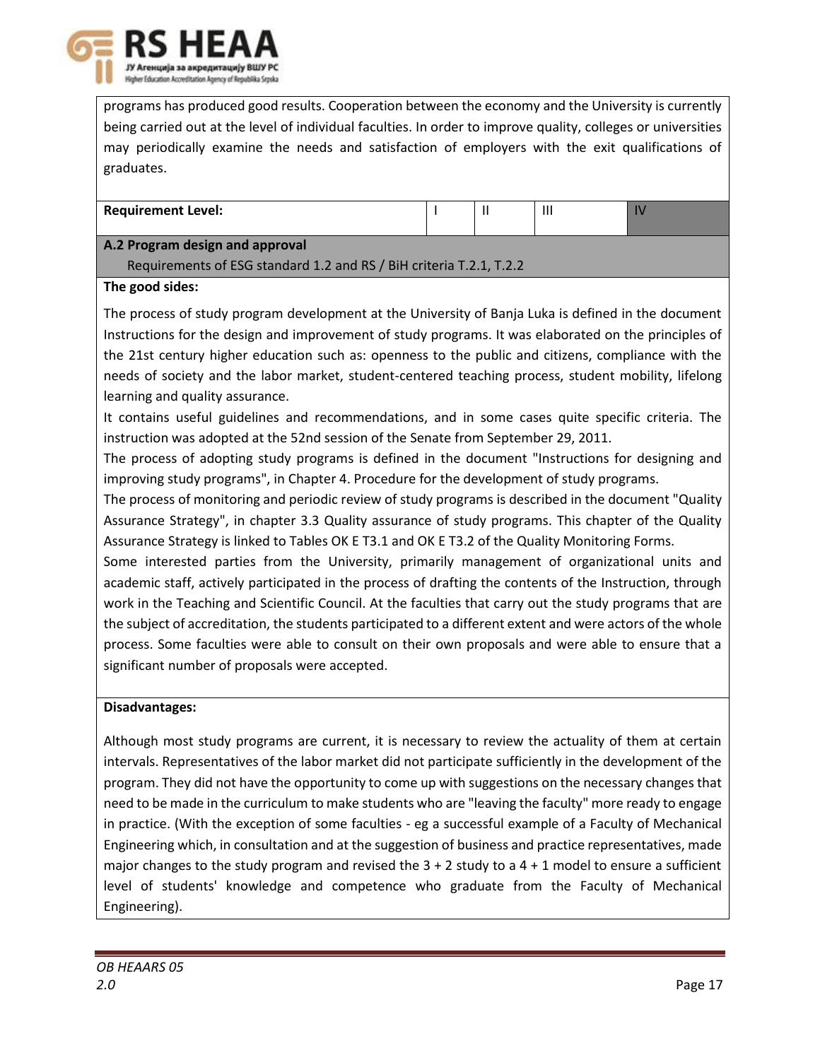programs has produced good results. Cooperation between the economy and the University is currently being carried out at the level of individual faculties. In order to improve quality, colleges or universities may periodically examine the needs and satisfaction of employers with the exit qualifications of graduates.

| **Requirement Level:** | I | II | III | IV |
|---|---|---|---|---|

**A.2 Program design and approval**

Requirements of ESG standard 1.2 and RS / BiH criteria T.2.1, T.2.2

**The good sides:**

The process of study program development at the University of Banja Luka is defined in the document Instructions for the design and improvement of study programs. It was elaborated on the principles of the 21st century higher education such as: openness to the public and citizens, compliance with the needs of society and the labor market, student-centered teaching process, student mobility, lifelong learning and quality assurance.

It contains useful guidelines and recommendations, and in some cases quite specific criteria. The instruction was adopted at the 52nd session of the Senate from September 29, 2011.

The process of adopting study programs is defined in the document "Instructions for designing and improving study programs", in Chapter 4. Procedure for the development of study programs.

The process of monitoring and periodic review of study programs is described in the document "Quality Assurance Strategy", in chapter 3.3 Quality assurance of study programs. This chapter of the Quality Assurance Strategy is linked to Tables OK E T3.1 and OK E T3.2 of the Quality Monitoring Forms.

Some interested parties from the University, primarily management of organizational units and academic staff, actively participated in the process of drafting the contents of the Instruction, through work in the Teaching and Scientific Council. At the faculties that carry out the study programs that are the subject of accreditation, the students participated to a different extent and were actors of the whole process. Some faculties were able to consult on their own proposals and were able to ensure that a significant number of proposals were accepted.

**Disadvantages:**

Although most study programs are current, it is necessary to review the actuality of them at certain intervals. Representatives of the labor market did not participate sufficiently in the development of the program. They did not have the opportunity to come up with suggestions on the necessary changes that need to be made in the curriculum to make students who are "leaving the faculty" more ready to engage in practice. (With the exception of some faculties - eg a successful example of a Faculty of Mechanical Engineering which, in consultation and at the suggestion of business and practice representatives, made major changes to the study program and revised the 3 + 2 study to a 4 + 1 model to ensure a sufficient level of students' knowledge and competence who graduate from the Faculty of Mechanical Engineering).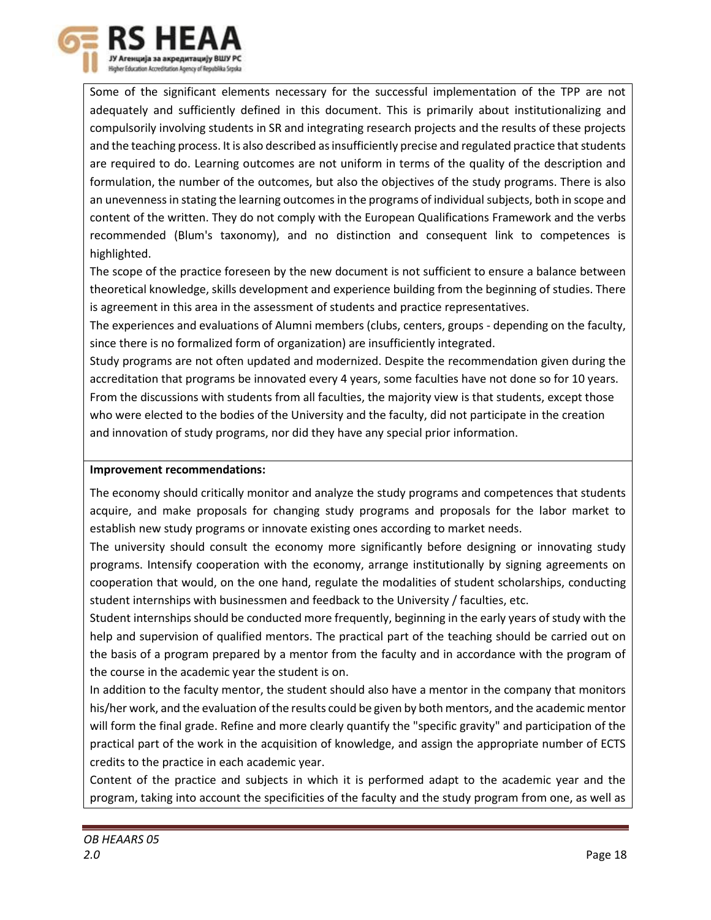Some of the significant elements necessary for the successful implementation of the TPP are not adequately and sufficiently defined in this document. This is primarily about institutionalizing and compulsorily involving students in SR and integrating research projects and the results of these projects and the teaching process. It is also described as insufficiently precise and regulated practice that students are required to do. Learning outcomes are not uniform in terms of the quality of the description and formulation, the number of the outcomes, but also the objectives of the study programs. There is also an unevenness in stating the learning outcomes in the programs of individual subjects, both in scope and content of the written. They do not comply with the European Qualifications Framework and the verbs recommended (Blum's taxonomy), and no distinction and consequent link to competences is highlighted.

The scope of the practice foreseen by the new document is not sufficient to ensure a balance between theoretical knowledge, skills development and experience building from the beginning of studies. There is agreement in this area in the assessment of students and practice representatives.

The experiences and evaluations of Alumni members (clubs, centers, groups - depending on the faculty, since there is no formalized form of organization) are insufficiently integrated.

Study programs are not often updated and modernized. Despite the recommendation given during the accreditation that programs be innovated every 4 years, some faculties have not done so for 10 years.

From the discussions with students from all faculties, the majority view is that students, except those who were elected to the bodies of the University and the faculty, did not participate in the creation and innovation of study programs, nor did they have any special prior information.

**Improvement recommendations:**

The economy should critically monitor and analyze the study programs and competences that students acquire, and make proposals for changing study programs and proposals for the labor market to establish new study programs or innovate existing ones according to market needs.

The university should consult the economy more significantly before designing or innovating study programs. Intensify cooperation with the economy, arrange institutionally by signing agreements on cooperation that would, on the one hand, regulate the modalities of student scholarships, conducting student internships with businessmen and feedback to the University / faculties, etc.

Student internships should be conducted more frequently, beginning in the early years of study with the help and supervision of qualified mentors. The practical part of the teaching should be carried out on the basis of a program prepared by a mentor from the faculty and in accordance with the program of the course in the academic year the student is on.

In addition to the faculty mentor, the student should also have a mentor in the company that monitors his/her work, and the evaluation of the results could be given by both mentors, and the academic mentor will form the final grade. Refine and more clearly quantify the "specific gravity" and participation of the practical part of the work in the acquisition of knowledge, and assign the appropriate number of ECTS credits to the practice in each academic year.

Content of the practice and subjects in which it is performed adapt to the academic year and the program, taking into account the specificities of the faculty and the study program from one, as well as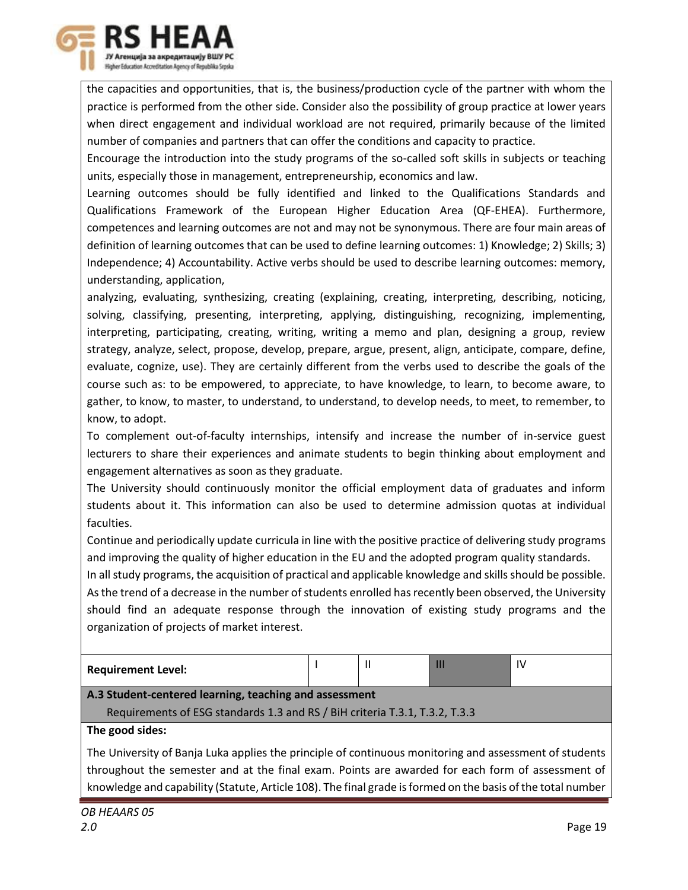the capacities and opportunities, that is, the business/production cycle of the partner with whom the practice is performed from the other side. Consider also the possibility of group practice at lower years when direct engagement and individual workload are not required, primarily because of the limited number of companies and partners that can offer the conditions and capacity to practice.

Encourage the introduction into the study programs of the so-called soft skills in subjects or teaching units, especially those in management, entrepreneurship, economics and law.

Learning outcomes should be fully identified and linked to the Qualifications Standards and Qualifications Framework of the European Higher Education Area (QF-EHEA). Furthermore, competences and learning outcomes are not and may not be synonymous. There are four main areas of definition of learning outcomes that can be used to define learning outcomes: 1) Knowledge; 2) Skills; 3) Independence; 4) Accountability. Active verbs should be used to describe learning outcomes: memory, understanding, application,

analyzing, evaluating, synthesizing, creating (explaining, creating, interpreting, describing, noticing, solving, classifying, presenting, interpreting, applying, distinguishing, recognizing, implementing, interpreting, participating, creating, writing, writing a memo and plan, designing a group, review strategy, analyze, select, propose, develop, prepare, argue, present, align, anticipate, compare, define, evaluate, cognize, use). They are certainly different from the verbs used to describe the goals of the course such as: to be empowered, to appreciate, to have knowledge, to learn, to become aware, to gather, to know, to master, to understand, to understand, to develop needs, to meet, to remember, to know, to adopt.

To complement out-of-faculty internships, intensify and increase the number of in-service guest lecturers to share their experiences and animate students to begin thinking about employment and engagement alternatives as soon as they graduate.

The University should continuously monitor the official employment data of graduates and inform students about it. This information can also be used to determine admission quotas at individual faculties.

Continue and periodically update curricula in line with the positive practice of delivering study programs and improving the quality of higher education in the EU and the adopted program quality standards.

In all study programs, the acquisition of practical and applicable knowledge and skills should be possible. As the trend of a decrease in the number of students enrolled has recently been observed, the University should find an adequate response through the innovation of existing study programs and the organization of projects of market interest.

| Requirement Level: | I | II | III | IV |
|---|---|---|---|---|

**A.3 Student-centered learning, teaching and assessment**

Requirements of ESG standards 1.3 and RS / BiH criteria T.3.1, T.3.2, T.3.3

**The good sides:**

The University of Banja Luka applies the principle of continuous monitoring and assessment of students throughout the semester and at the final exam. Points are awarded for each form of assessment of knowledge and capability (Statute, Article 108). The final grade is formed on the basis of the total number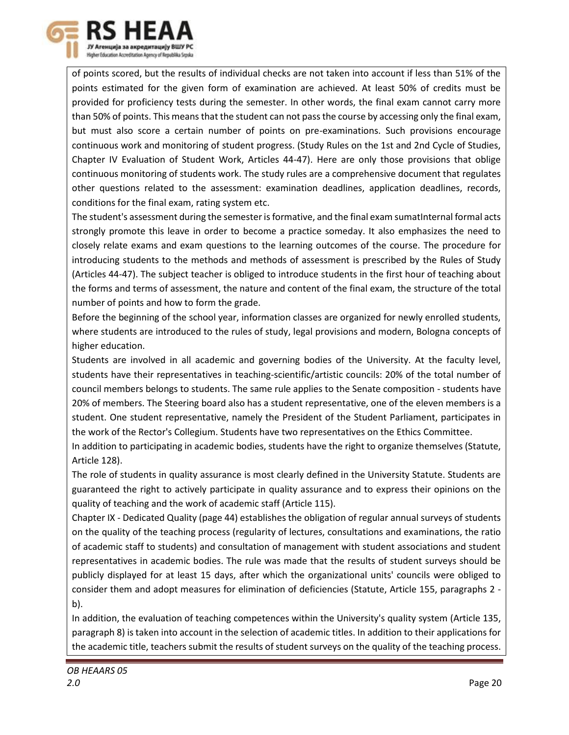of points scored, but the results of individual checks are not taken into account if less than 51% of the points estimated for the given form of examination are achieved. At least 50% of credits must be provided for proficiency tests during the semester. In other words, the final exam cannot carry more than 50% of points. This means that the student can not pass the course by accessing only the final exam, but must also score a certain number of points on pre-examinations. Such provisions encourage continuous work and monitoring of student progress. (Study Rules on the 1st and 2nd Cycle of Studies, Chapter IV Evaluation of Student Work, Articles 44-47). Here are only those provisions that oblige continuous monitoring of students work. The study rules are a comprehensive document that regulates other questions related to the assessment: examination deadlines, application deadlines, records, conditions for the final exam, rating system etc.

The student's assessment during the semester is formative, and the final exam sumatInternal formal acts strongly promote this leave in order to become a practice someday. It also emphasizes the need to closely relate exams and exam questions to the learning outcomes of the course. The procedure for introducing students to the methods and methods of assessment is prescribed by the Rules of Study (Articles 44-47). The subject teacher is obliged to introduce students in the first hour of teaching about the forms and terms of assessment, the nature and content of the final exam, the structure of the total number of points and how to form the grade.

Before the beginning of the school year, information classes are organized for newly enrolled students, where students are introduced to the rules of study, legal provisions and modern, Bologna concepts of higher education.

Students are involved in all academic and governing bodies of the University. At the faculty level, students have their representatives in teaching-scientific/artistic councils: 20% of the total number of council members belongs to students. The same rule applies to the Senate composition - students have 20% of members. The Steering board also has a student representative, one of the eleven members is a student. One student representative, namely the President of the Student Parliament, participates in the work of the Rector's Collegium. Students have two representatives on the Ethics Committee.

In addition to participating in academic bodies, students have the right to organize themselves (Statute, Article 128).

The role of students in quality assurance is most clearly defined in the University Statute. Students are guaranteed the right to actively participate in quality assurance and to express their opinions on the quality of teaching and the work of academic staff (Article 115).

Chapter IX - Dedicated Quality (page 44) establishes the obligation of regular annual surveys of students on the quality of the teaching process (regularity of lectures, consultations and examinations, the ratio of academic staff to students) and consultation of management with student associations and student representatives in academic bodies. The rule was made that the results of student surveys should be publicly displayed for at least 15 days, after which the organizational units' councils were obliged to consider them and adopt measures for elimination of deficiencies (Statute, Article 155, paragraphs 2 - b).

In addition, the evaluation of teaching competences within the University's quality system (Article 135, paragraph 8) is taken into account in the selection of academic titles. In addition to their applications for the academic title, teachers submit the results of student surveys on the quality of the teaching process.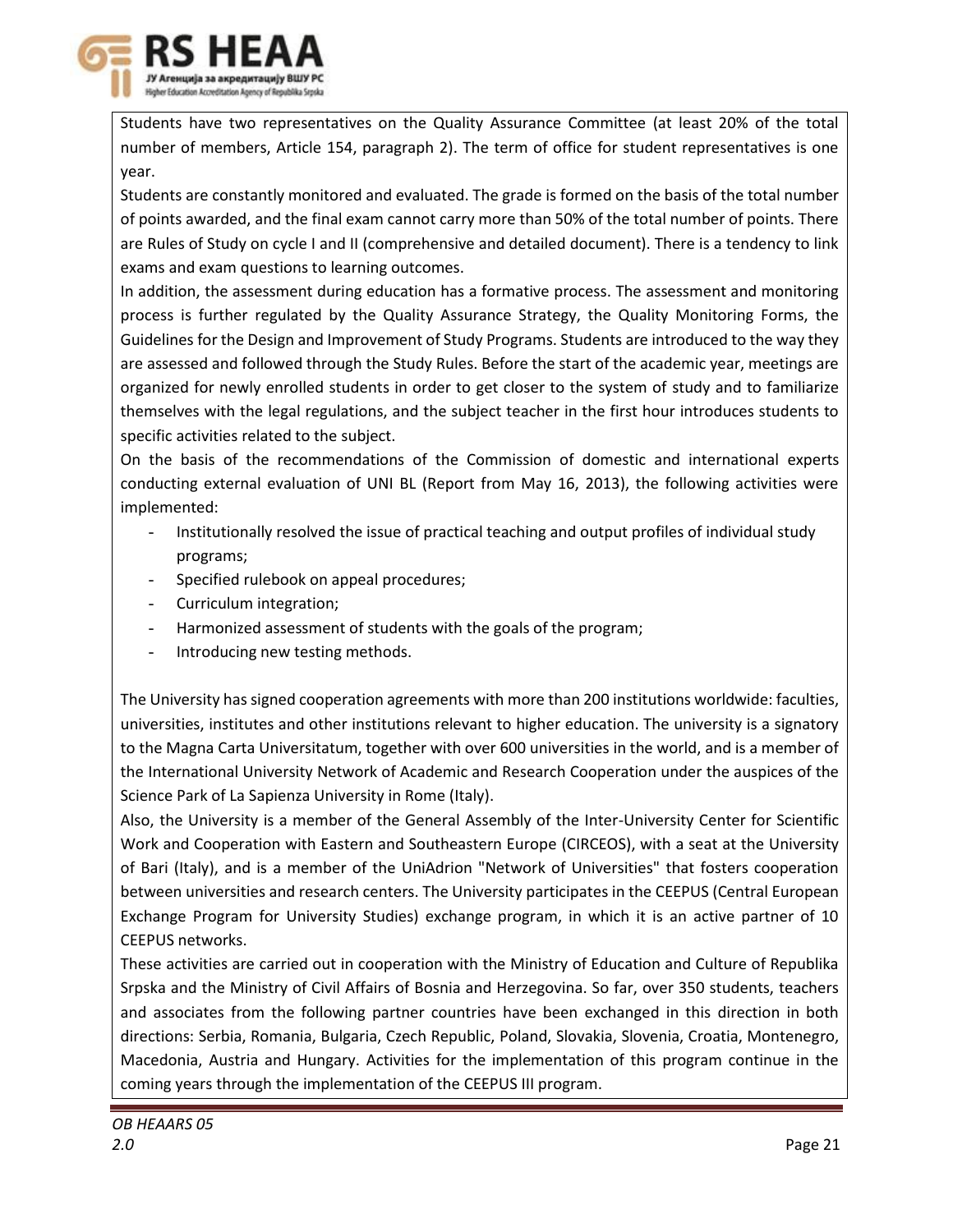Students have two representatives on the Quality Assurance Committee (at least 20% of the total number of members, Article 154, paragraph 2). The term of office for student representatives is one year.

Students are constantly monitored and evaluated. The grade is formed on the basis of the total number of points awarded, and the final exam cannot carry more than 50% of the total number of points. There are Rules of Study on cycle I and II (comprehensive and detailed document). There is a tendency to link exams and exam questions to learning outcomes.

In addition, the assessment during education has a formative process. The assessment and monitoring process is further regulated by the Quality Assurance Strategy, the Quality Monitoring Forms, the Guidelines for the Design and Improvement of Study Programs. Students are introduced to the way they are assessed and followed through the Study Rules. Before the start of the academic year, meetings are organized for newly enrolled students in order to get closer to the system of study and to familiarize themselves with the legal regulations, and the subject teacher in the first hour introduces students to specific activities related to the subject.

On the basis of the recommendations of the Commission of domestic and international experts conducting external evaluation of UNI BL (Report from May 16, 2013), the following activities were implemented:

- Institutionally resolved the issue of practical teaching and output profiles of individual study programs;
- Specified rulebook on appeal procedures;
- Curriculum integration;
- Harmonized assessment of students with the goals of the program;
- Introducing new testing methods.

The University has signed cooperation agreements with more than 200 institutions worldwide: faculties, universities, institutes and other institutions relevant to higher education. The university is a signatory to the Magna Carta Universitatum, together with over 600 universities in the world, and is a member of the International University Network of Academic and Research Cooperation under the auspices of the Science Park of La Sapienza University in Rome (Italy).

Also, the University is a member of the General Assembly of the Inter-University Center for Scientific Work and Cooperation with Eastern and Southeastern Europe (CIRCEOS), with a seat at the University of Bari (Italy), and is a member of the UniAdrion "Network of Universities" that fosters cooperation between universities and research centers. The University participates in the CEEPUS (Central European Exchange Program for University Studies) exchange program, in which it is an active partner of 10 CEEPUS networks.

These activities are carried out in cooperation with the Ministry of Education and Culture of Republika Srpska and the Ministry of Civil Affairs of Bosnia and Herzegovina. So far, over 350 students, teachers and associates from the following partner countries have been exchanged in this direction in both directions: Serbia, Romania, Bulgaria, Czech Republic, Poland, Slovakia, Slovenia, Croatia, Montenegro, Macedonia, Austria and Hungary. Activities for the implementation of this program continue in the coming years through the implementation of the CEEPUS III program.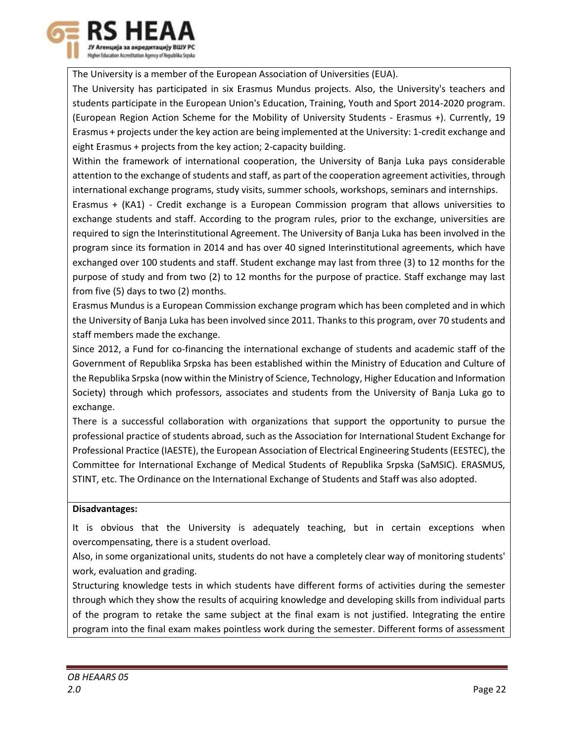The University is a member of the European Association of Universities (EUA).

The University has participated in six Erasmus Mundus projects. Also, the University's teachers and students participate in the European Union's Education, Training, Youth and Sport 2014-2020 program. (European Region Action Scheme for the Mobility of University Students - Erasmus +). Currently, 19 Erasmus + projects under the key action are being implemented at the University: 1-credit exchange and eight Erasmus + projects from the key action; 2-capacity building.

Within the framework of international cooperation, the University of Banja Luka pays considerable attention to the exchange of students and staff, as part of the cooperation agreement activities, through international exchange programs, study visits, summer schools, workshops, seminars and internships.

Erasmus + (KA1) - Credit exchange is a European Commission program that allows universities to exchange students and staff. According to the program rules, prior to the exchange, universities are required to sign the Interinstitutional Agreement. The University of Banja Luka has been involved in the program since its formation in 2014 and has over 40 signed Interinstitutional agreements, which have exchanged over 100 students and staff. Student exchange may last from three (3) to 12 months for the purpose of study and from two (2) to 12 months for the purpose of practice. Staff exchange may last from five (5) days to two (2) months.

Erasmus Mundus is a European Commission exchange program which has been completed and in which the University of Banja Luka has been involved since 2011. Thanks to this program, over 70 students and staff members made the exchange.

Since 2012, a Fund for co-financing the international exchange of students and academic staff of the Government of Republika Srpska has been established within the Ministry of Education and Culture of the Republika Srpska (now within the Ministry of Science, Technology, Higher Education and Information Society) through which professors, associates and students from the University of Banja Luka go to exchange.

There is a successful collaboration with organizations that support the opportunity to pursue the professional practice of students abroad, such as the Association for International Student Exchange for Professional Practice (IAESTE), the European Association of Electrical Engineering Students (EESTEC), the Committee for International Exchange of Medical Students of Republika Srpska (SaMSIC). ERASMUS, STINT, etc. The Ordinance on the International Exchange of Students and Staff was also adopted.

**Disadvantages:**

It is obvious that the University is adequately teaching, but in certain exceptions when overcompensating, there is a student overload.

Also, in some organizational units, students do not have a completely clear way of monitoring students' work, evaluation and grading.

Structuring knowledge tests in which students have different forms of activities during the semester through which they show the results of acquiring knowledge and developing skills from individual parts of the program to retake the same subject at the final exam is not justified. Integrating the entire program into the final exam makes pointless work during the semester. Different forms of assessment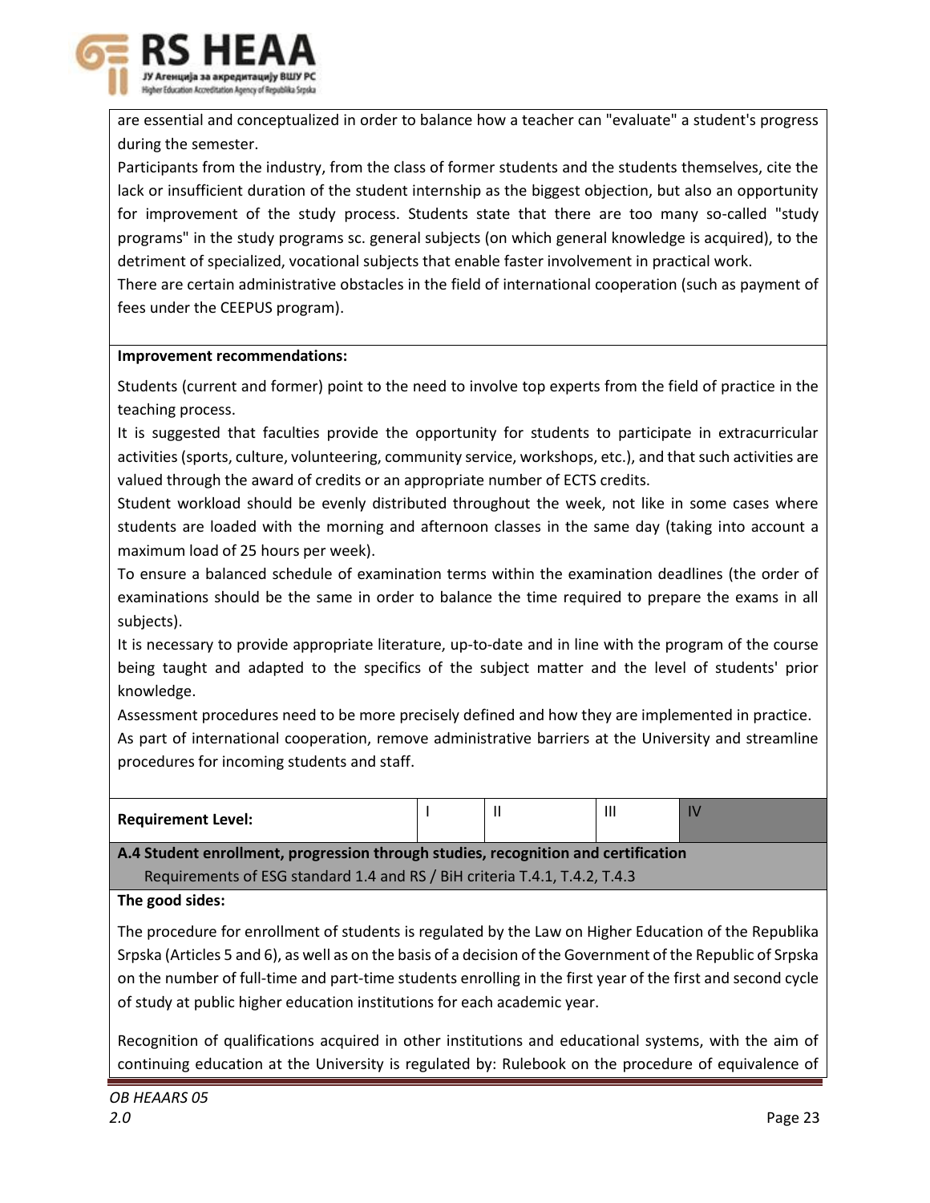are essential and conceptualized in order to balance how a teacher can "evaluate" a student's progress during the semester.

Participants from the industry, from the class of former students and the students themselves, cite the lack or insufficient duration of the student internship as the biggest objection, but also an opportunity for improvement of the study process. Students state that there are too many so-called "study programs" in the study programs sc. general subjects (on which general knowledge is acquired), to the detriment of specialized, vocational subjects that enable faster involvement in practical work.

There are certain administrative obstacles in the field of international cooperation (such as payment of fees under the CEEPUS program).

**Improvement recommendations:**

Students (current and former) point to the need to involve top experts from the field of practice in the teaching process.

It is suggested that faculties provide the opportunity for students to participate in extracurricular activities (sports, culture, volunteering, community service, workshops, etc.), and that such activities are valued through the award of credits or an appropriate number of ECTS credits.

Student workload should be evenly distributed throughout the week, not like in some cases where students are loaded with the morning and afternoon classes in the same day (taking into account a maximum load of 25 hours per week).

To ensure a balanced schedule of examination terms within the examination deadlines (the order of examinations should be the same in order to balance the time required to prepare the exams in all subjects).

It is necessary to provide appropriate literature, up-to-date and in line with the program of the course being taught and adapted to the specifics of the subject matter and the level of students' prior knowledge.

Assessment procedures need to be more precisely defined and how they are implemented in practice.

As part of international cooperation, remove administrative barriers at the University and streamline procedures for incoming students and staff.

| Requirement Level: | I | II | III | IV |
|---|---|---|---|---|

**A.4 Student enrollment, progression through studies, recognition and certification**

Requirements of ESG standard 1.4 and RS / BiH criteria T.4.1, T.4.2, T.4.3

**The good sides:**

The procedure for enrollment of students is regulated by the Law on Higher Education of the Republika Srpska (Articles 5 and 6), as well as on the basis of a decision of the Government of the Republic of Srpska on the number of full-time and part-time students enrolling in the first year of the first and second cycle of study at public higher education institutions for each academic year.

Recognition of qualifications acquired in other institutions and educational systems, with the aim of continuing education at the University is regulated by: Rulebook on the procedure of equivalence of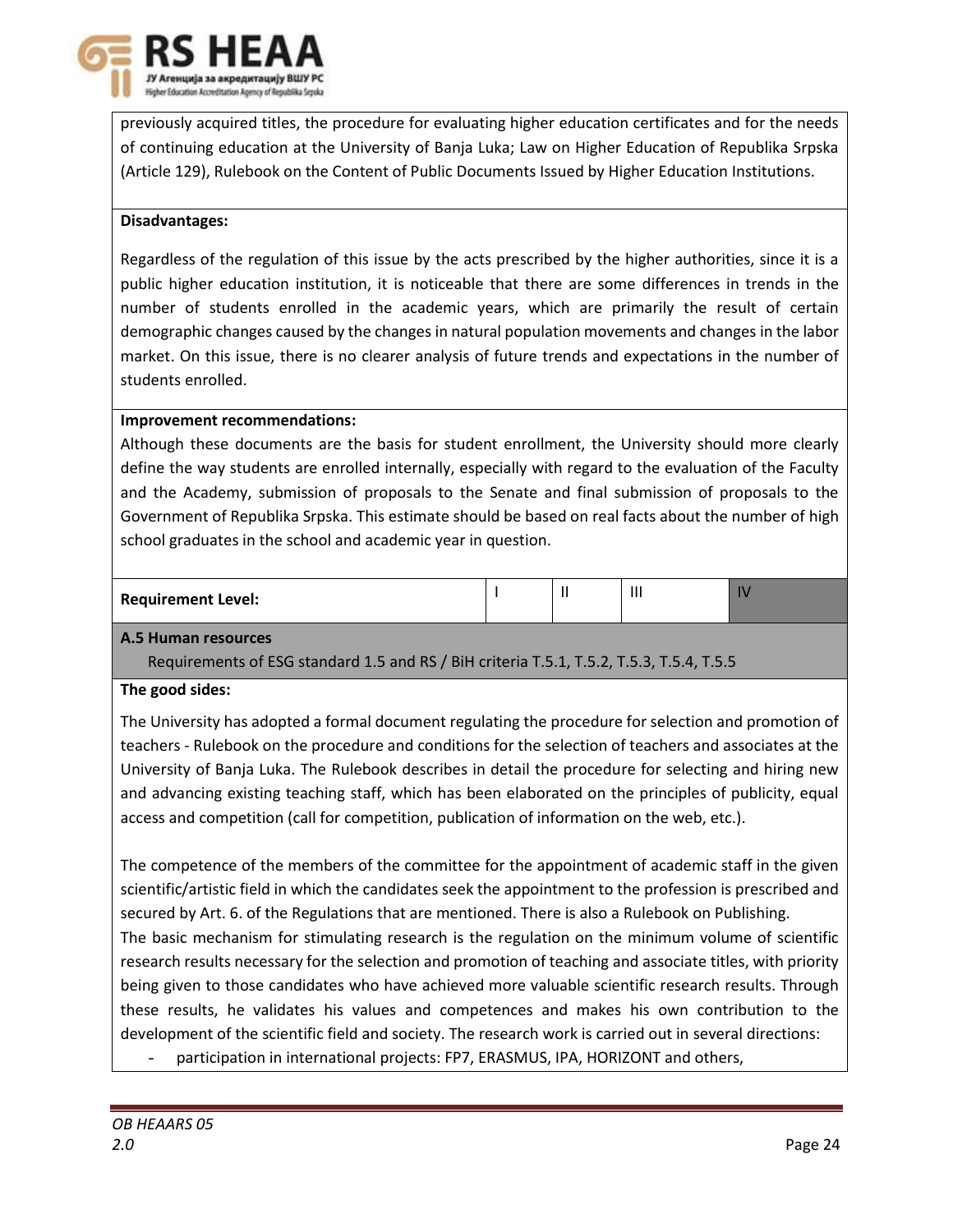previously acquired titles, the procedure for evaluating higher education certificates and for the needs of continuing education at the University of Banja Luka; Law on Higher Education of Republika Srpska (Article 129), Rulebook on the Content of Public Documents Issued by Higher Education Institutions.

**Disadvantages:**

Regardless of the regulation of this issue by the acts prescribed by the higher authorities, since it is a public higher education institution, it is noticeable that there are some differences in trends in the number of students enrolled in the academic years, which are primarily the result of certain demographic changes caused by the changes in natural population movements and changes in the labor market. On this issue, there is no clearer analysis of future trends and expectations in the number of students enrolled.

**Improvement recommendations:**

Although these documents are the basis for student enrollment, the University should more clearly define the way students are enrolled internally, especially with regard to the evaluation of the Faculty and the Academy, submission of proposals to the Senate and final submission of proposals to the Government of Republika Srpska. This estimate should be based on real facts about the number of high school graduates in the school and academic year in question.

| **Requirement Level:** | I | II | III | IV |
|---|---|---|---|---|

**A.5 Human resources**

Requirements of ESG standard 1.5 and RS / BiH criteria T.5.1, T.5.2, T.5.3, T.5.4, T.5.5

**The good sides:**

The University has adopted a formal document regulating the procedure for selection and promotion of teachers - Rulebook on the procedure and conditions for the selection of teachers and associates at the University of Banja Luka. The Rulebook describes in detail the procedure for selecting and hiring new and advancing existing teaching staff, which has been elaborated on the principles of publicity, equal access and competition (call for competition, publication of information on the web, etc.).

The competence of the members of the committee for the appointment of academic staff in the given scientific/artistic field in which the candidates seek the appointment to the profession is prescribed and secured by Art. 6. of the Regulations that are mentioned. There is also a Rulebook on Publishing.

The basic mechanism for stimulating research is the regulation on the minimum volume of scientific research results necessary for the selection and promotion of teaching and associate titles, with priority being given to those candidates who have achieved more valuable scientific research results. Through these results, he validates his values and competences and makes his own contribution to the development of the scientific field and society. The research work is carried out in several directions:

- participation in international projects: FP7, ERASMUS, IPA, HORIZONT and others,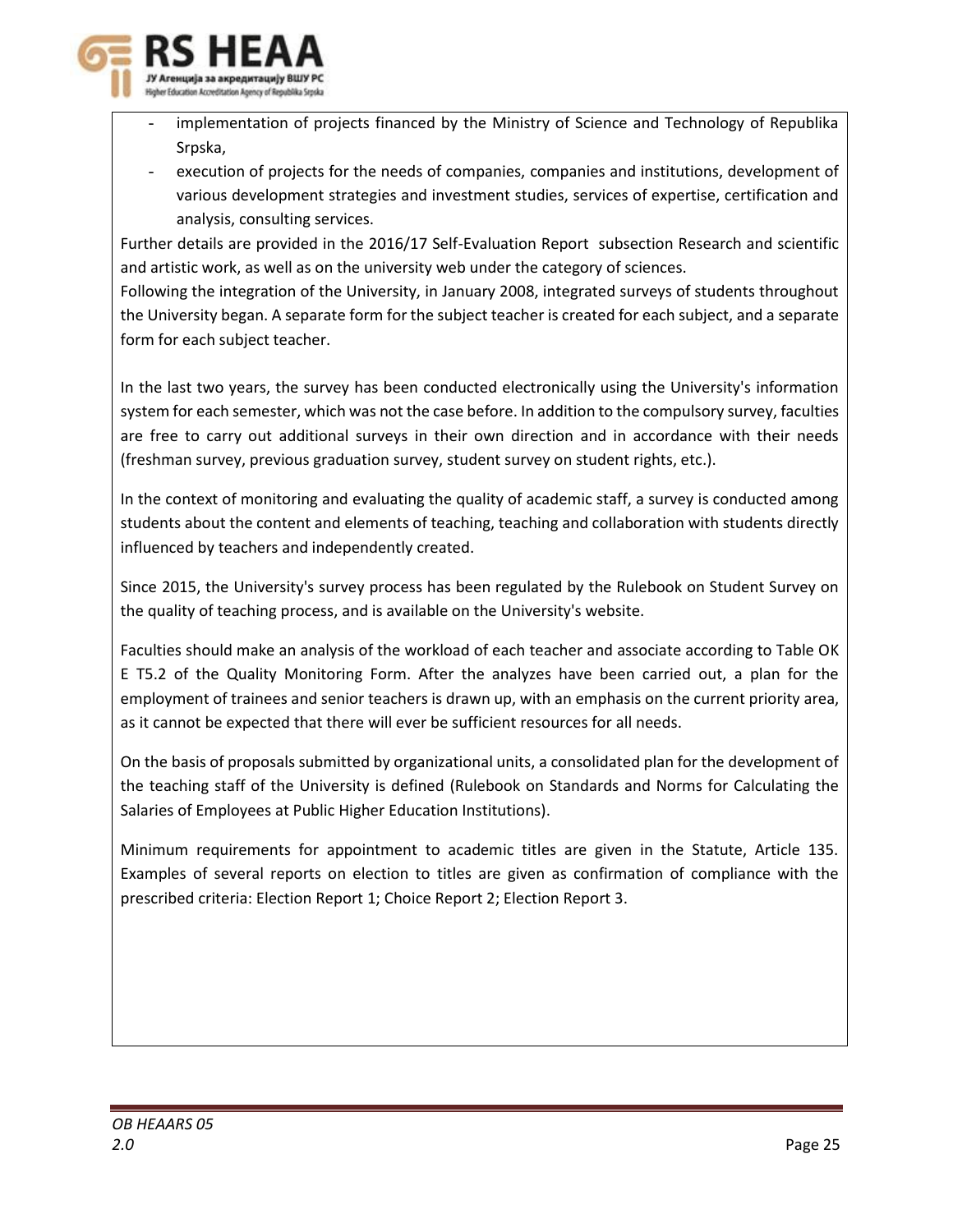- implementation of projects financed by the Ministry of Science and Technology of Republika Srpska,
- execution of projects for the needs of companies, companies and institutions, development of various development strategies and investment studies, services of expertise, certification and analysis, consulting services.

Further details are provided in the 2016/17 Self-Evaluation Report subsection Research and scientific and artistic work, as well as on the university web under the category of sciences.

Following the integration of the University, in January 2008, integrated surveys of students throughout the University began. A separate form for the subject teacher is created for each subject, and a separate form for each subject teacher.

In the last two years, the survey has been conducted electronically using the University's information system for each semester, which was not the case before. In addition to the compulsory survey, faculties are free to carry out additional surveys in their own direction and in accordance with their needs (freshman survey, previous graduation survey, student survey on student rights, etc.).

In the context of monitoring and evaluating the quality of academic staff, a survey is conducted among students about the content and elements of teaching, teaching and collaboration with students directly influenced by teachers and independently created.

Since 2015, the University's survey process has been regulated by the Rulebook on Student Survey on the quality of teaching process, and is available on the University's website.

Faculties should make an analysis of the workload of each teacher and associate according to Table OK E T5.2 of the Quality Monitoring Form. After the analyzes have been carried out, a plan for the employment of trainees and senior teachers is drawn up, with an emphasis on the current priority area, as it cannot be expected that there will ever be sufficient resources for all needs.

On the basis of proposals submitted by organizational units, a consolidated plan for the development of the teaching staff of the University is defined (Rulebook on Standards and Norms for Calculating the Salaries of Employees at Public Higher Education Institutions).

Minimum requirements for appointment to academic titles are given in the Statute, Article 135. Examples of several reports on election to titles are given as confirmation of compliance with the prescribed criteria: Election Report 1; Choice Report 2; Election Report 3.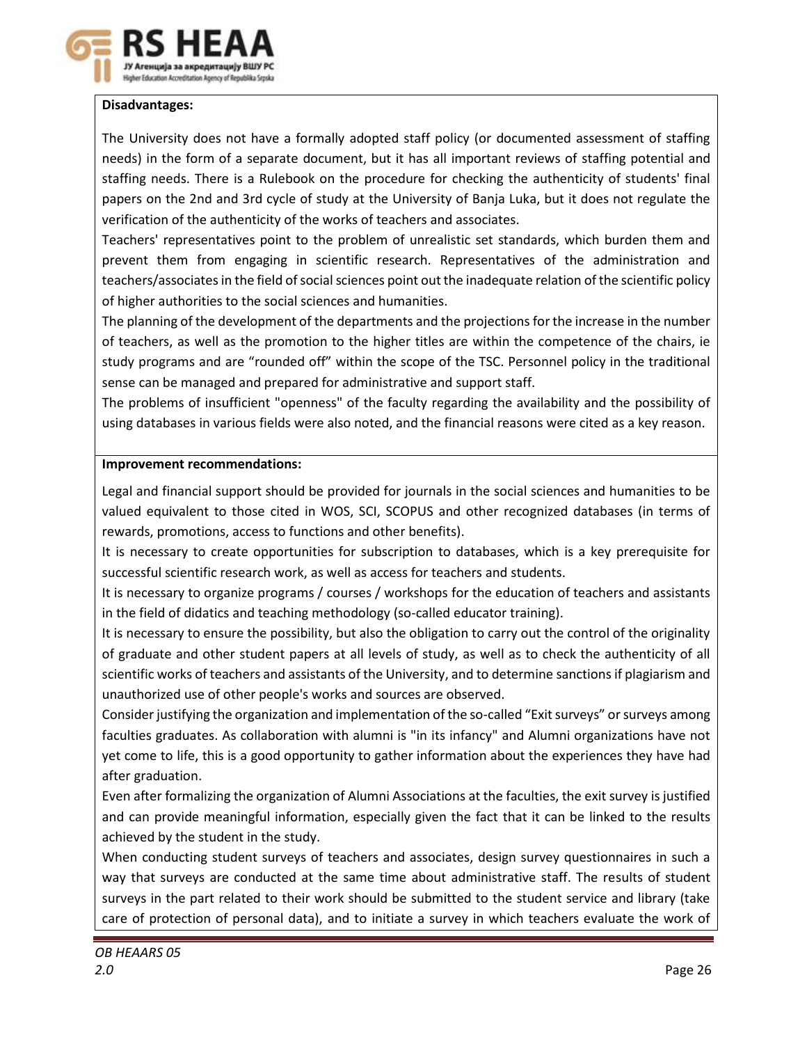**Disadvantages:**

The University does not have a formally adopted staff policy (or documented assessment of staffing needs) in the form of a separate document, but it has all important reviews of staffing potential and staffing needs. There is a Rulebook on the procedure for checking the authenticity of students' final papers on the 2nd and 3rd cycle of study at the University of Banja Luka, but it does not regulate the verification of the authenticity of the works of teachers and associates.

Teachers' representatives point to the problem of unrealistic set standards, which burden them and prevent them from engaging in scientific research. Representatives of the administration and teachers/associates in the field of social sciences point out the inadequate relation of the scientific policy of higher authorities to the social sciences and humanities.

The planning of the development of the departments and the projections for the increase in the number of teachers, as well as the promotion to the higher titles are within the competence of the chairs, ie study programs and are "rounded off" within the scope of the TSC. Personnel policy in the traditional sense can be managed and prepared for administrative and support staff.

The problems of insufficient "openness" of the faculty regarding the availability and the possibility of using databases in various fields were also noted, and the financial reasons were cited as a key reason.

**Improvement recommendations:**

Legal and financial support should be provided for journals in the social sciences and humanities to be valued equivalent to those cited in WOS, SCI, SCOPUS and other recognized databases (in terms of rewards, promotions, access to functions and other benefits).

It is necessary to create opportunities for subscription to databases, which is a key prerequisite for successful scientific research work, as well as access for teachers and students.

It is necessary to organize programs / courses / workshops for the education of teachers and assistants in the field of didactics and teaching methodology (so-called educator training).

It is necessary to ensure the possibility, but also the obligation to carry out the control of the originality of graduate and other student papers at all levels of study, as well as to check the authenticity of all scientific works of teachers and assistants of the University, and to determine sanctions if plagiarism and unauthorized use of other people's works and sources are observed.

Consider justifying the organization and implementation of the so-called "Exit surveys" or surveys among faculties graduates. As collaboration with alumni is "in its infancy" and Alumni organizations have not yet come to life, this is a good opportunity to gather information about the experiences they have had after graduation.

Even after formalizing the organization of Alumni Associations at the faculties, the exit survey is justified and can provide meaningful information, especially given the fact that it can be linked to the results achieved by the student in the study.

When conducting student surveys of teachers and associates, design survey questionnaires in such a way that surveys are conducted at the same time about administrative staff. The results of student surveys in the part related to their work should be submitted to the student service and library (take care of protection of personal data), and to initiate a survey in which teachers evaluate the work of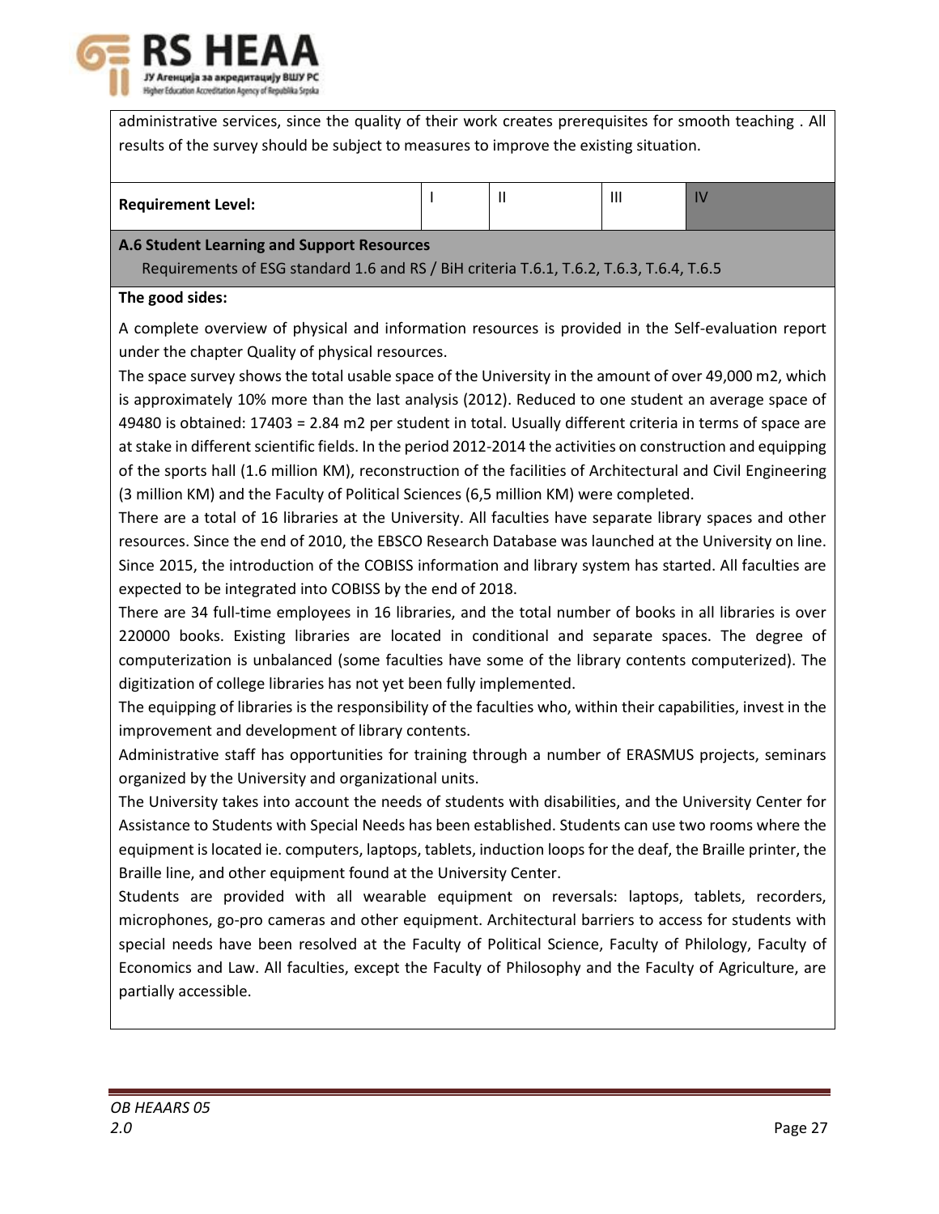administrative services, since the quality of their work creates prerequisites for smooth teaching . All results of the survey should be subject to measures to improve the existing situation.

| **Requirement Level:** | I | II | III | IV |
|---|---|---|---|---|

**A.6 Student Learning and Support Resources**

Requirements of ESG standard 1.6 and RS / BiH criteria T.6.1, T.6.2, T.6.3, T.6.4, T.6.5

**The good sides:**

A complete overview of physical and information resources is provided in the Self-evaluation report under the chapter Quality of physical resources.

The space survey shows the total usable space of the University in the amount of over 49,000 m2, which is approximately 10% more than the last analysis (2012). Reduced to one student an average space of 49480 is obtained: 17403 = 2.84 m2 per student in total. Usually different criteria in terms of space are at stake in different scientific fields. In the period 2012-2014 the activities on construction and equipping of the sports hall (1.6 million KM), reconstruction of the facilities of Architectural and Civil Engineering (3 million KM) and the Faculty of Political Sciences (6,5 million KM) were completed.

There are a total of 16 libraries at the University. All faculties have separate library spaces and other resources. Since the end of 2010, the EBSCO Research Database was launched at the University on line. Since 2015, the introduction of the COBISS information and library system has started. All faculties are expected to be integrated into COBISS by the end of 2018.

There are 34 full-time employees in 16 libraries, and the total number of books in all libraries is over 220000 books. Existing libraries are located in conditional and separate spaces. The degree of computerization is unbalanced (some faculties have some of the library contents computerized). The digitization of college libraries has not yet been fully implemented.

The equipping of libraries is the responsibility of the faculties who, within their capabilities, invest in the improvement and development of library contents.

Administrative staff has opportunities for training through a number of ERASMUS projects, seminars organized by the University and organizational units.

The University takes into account the needs of students with disabilities, and the University Center for Assistance to Students with Special Needs has been established. Students can use two rooms where the equipment is located ie. computers, laptops, tablets, induction loops for the deaf, the Braille printer, the Braille line, and other equipment found at the University Center.

Students are provided with all wearable equipment on reversals: laptops, tablets, recorders, microphones, go-pro cameras and other equipment. Architectural barriers to access for students with special needs have been resolved at the Faculty of Political Science, Faculty of Philology, Faculty of Economics and Law. All faculties, except the Faculty of Philosophy and the Faculty of Agriculture, are partially accessible.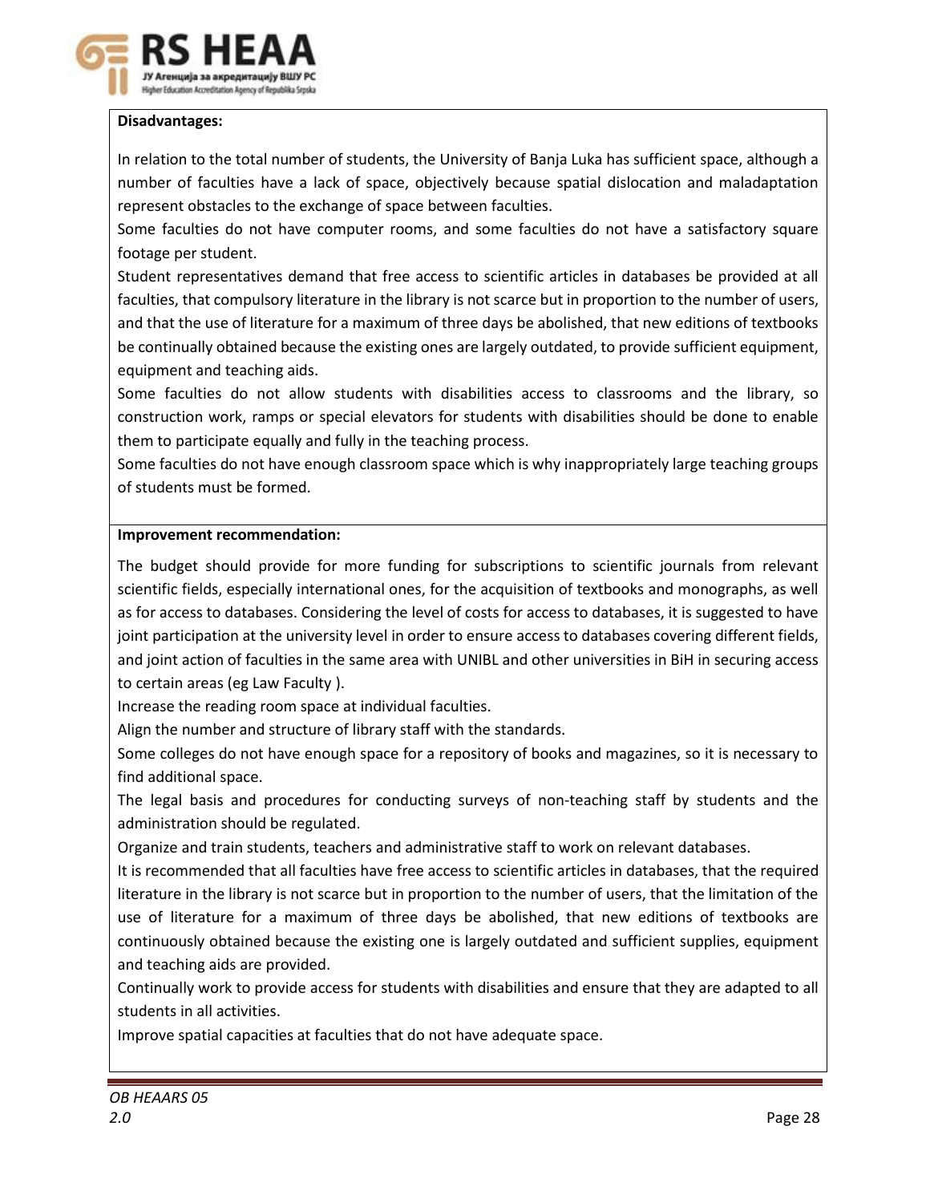**Disadvantages:**

In relation to the total number of students, the University of Banja Luka has sufficient space, although a number of faculties have a lack of space, objectively because spatial dislocation and maladaptation represent obstacles to the exchange of space between faculties.

Some faculties do not have computer rooms, and some faculties do not have a satisfactory square footage per student.

Student representatives demand that free access to scientific articles in databases be provided at all faculties, that compulsory literature in the library is not scarce but in proportion to the number of users, and that the use of literature for a maximum of three days be abolished, that new editions of textbooks be continually obtained because the existing ones are largely outdated, to provide sufficient equipment, equipment and teaching aids.

Some faculties do not allow students with disabilities access to classrooms and the library, so construction work, ramps or special elevators for students with disabilities should be done to enable them to participate equally and fully in the teaching process.

Some faculties do not have enough classroom space which is why inappropriately large teaching groups of students must be formed.

**Improvement recommendation:**

The budget should provide for more funding for subscriptions to scientific journals from relevant scientific fields, especially international ones, for the acquisition of textbooks and monographs, as well as for access to databases. Considering the level of costs for access to databases, it is suggested to have joint participation at the university level in order to ensure access to databases covering different fields, and joint action of faculties in the same area with UNIBL and other universities in BiH in securing access to certain areas (eg Law Faculty ).

Increase the reading room space at individual faculties.

Align the number and structure of library staff with the standards.

Some colleges do not have enough space for a repository of books and magazines, so it is necessary to find additional space.

The legal basis and procedures for conducting surveys of non-teaching staff by students and the administration should be regulated.

Organize and train students, teachers and administrative staff to work on relevant databases.

It is recommended that all faculties have free access to scientific articles in databases, that the required literature in the library is not scarce but in proportion to the number of users, that the limitation of the use of literature for a maximum of three days be abolished, that new editions of textbooks are continuously obtained because the existing one is largely outdated and sufficient supplies, equipment and teaching aids are provided.

Continually work to provide access for students with disabilities and ensure that they are adapted to all students in all activities.

Improve spatial capacities at faculties that do not have adequate space.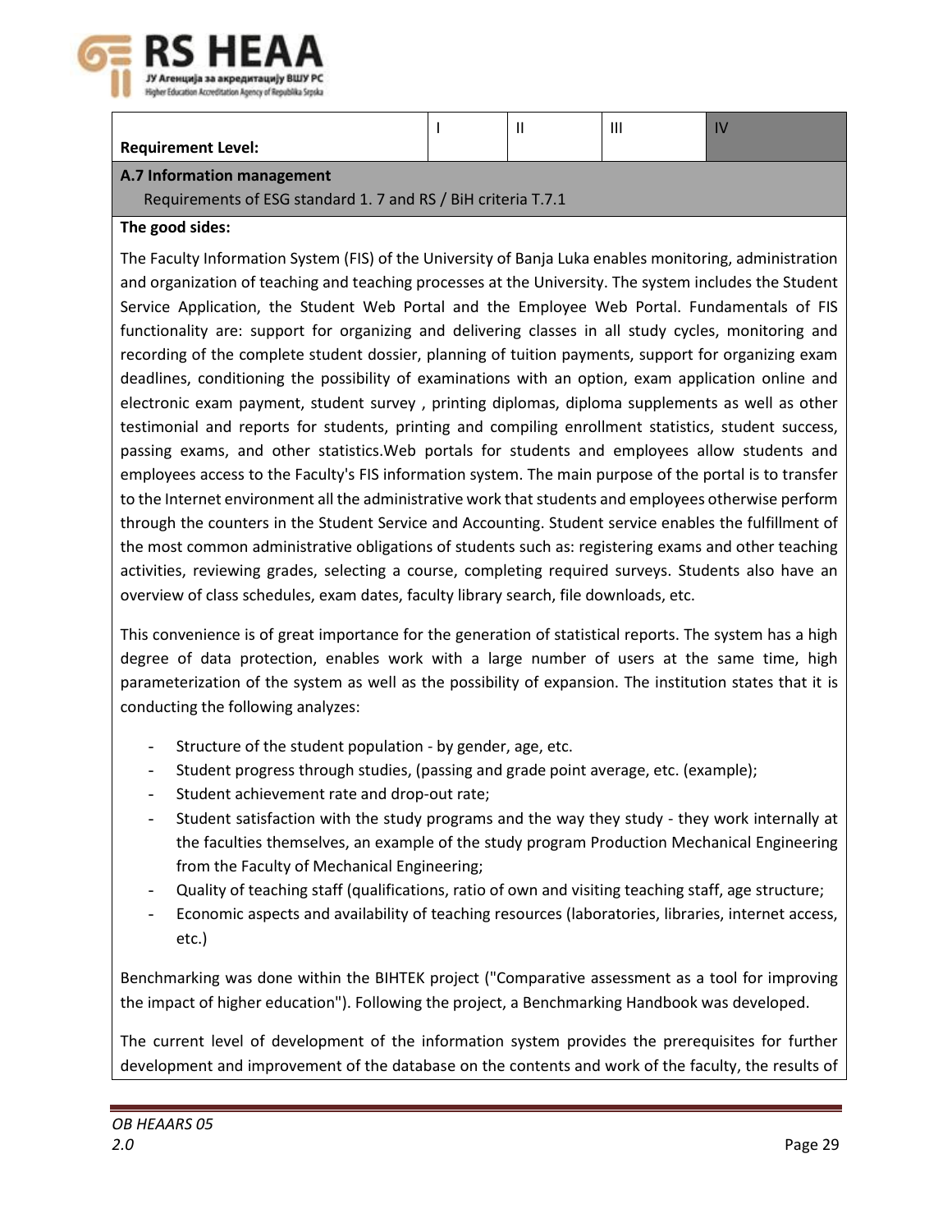| Requirement Level: | I | II | III | IV |
|---|---|---|---|---|

**A.7 Information management**

Requirements of ESG standard 1. 7 and RS / BiH criteria T.7.1

**The good sides:**

The Faculty Information System (FIS) of the University of Banja Luka enables monitoring, administration and organization of teaching and teaching processes at the University. The system includes the Student Service Application, the Student Web Portal and the Employee Web Portal. Fundamentals of FIS functionality are: support for organizing and delivering classes in all study cycles, monitoring and recording of the complete student dossier, planning of tuition payments, support for organizing exam deadlines, conditioning the possibility of examinations with an option, exam application online and electronic exam payment, student survey , printing diplomas, diploma supplements as well as other testimonial and reports for students, printing and compiling enrollment statistics, student success, passing exams, and other statistics.Web portals for students and employees allow students and employees access to the Faculty's FIS information system. The main purpose of the portal is to transfer to the Internet environment all the administrative work that students and employees otherwise perform through the counters in the Student Service and Accounting. Student service enables the fulfillment of the most common administrative obligations of students such as: registering exams and other teaching activities, reviewing grades, selecting a course, completing required surveys. Students also have an overview of class schedules, exam dates, faculty library search, file downloads, etc.

This convenience is of great importance for the generation of statistical reports. The system has a high degree of data protection, enables work with a large number of users at the same time, high parameterization of the system as well as the possibility of expansion. The institution states that it is conducting the following analyzes:

- Structure of the student population - by gender, age, etc.
- Student progress through studies, (passing and grade point average, etc. (example);
- Student achievement rate and drop-out rate;
- Student satisfaction with the study programs and the way they study - they work internally at the faculties themselves, an example of the study program Production Mechanical Engineering from the Faculty of Mechanical Engineering;
- Quality of teaching staff (qualifications, ratio of own and visiting teaching staff, age structure;
- Economic aspects and availability of teaching resources (laboratories, libraries, internet access, etc.)

Benchmarking was done within the BIHTEK project ("Comparative assessment as a tool for improving the impact of higher education"). Following the project, a Benchmarking Handbook was developed.

The current level of development of the information system provides the prerequisites for further development and improvement of the database on the contents and work of the faculty, the results of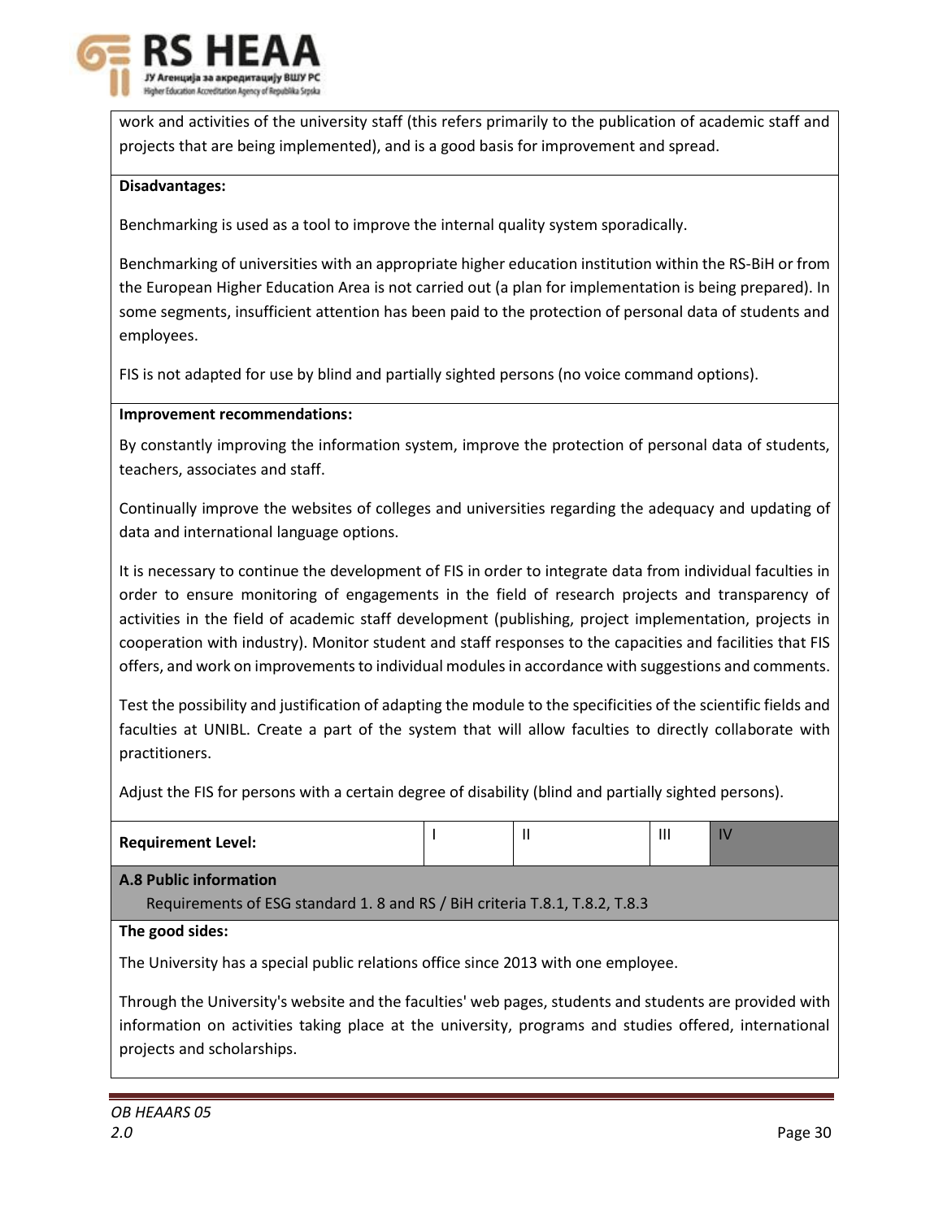work and activities of the university staff (this refers primarily to the publication of academic staff and projects that are being implemented), and is a good basis for improvement and spread.

**Disadvantages:**

Benchmarking is used as a tool to improve the internal quality system sporadically.

Benchmarking of universities with an appropriate higher education institution within the RS-BiH or from the European Higher Education Area is not carried out (a plan for implementation is being prepared). In some segments, insufficient attention has been paid to the protection of personal data of students and employees.

FIS is not adapted for use by blind and partially sighted persons (no voice command options).

**Improvement recommendations:**

By constantly improving the information system, improve the protection of personal data of students, teachers, associates and staff.

Continually improve the websites of colleges and universities regarding the adequacy and updating of data and international language options.

It is necessary to continue the development of FIS in order to integrate data from individual faculties in order to ensure monitoring of engagements in the field of research projects and transparency of activities in the field of academic staff development (publishing, project implementation, projects in cooperation with industry). Monitor student and staff responses to the capacities and facilities that FIS offers, and work on improvements to individual modules in accordance with suggestions and comments.

Test the possibility and justification of adapting the module to the specificities of the scientific fields and faculties at UNIBL. Create a part of the system that will allow faculties to directly collaborate with practitioners.

Adjust the FIS for persons with a certain degree of disability (blind and partially sighted persons).

| Requirement Level: | I | II | III | IV |
|---|---|---|---|---|

**A.8 Public information**

Requirements of ESG standard 1. 8 and RS / BiH criteria T.8.1, T.8.2, T.8.3

**The good sides:**

The University has a special public relations office since 2013 with one employee.

Through the University's website and the faculties' web pages, students and students are provided with information on activities taking place at the university, programs and studies offered, international projects and scholarships.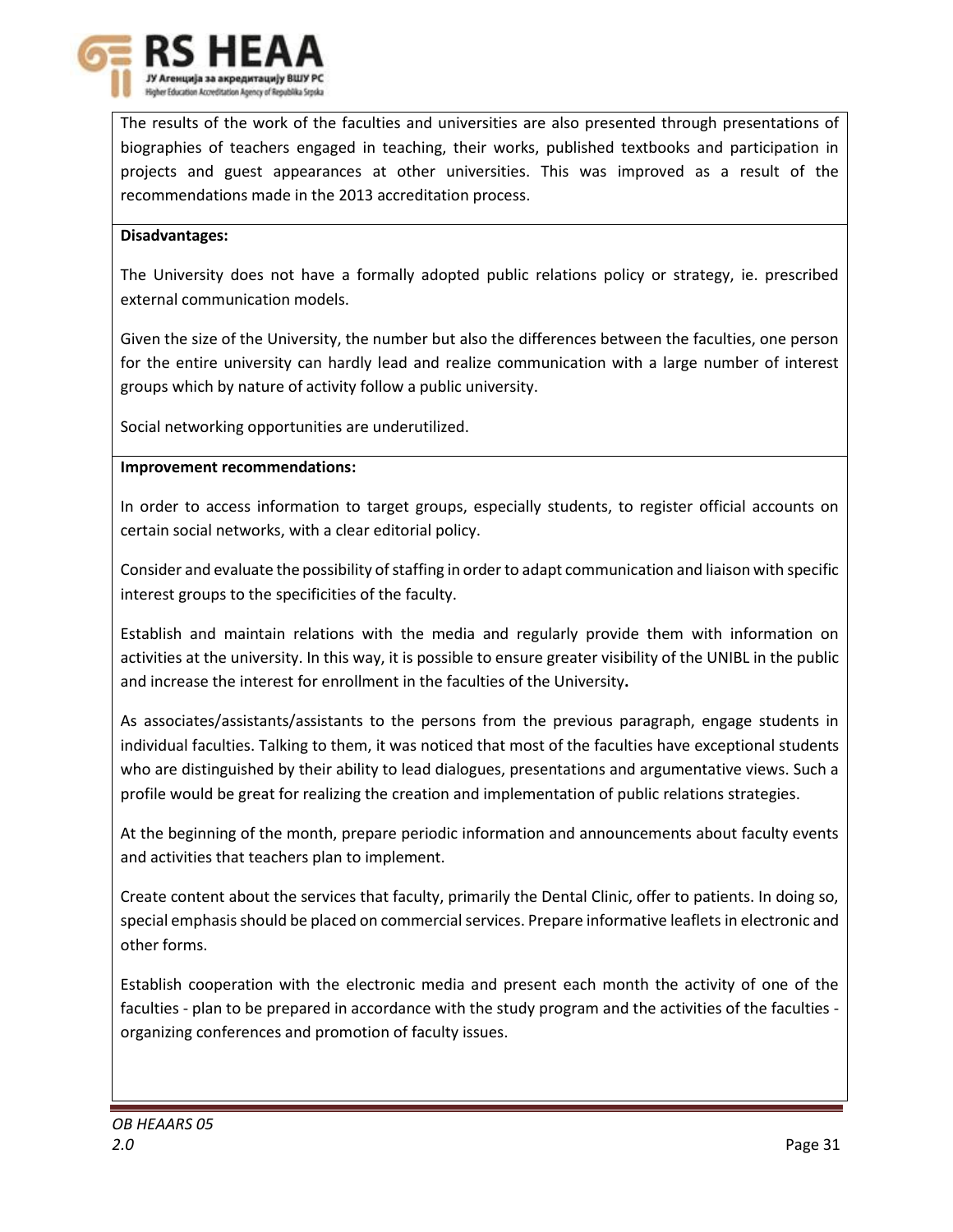The results of the work of the faculties and universities are also presented through presentations of biographies of teachers engaged in teaching, their works, published textbooks and participation in projects and guest appearances at other universities. This was improved as a result of the recommendations made in the 2013 accreditation process.

**Disadvantages:**

The University does not have a formally adopted public relations policy or strategy, ie. prescribed external communication models.

Given the size of the University, the number but also the differences between the faculties, one person for the entire university can hardly lead and realize communication with a large number of interest groups which by nature of activity follow a public university.

Social networking opportunities are underutilized.

**Improvement recommendations:**

In order to access information to target groups, especially students, to register official accounts on certain social networks, with a clear editorial policy.

Consider and evaluate the possibility of staffing in order to adapt communication and liaison with specific interest groups to the specificities of the faculty.

Establish and maintain relations with the media and regularly provide them with information on activities at the university. In this way, it is possible to ensure greater visibility of the UNIBL in the public and increase the interest for enrollment in the faculties of the University**.**

As associates/assistants/assistants to the persons from the previous paragraph, engage students in individual faculties. Talking to them, it was noticed that most of the faculties have exceptional students who are distinguished by their ability to lead dialogues, presentations and argumentative views. Such a profile would be great for realizing the creation and implementation of public relations strategies.

At the beginning of the month, prepare periodic information and announcements about faculty events and activities that teachers plan to implement.

Create content about the services that faculty, primarily the Dental Clinic, offer to patients. In doing so, special emphasis should be placed on commercial services. Prepare informative leaflets in electronic and other forms.

Establish cooperation with the electronic media and present each month the activity of one of the faculties - plan to be prepared in accordance with the study program and the activities of the faculties - organizing conferences and promotion of faculty issues.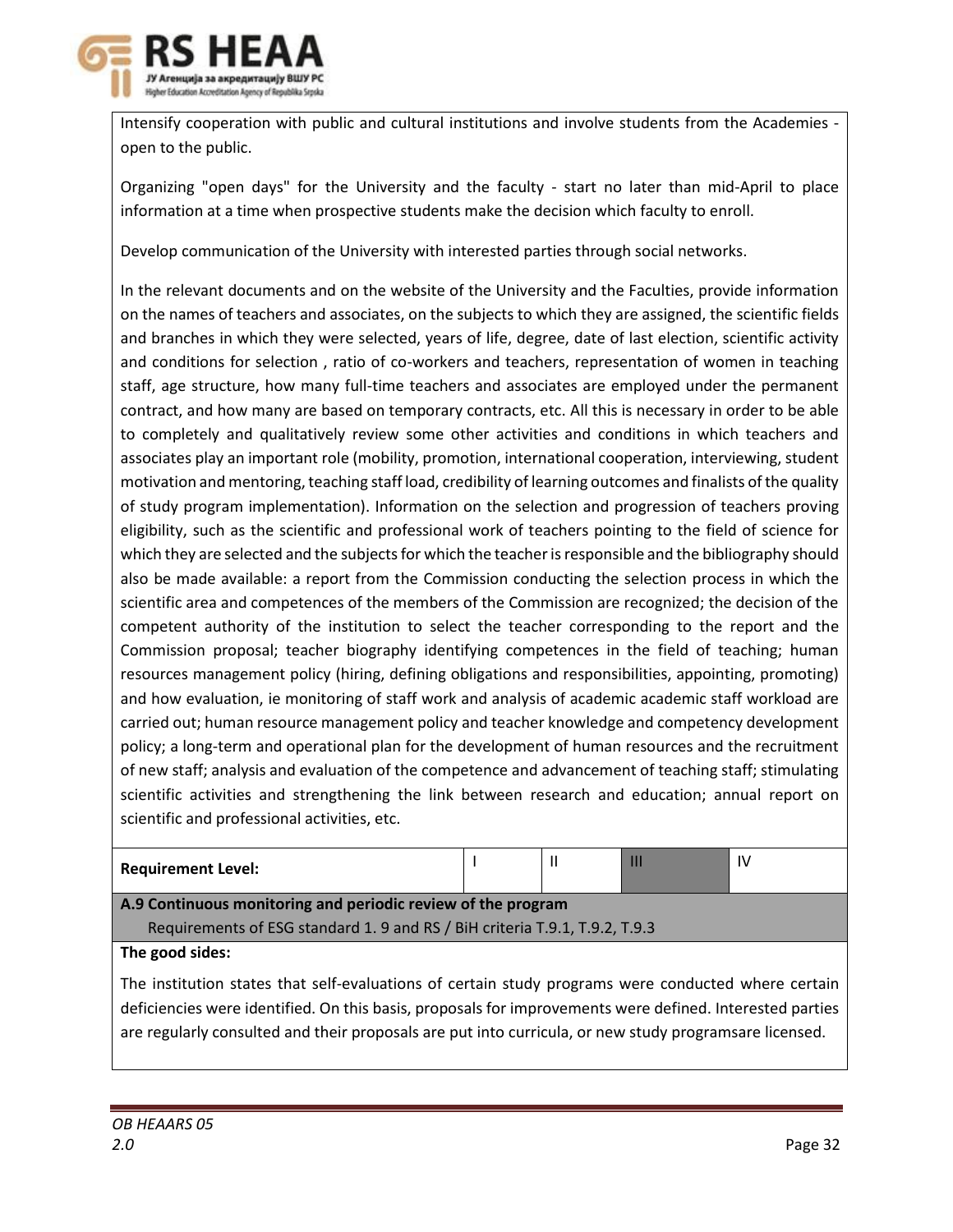Intensify cooperation with public and cultural institutions and involve students from the Academies - open to the public.

Organizing "open days" for the University and the faculty - start no later than mid-April to place information at a time when prospective students make the decision which faculty to enroll.

Develop communication of the University with interested parties through social networks.

In the relevant documents and on the website of the University and the Faculties, provide information on the names of teachers and associates, on the subjects to which they are assigned, the scientific fields and branches in which they were selected, years of life, degree, date of last election, scientific activity and conditions for selection , ratio of co-workers and teachers, representation of women in teaching staff, age structure, how many full-time teachers and associates are employed under the permanent contract, and how many are based on temporary contracts, etc. All this is necessary in order to be able to completely and qualitatively review some other activities and conditions in which teachers and associates play an important role (mobility, promotion, international cooperation, interviewing, student motivation and mentoring, teaching staff load, credibility of learning outcomes and finalists of the quality of study program implementation). Information on the selection and progression of teachers proving eligibility, such as the scientific and professional work of teachers pointing to the field of science for which they are selected and the subjects for which the teacher is responsible and the bibliography should also be made available: a report from the Commission conducting the selection process in which the scientific area and competences of the members of the Commission are recognized; the decision of the competent authority of the institution to select the teacher corresponding to the report and the Commission proposal; teacher biography identifying competences in the field of teaching; human resources management policy (hiring, defining obligations and responsibilities, appointing, promoting) and how evaluation, ie monitoring of staff work and analysis of academic academic staff workload are carried out; human resource management policy and teacher knowledge and competency development policy; a long-term and operational plan for the development of human resources and the recruitment of new staff; analysis and evaluation of the competence and advancement of teaching staff; stimulating scientific activities and strengthening the link between research and education; annual report on scientific and professional activities, etc.

| Requirement Level: | I | II | III | IV |
|---|---|---|---|---|

**A.9 Continuous monitoring and periodic review of the program**

Requirements of ESG standard 1. 9 and RS / BiH criteria T.9.1, T.9.2, T.9.3

**The good sides:**

The institution states that self-evaluations of certain study programs were conducted where certain deficiencies were identified. On this basis, proposals for improvements were defined. Interested parties are regularly consulted and their proposals are put into curricula, or new study programsare licensed.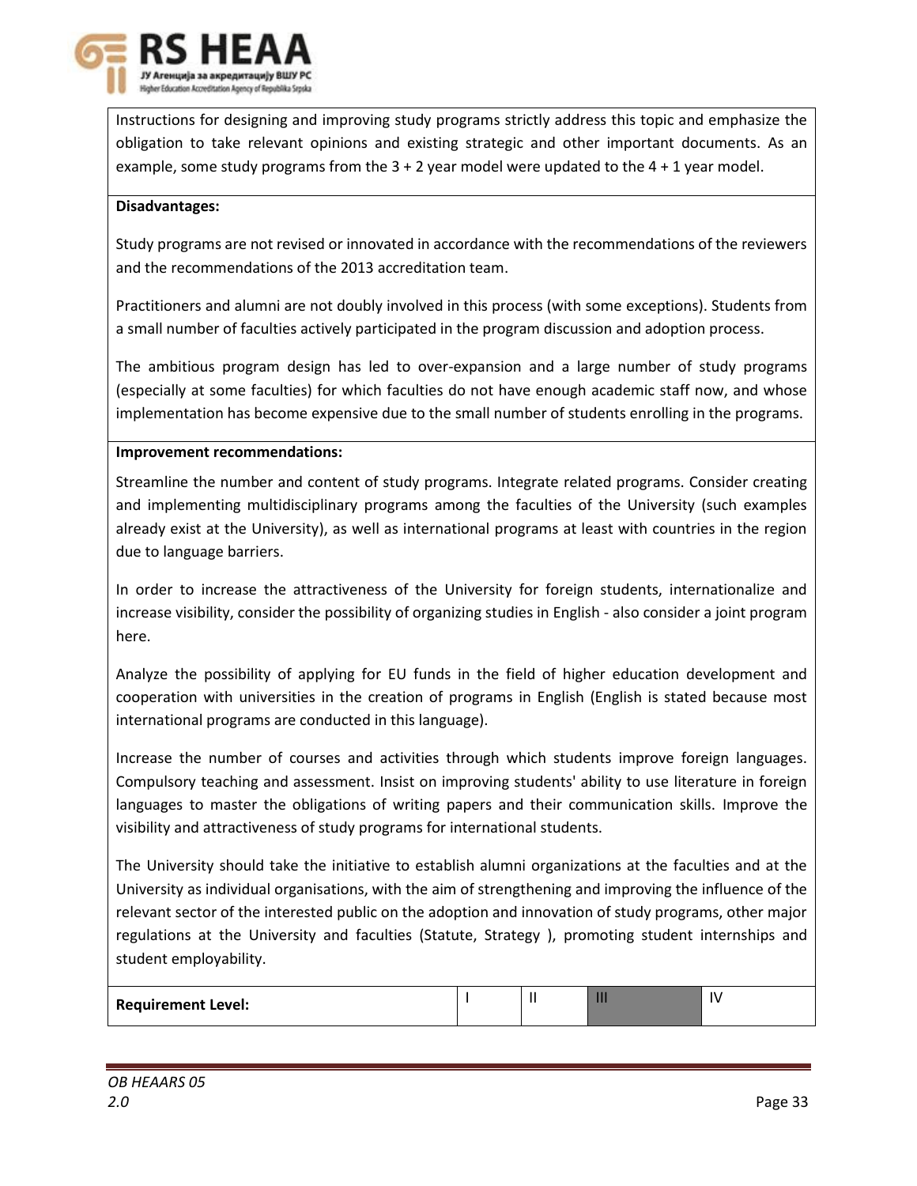Instructions for designing and improving study programs strictly address this topic and emphasize the obligation to take relevant opinions and existing strategic and other important documents. As an example, some study programs from the 3 + 2 year model were updated to the 4 + 1 year model.

**Disadvantages:**

Study programs are not revised or innovated in accordance with the recommendations of the reviewers and the recommendations of the 2013 accreditation team.

Practitioners and alumni are not doubly involved in this process (with some exceptions). Students from a small number of faculties actively participated in the program discussion and adoption process.

The ambitious program design has led to over-expansion and a large number of study programs (especially at some faculties) for which faculties do not have enough academic staff now, and whose implementation has become expensive due to the small number of students enrolling in the programs.

**Improvement recommendations:**

Streamline the number and content of study programs. Integrate related programs. Consider creating and implementing multidisciplinary programs among the faculties of the University (such examples already exist at the University), as well as international programs at least with countries in the region due to language barriers.

In order to increase the attractiveness of the University for foreign students, internationalize and increase visibility, consider the possibility of organizing studies in English - also consider a joint program here.

Analyze the possibility of applying for EU funds in the field of higher education development and cooperation with universities in the creation of programs in English (English is stated because most international programs are conducted in this language).

Increase the number of courses and activities through which students improve foreign languages. Compulsory teaching and assessment. Insist on improving students' ability to use literature in foreign languages to master the obligations of writing papers and their communication skills. Improve the visibility and attractiveness of study programs for international students.

The University should take the initiative to establish alumni organizations at the faculties and at the University as individual organisations, with the aim of strengthening and improving the influence of the relevant sector of the interested public on the adoption and innovation of study programs, other major regulations at the University and faculties (Statute, Strategy ), promoting student internships and student employability.

| **Requirement Level:** | I | II | III | IV |
|---|---|---|---|---|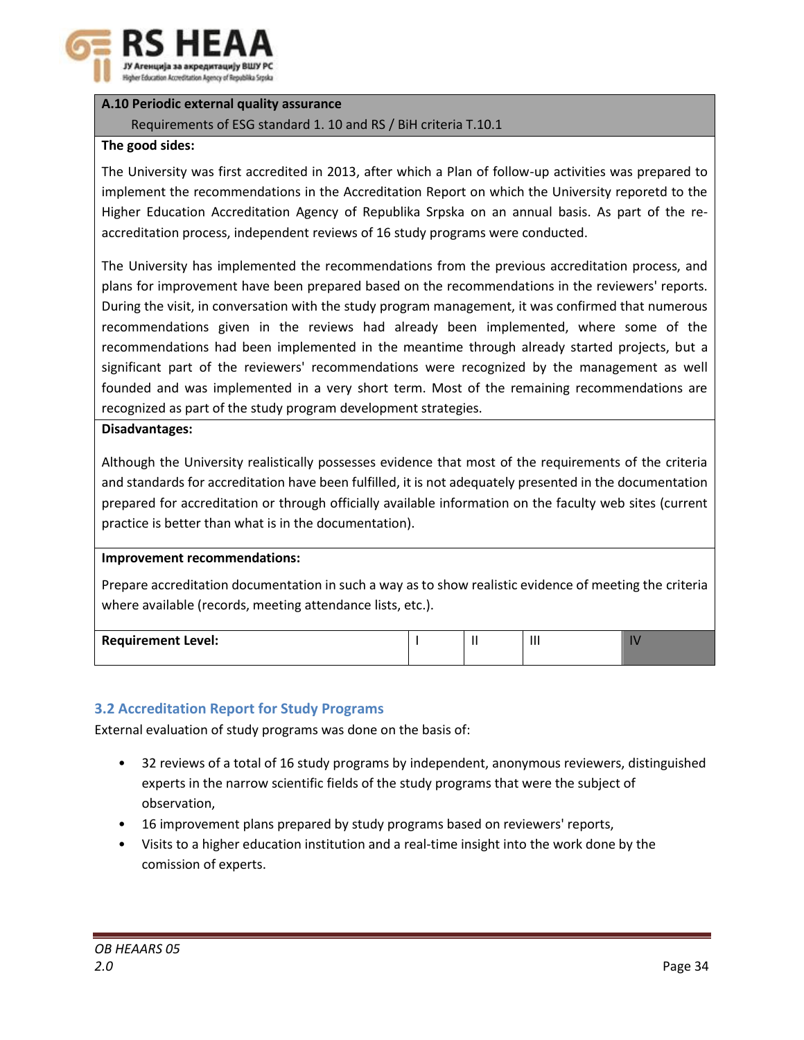| **A.10 Periodic external quality assurance**<br>Requirements of ESG standard 1. 10 and RS / BiH criteria T.10.1 | | | | |
|---|---|---|---|---|
| **The good sides:**<br><br>The University was first accredited in 2013, after which a Plan of follow-up activities was prepared to implement the recommendations in the Accreditation Report on which the University reporetd to the Higher Education Accreditation Agency of Republika Srpska on an annual basis. As part of the re-accreditation process, independent reviews of 16 study programs were conducted.<br><br>The University has implemented the recommendations from the previous accreditation process, and plans for improvement have been prepared based on the recommendations in the reviewers' reports. During the visit, in conversation with the study program management, it was confirmed that numerous recommendations given in the reviews had already been implemented, where some of the recommendations had been implemented in the meantime through already started projects, but a significant part of the reviewers' recommendations were recognized by the management as well founded and was implemented in a very short term. Most of the remaining recommendations are recognized as part of the study program development strategies. | | | | |
| **Disadvantages:**<br><br>Although the University realistically possesses evidence that most of the requirements of the criteria and standards for accreditation have been fulfilled, it is not adequately presented in the documentation prepared for accreditation or through officially available information on the faculty web sites (current practice is better than what is in the documentation). | | | | |
| **Improvement recommendations:**<br><br>Prepare accreditation documentation in such a way as to show realistic evidence of meeting the criteria where available (records, meeting attendance lists, etc.). | | | | |
| **Requirement Level:** | I | II | III | IV |

### 3.2 Accreditation Report for Study Programs

External evaluation of study programs was done on the basis of:

- 32 reviews of a total of 16 study programs by independent, anonymous reviewers, distinguished experts in the narrow scientific fields of the study programs that were the subject of observation,
- 16 improvement plans prepared by study programs based on reviewers' reports,
- Visits to a higher education institution and a real-time insight into the work done by the comission of experts.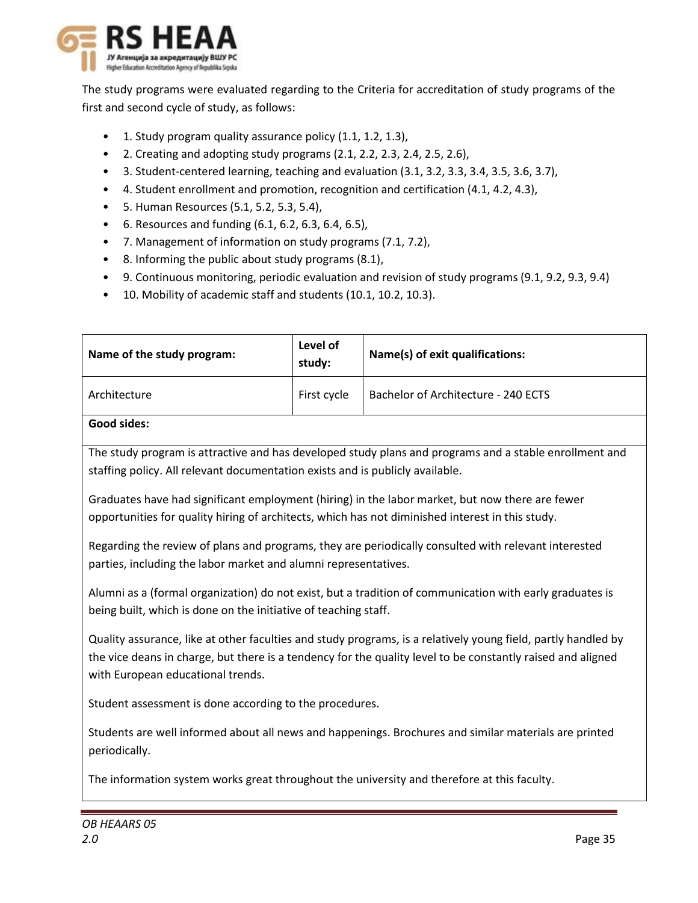The study programs were evaluated regarding to the Criteria for accreditation of study programs of the first and second cycle of study, as follows:

- 1. Study program quality assurance policy (1.1, 1.2, 1.3),
- 2. Creating and adopting study programs (2.1, 2.2, 2.3, 2.4, 2.5, 2.6),
- 3. Student-centered learning, teaching and evaluation (3.1, 3.2, 3.3, 3.4, 3.5, 3.6, 3.7),
- 4. Student enrollment and promotion, recognition and certification (4.1, 4.2, 4.3),
- 5. Human Resources (5.1, 5.2, 5.3, 5.4),
- 6. Resources and funding (6.1, 6.2, 6.3, 6.4, 6.5),
- 7. Management of information on study programs (7.1, 7.2),
- 8. Informing the public about study programs (8.1),
- 9. Continuous monitoring, periodic evaluation and revision of study programs (9.1, 9.2, 9.3, 9.4)
- 10. Mobility of academic staff and students (10.1, 10.2, 10.3).

| Name of the study program: | Level of study: | Name(s) of exit qualifications: |
| --- | --- | --- |
| Architecture | First cycle | Bachelor of Architecture - 240 ECTS |

**Good sides:**

The study program is attractive and has developed study plans and programs and a stable enrollment and staffing policy. All relevant documentation exists and is publicly available.

Graduates have had significant employment (hiring) in the labor market, but now there are fewer opportunities for quality hiring of architects, which has not diminished interest in this study.

Regarding the review of plans and programs, they are periodically consulted with relevant interested parties, including the labor market and alumni representatives.

Alumni as a (formal organization) do not exist, but a tradition of communication with early graduates is being built, which is done on the initiative of teaching staff.

Quality assurance, like at other faculties and study programs, is a relatively young field, partly handled by the vice deans in charge, but there is a tendency for the quality level to be constantly raised and aligned with European educational trends.

Student assessment is done according to the procedures.

Students are well informed about all news and happenings. Brochures and similar materials are printed periodically.

The information system works great throughout the university and therefore at this faculty.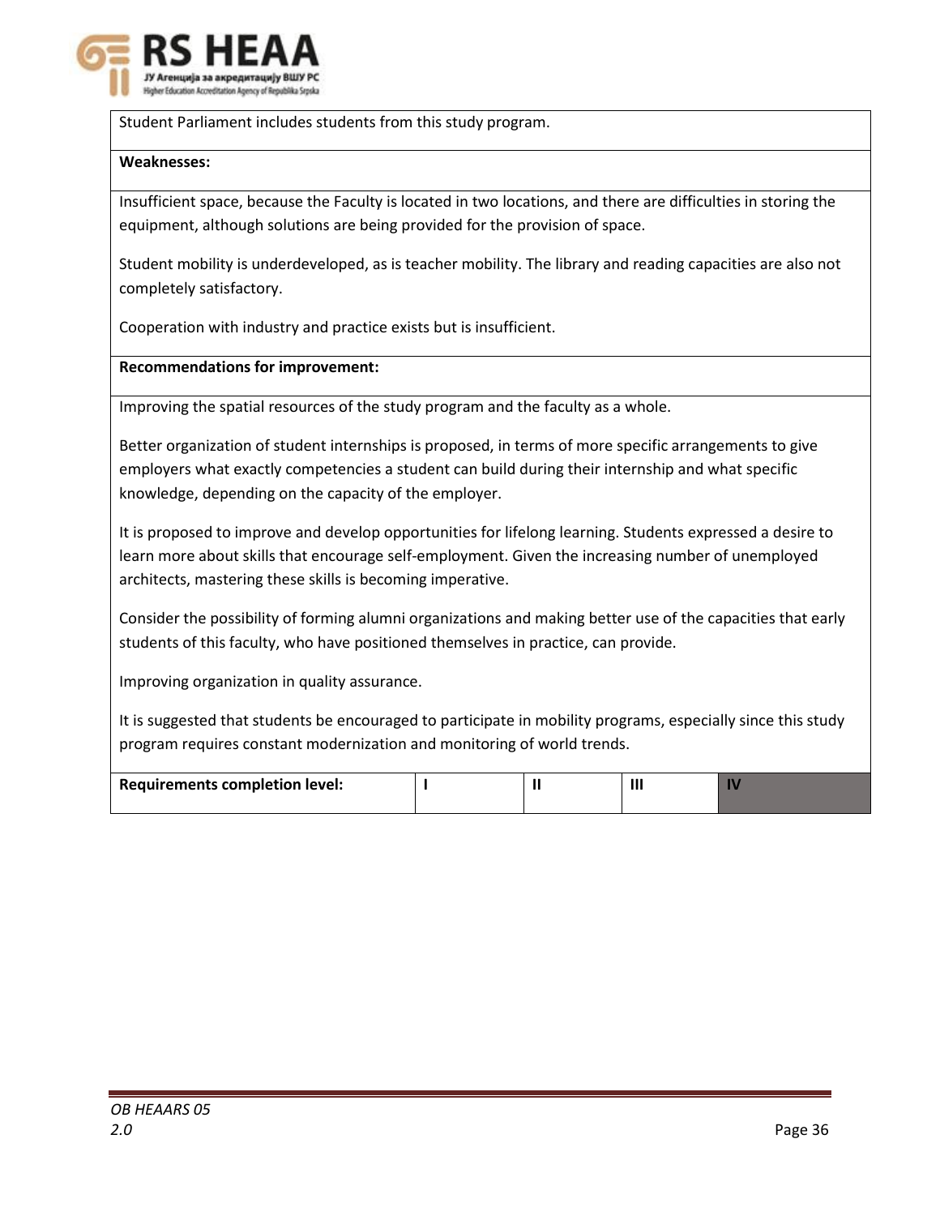Student Parliament includes students from this study program.

**Weaknesses:**

Insufficient space, because the Faculty is located in two locations, and there are difficulties in storing the equipment, although solutions are being provided for the provision of space.

Student mobility is underdeveloped, as is teacher mobility. The library and reading capacities are also not completely satisfactory.

Cooperation with industry and practice exists but is insufficient.

**Recommendations for improvement:**

Improving the spatial resources of the study program and the faculty as a whole.

Better organization of student internships is proposed, in terms of more specific arrangements to give employers what exactly competencies a student can build during their internship and what specific knowledge, depending on the capacity of the employer.

It is proposed to improve and develop opportunities for lifelong learning. Students expressed a desire to learn more about skills that encourage self-employment. Given the increasing number of unemployed architects, mastering these skills is becoming imperative.

Consider the possibility of forming alumni organizations and making better use of the capacities that early students of this faculty, who have positioned themselves in practice, can provide.

Improving organization in quality assurance.

It is suggested that students be encouraged to participate in mobility programs, especially since this study program requires constant modernization and monitoring of world trends.

| **Requirements completion level:** | **I** | **II** | **III** | **IV** |
| --- | --- | --- | --- | --- |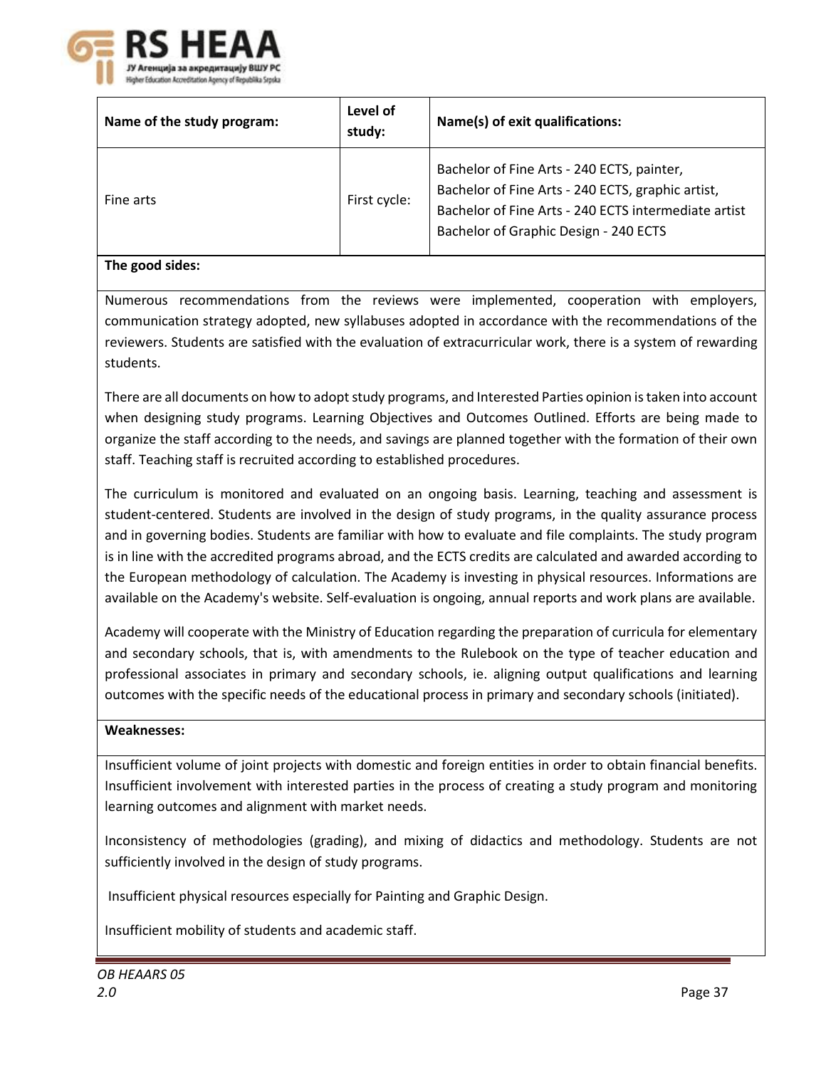| Name of the study program: | Level of study: | Name(s) of exit qualifications: |
|---|---|---|
| Fine arts | First cycle: | Bachelor of Fine Arts - 240 ECTS, painter, Bachelor of Fine Arts - 240 ECTS, graphic artist, Bachelor of Fine Arts - 240 ECTS intermediate artist Bachelor of Graphic Design - 240 ECTS |

**The good sides:**

Numerous recommendations from the reviews were implemented, cooperation with employers, communication strategy adopted, new syllabuses adopted in accordance with the recommendations of the reviewers. Students are satisfied with the evaluation of extracurricular work, there is a system of rewarding students.

There are all documents on how to adopt study programs, and Interested Parties opinion is taken into account when designing study programs. Learning Objectives and Outcomes Outlined. Efforts are being made to organize the staff according to the needs, and savings are planned together with the formation of their own staff. Teaching staff is recruited according to established procedures.

The curriculum is monitored and evaluated on an ongoing basis. Learning, teaching and assessment is student-centered. Students are involved in the design of study programs, in the quality assurance process and in governing bodies. Students are familiar with how to evaluate and file complaints. The study program is in line with the accredited programs abroad, and the ECTS credits are calculated and awarded according to the European methodology of calculation. The Academy is investing in physical resources. Informations are available on the Academy's website. Self-evaluation is ongoing, annual reports and work plans are available.

Academy will cooperate with the Ministry of Education regarding the preparation of curricula for elementary and secondary schools, that is, with amendments to the Rulebook on the type of teacher education and professional associates in primary and secondary schools, ie. aligning output qualifications and learning outcomes with the specific needs of the educational process in primary and secondary schools (initiated).

**Weaknesses:**

Insufficient volume of joint projects with domestic and foreign entities in order to obtain financial benefits. Insufficient involvement with interested parties in the process of creating a study program and monitoring learning outcomes and alignment with market needs.

Inconsistency of methodologies (grading), and mixing of didactics and methodology. Students are not sufficiently involved in the design of study programs.

Insufficient physical resources especially for Painting and Graphic Design.

Insufficient mobility of students and academic staff.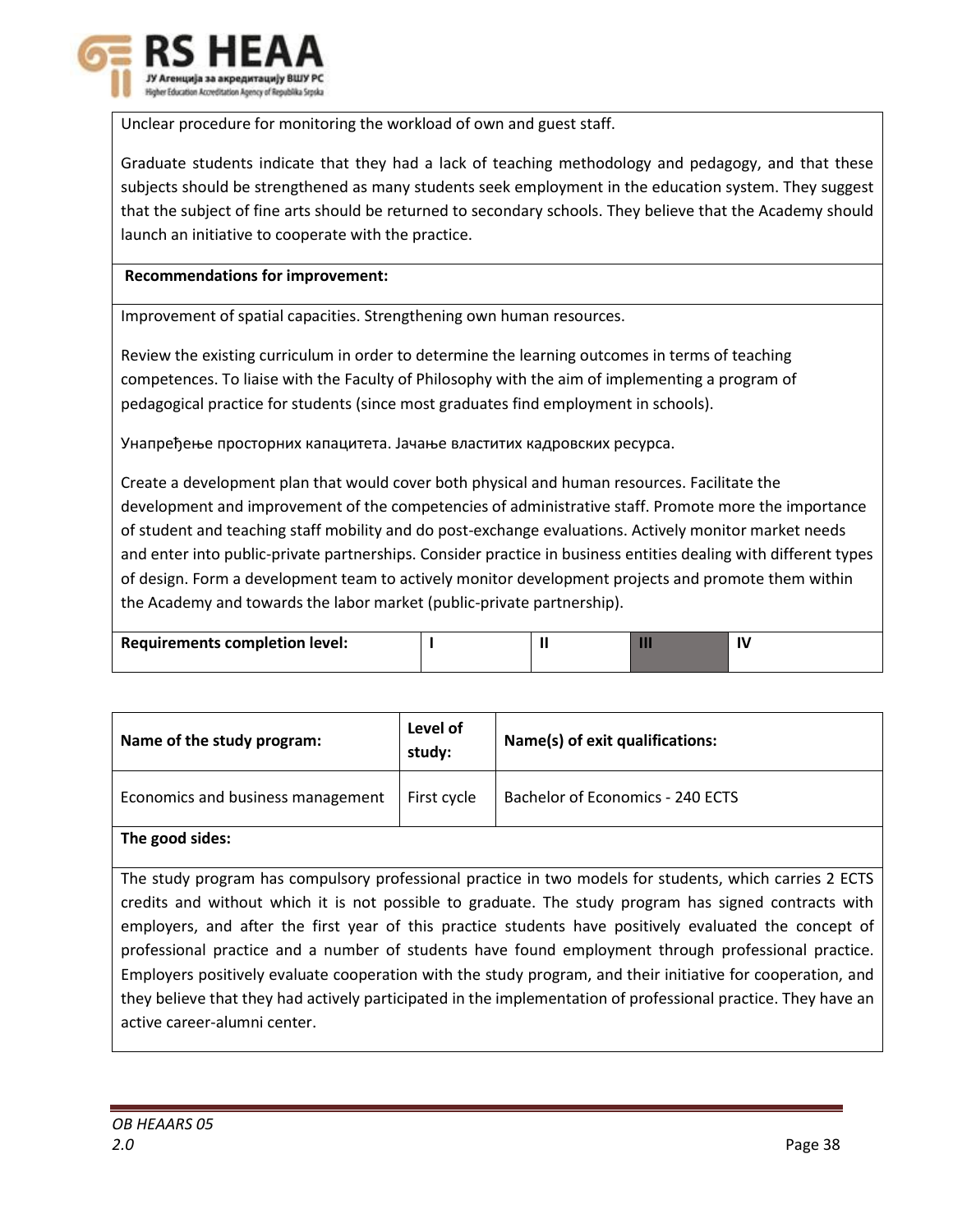Unclear procedure for monitoring the workload of own and guest staff.

Graduate students indicate that they had a lack of teaching methodology and pedagogy, and that these subjects should be strengthened as many students seek employment in the education system. They suggest that the subject of fine arts should be returned to secondary schools. They believe that the Academy should launch an initiative to cooperate with the practice.

**Recommendations for improvement:**

Improvement of spatial capacities. Strengthening own human resources.

Review the existing curriculum in order to determine the learning outcomes in terms of teaching competences. To liaise with the Faculty of Philosophy with the aim of implementing a program of pedagogical practice for students (since most graduates find employment in schools).

Унапређење просторних капацитета. Јачање властитих кадровских ресурса.

Create a development plan that would cover both physical and human resources. Facilitate the development and improvement of the competencies of administrative staff. Promote more the importance of student and teaching staff mobility and do post-exchange evaluations. Actively monitor market needs and enter into public-private partnerships. Consider practice in business entities dealing with different types of design. Form a development team to actively monitor development projects and promote them within the Academy and towards the labor market (public-private partnership).

| Requirements completion level: | I | II | III | IV |
|---|---|---|---|---|

| Name of the study program: | Level of study: | Name(s) of exit qualifications: |
|---|---|---|
| Economics and business management | First cycle | Bachelor of Economics - 240 ECTS |

**The good sides:**

The study program has compulsory professional practice in two models for students, which carries 2 ECTS credits and without which it is not possible to graduate. The study program has signed contracts with employers, and after the first year of this practice students have positively evaluated the concept of professional practice and a number of students have found employment through professional practice. Employers positively evaluate cooperation with the study program, and their initiative for cooperation, and they believe that they had actively participated in the implementation of professional practice. They have an active career-alumni center.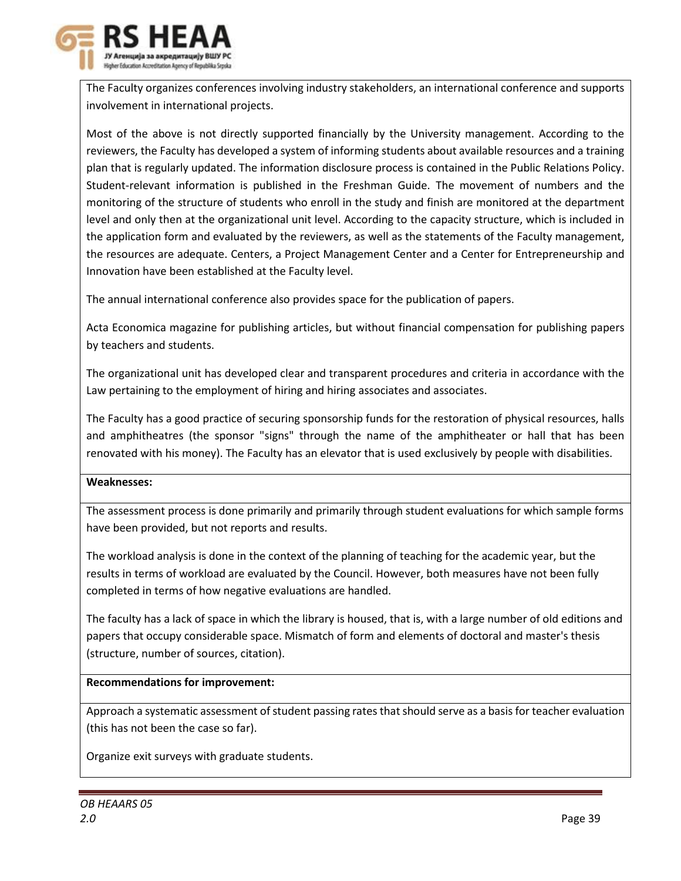The Faculty organizes conferences involving industry stakeholders, an international conference and supports involvement in international projects.

Most of the above is not directly supported financially by the University management. According to the reviewers, the Faculty has developed a system of informing students about available resources and a training plan that is regularly updated. The information disclosure process is contained in the Public Relations Policy. Student-relevant information is published in the Freshman Guide. The movement of numbers and the monitoring of the structure of students who enroll in the study and finish are monitored at the department level and only then at the organizational unit level. According to the capacity structure, which is included in the application form and evaluated by the reviewers, as well as the statements of the Faculty management, the resources are adequate. Centers, a Project Management Center and a Center for Entrepreneurship and Innovation have been established at the Faculty level.

The annual international conference also provides space for the publication of papers.

Acta Economica magazine for publishing articles, but without financial compensation for publishing papers by teachers and students.

The organizational unit has developed clear and transparent procedures and criteria in accordance with the Law pertaining to the employment of hiring and hiring associates and associates.

The Faculty has a good practice of securing sponsorship funds for the restoration of physical resources, halls and amphitheatres (the sponsor "signs" through the name of the amphitheater or hall that has been renovated with his money). The Faculty has an elevator that is used exclusively by people with disabilities.

**Weaknesses:**

The assessment process is done primarily and primarily through student evaluations for which sample forms have been provided, but not reports and results.

The workload analysis is done in the context of the planning of teaching for the academic year, but the results in terms of workload are evaluated by the Council. However, both measures have not been fully completed in terms of how negative evaluations are handled.

The faculty has a lack of space in which the library is housed, that is, with a large number of old editions and papers that occupy considerable space. Mismatch of form and elements of doctoral and master's thesis (structure, number of sources, citation).

**Recommendations for improvement:**

Approach a systematic assessment of student passing rates that should serve as a basis for teacher evaluation (this has not been the case so far).

Organize exit surveys with graduate students.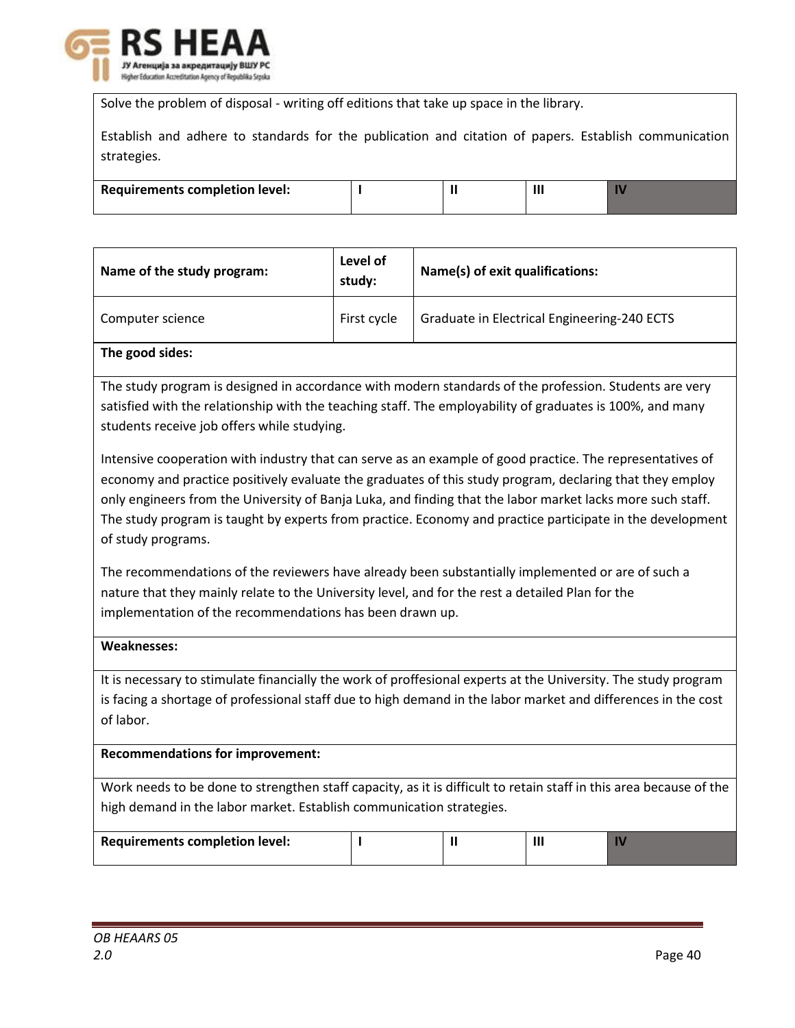Solve the problem of disposal - writing off editions that take up space in the library.

Establish and adhere to standards for the publication and citation of papers. Establish communication strategies.

| **Requirements completion level:** | **I** | **II** | **III** | **IV** |
|---|---|---|---|---|

| **Name of the study program:** | **Level of study:** | **Name(s) of exit qualifications:** |
|---|---|---|
| Computer science | First cycle | Graduate in Electrical Engineering-240 ECTS |

**The good sides:**

The study program is designed in accordance with modern standards of the profession. Students are very satisfied with the relationship with the teaching staff. The employability of graduates is 100%, and many students receive job offers while studying.

Intensive cooperation with industry that can serve as an example of good practice. The representatives of economy and practice positively evaluate the graduates of this study program, declaring that they employ only engineers from the University of Banja Luka, and finding that the labor market lacks more such staff. The study program is taught by experts from practice. Economy and practice participate in the development of study programs.

The recommendations of the reviewers have already been substantially implemented or are of such a nature that they mainly relate to the University level, and for the rest a detailed Plan for the implementation of the recommendations has been drawn up.

**Weaknesses:**

It is necessary to stimulate financially the work of proffesional experts at the University. The study program is facing a shortage of professional staff due to high demand in the labor market and differences in the cost of labor.

**Recommendations for improvement:**

Work needs to be done to strengthen staff capacity, as it is difficult to retain staff in this area because of the high demand in the labor market. Establish communication strategies.

| **Requirements completion level:** | **I** | **II** | **III** | **IV** |
|---|---|---|---|---|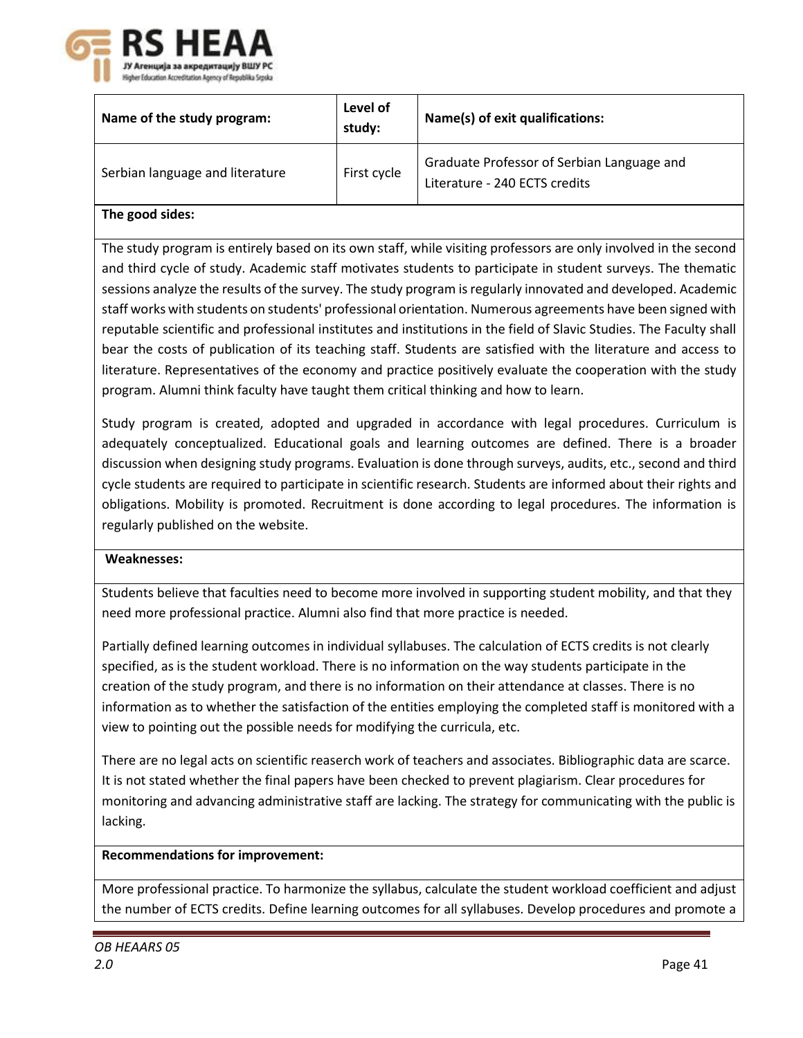| Name of the study program: | Level of study: | Name(s) of exit qualifications: |
|---|---|---|
| Serbian language and literature | First cycle | Graduate Professor of Serbian Language and Literature - 240 ECTS credits |

**The good sides:**

The study program is entirely based on its own staff, while visiting professors are only involved in the second and third cycle of study. Academic staff motivates students to participate in student surveys. The thematic sessions analyze the results of the survey. The study program is regularly innovated and developed. Academic staff works with students on students' professional orientation. Numerous agreements have been signed with reputable scientific and professional institutes and institutions in the field of Slavic Studies. The Faculty shall bear the costs of publication of its teaching staff. Students are satisfied with the literature and access to literature. Representatives of the economy and practice positively evaluate the cooperation with the study program. Alumni think faculty have taught them critical thinking and how to learn.

Study program is created, adopted and upgraded in accordance with legal procedures. Curriculum is adequately conceptualized. Educational goals and learning outcomes are defined. There is a broader discussion when designing study programs. Evaluation is done through surveys, audits, etc., second and third cycle students are required to participate in scientific research. Students are informed about their rights and obligations. Mobility is promoted. Recruitment is done according to legal procedures. The information is regularly published on the website.

**Weaknesses:**

Students believe that faculties need to become more involved in supporting student mobility, and that they need more professional practice. Alumni also find that more practice is needed.

Partially defined learning outcomes in individual syllabuses. The calculation of ECTS credits is not clearly specified, as is the student workload. There is no information on the way students participate in the creation of the study program, and there is no information on their attendance at classes. There is no information as to whether the satisfaction of the entities employing the completed staff is monitored with a view to pointing out the possible needs for modifying the curricula, etc.

There are no legal acts on scientific reaserch work of teachers and associates. Bibliographic data are scarce. It is not stated whether the final papers have been checked to prevent plagiarism. Clear procedures for monitoring and advancing administrative staff are lacking. The strategy for communicating with the public is lacking.

**Recommendations for improvement:**

More professional practice. To harmonize the syllabus, calculate the student workload coefficient and adjust the number of ECTS credits. Define learning outcomes for all syllabuses. Develop procedures and promote a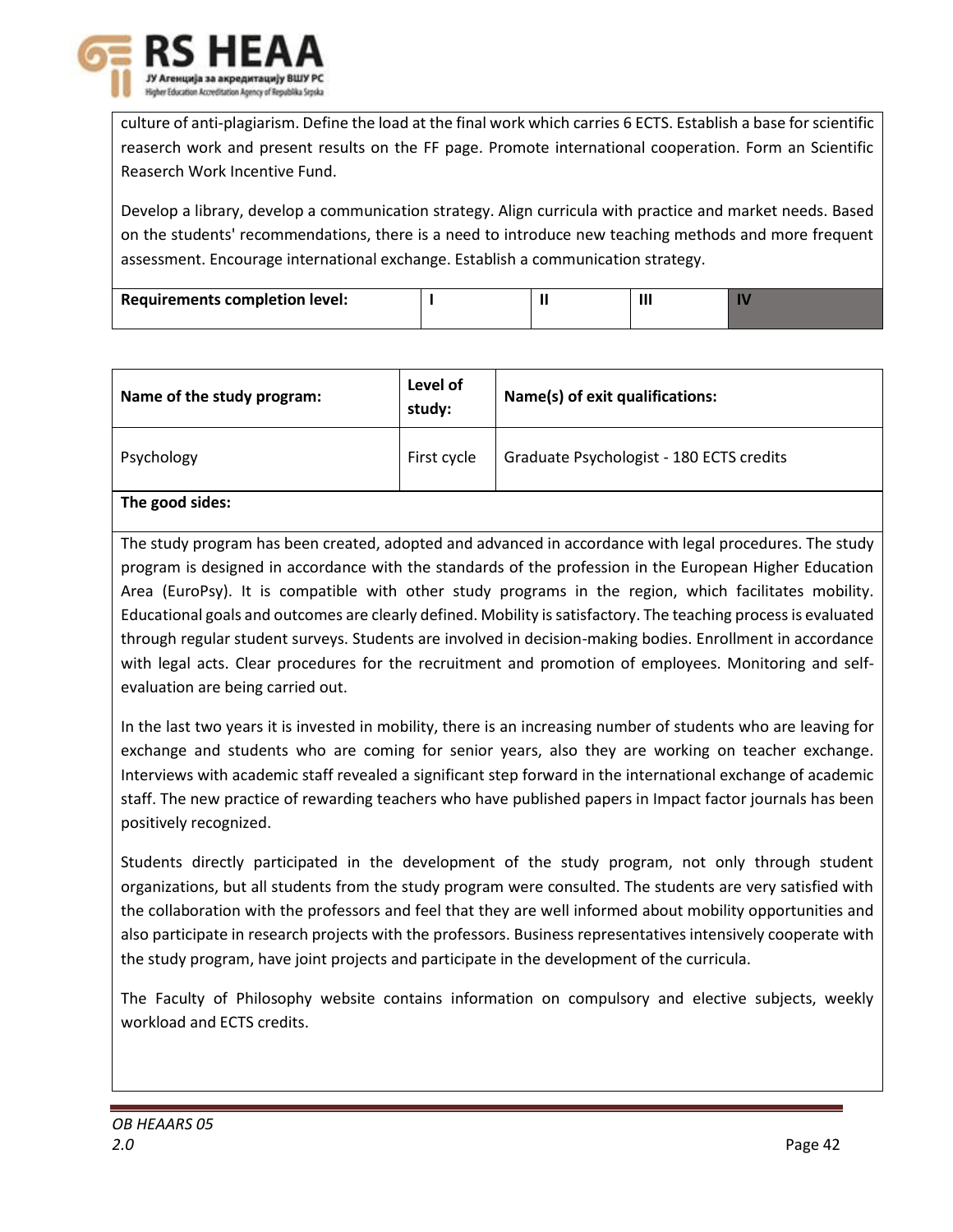culture of anti-plagiarism. Define the load at the final work which carries 6 ECTS. Establish a base for scientific reaserch work and present results on the FF page. Promote international cooperation. Form an Scientific Reaserch Work Incentive Fund.

Develop a library, develop a communication strategy. Align curricula with practice and market needs. Based on the students' recommendations, there is a need to introduce new teaching methods and more frequent assessment. Encourage international exchange. Establish a communication strategy.

| **Requirements completion level:** | **I** | **II** | **III** | **IV** |
|---|---|---|---|---|

| **Name of the study program:** | **Level of study:** | **Name(s) of exit qualifications:** |
|---|---|---|
| Psychology | First cycle | Graduate Psychologist - 180 ECTS credits |

**The good sides:**

The study program has been created, adopted and advanced in accordance with legal procedures. The study program is designed in accordance with the standards of the profession in the European Higher Education Area (EuroPsy). It is compatible with other study programs in the region, which facilitates mobility. Educational goals and outcomes are clearly defined. Mobility is satisfactory. The teaching process is evaluated through regular student surveys. Students are involved in decision-making bodies. Enrollment in accordance with legal acts. Clear procedures for the recruitment and promotion of employees. Monitoring and self-evaluation are being carried out.

In the last two years it is invested in mobility, there is an increasing number of students who are leaving for exchange and students who are coming for senior years, also they are working on teacher exchange. Interviews with academic staff revealed a significant step forward in the international exchange of academic staff. The new practice of rewarding teachers who have published papers in Impact factor journals has been positively recognized.

Students directly participated in the development of the study program, not only through student organizations, but all students from the study program were consulted. The students are very satisfied with the collaboration with the professors and feel that they are well informed about mobility opportunities and also participate in research projects with the professors. Business representatives intensively cooperate with the study program, have joint projects and participate in the development of the curricula.

The Faculty of Philosophy website contains information on compulsory and elective subjects, weekly workload and ECTS credits.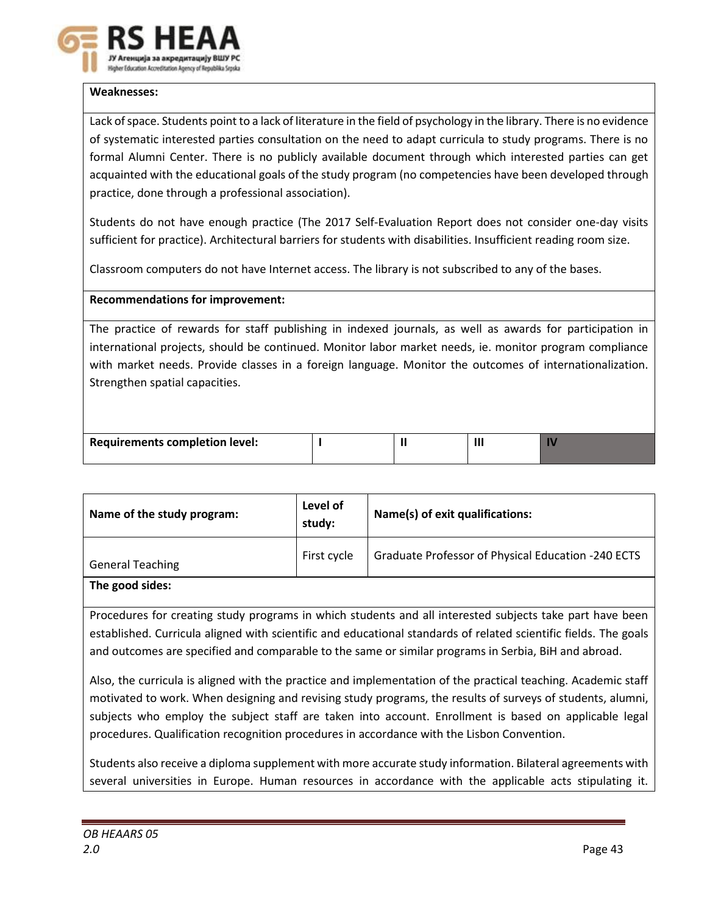**Weaknesses:**

Lack of space. Students point to a lack of literature in the field of psychology in the library. There is no evidence of systematic interested parties consultation on the need to adapt curricula to study programs. There is no formal Alumni Center. There is no publicly available document through which interested parties can get acquainted with the educational goals of the study program (no competencies have been developed through practice, done through a professional association).

Students do not have enough practice (The 2017 Self-Evaluation Report does not consider one-day visits sufficient for practice). Architectural barriers for students with disabilities. Insufficient reading room size.

Classroom computers do not have Internet access. The library is not subscribed to any of the bases.

**Recommendations for improvement:**

The practice of rewards for staff publishing in indexed journals, as well as awards for participation in international projects, should be continued. Monitor labor market needs, ie. monitor program compliance with market needs. Provide classes in a foreign language. Monitor the outcomes of internationalization. Strengthen spatial capacities.

| Requirements completion level: | I | II | III | IV |
|---|---|---|---|---|

| Name of the study program: | Level of study: | Name(s) of exit qualifications: |
|---|---|---|
| General Teaching | First cycle | Graduate Professor of Physical Education -240 ECTS |

**The good sides:**

Procedures for creating study programs in which students and all interested subjects take part have been established. Curricula aligned with scientific and educational standards of related scientific fields. The goals and outcomes are specified and comparable to the same or similar programs in Serbia, BiH and abroad.

Also, the curricula is aligned with the practice and implementation of the practical teaching. Academic staff motivated to work. When designing and revising study programs, the results of surveys of students, alumni, subjects who employ the subject staff are taken into account. Enrollment is based on applicable legal procedures. Qualification recognition procedures in accordance with the Lisbon Convention.

Students also receive a diploma supplement with more accurate study information. Bilateral agreements with several universities in Europe. Human resources in accordance with the applicable acts stipulating it.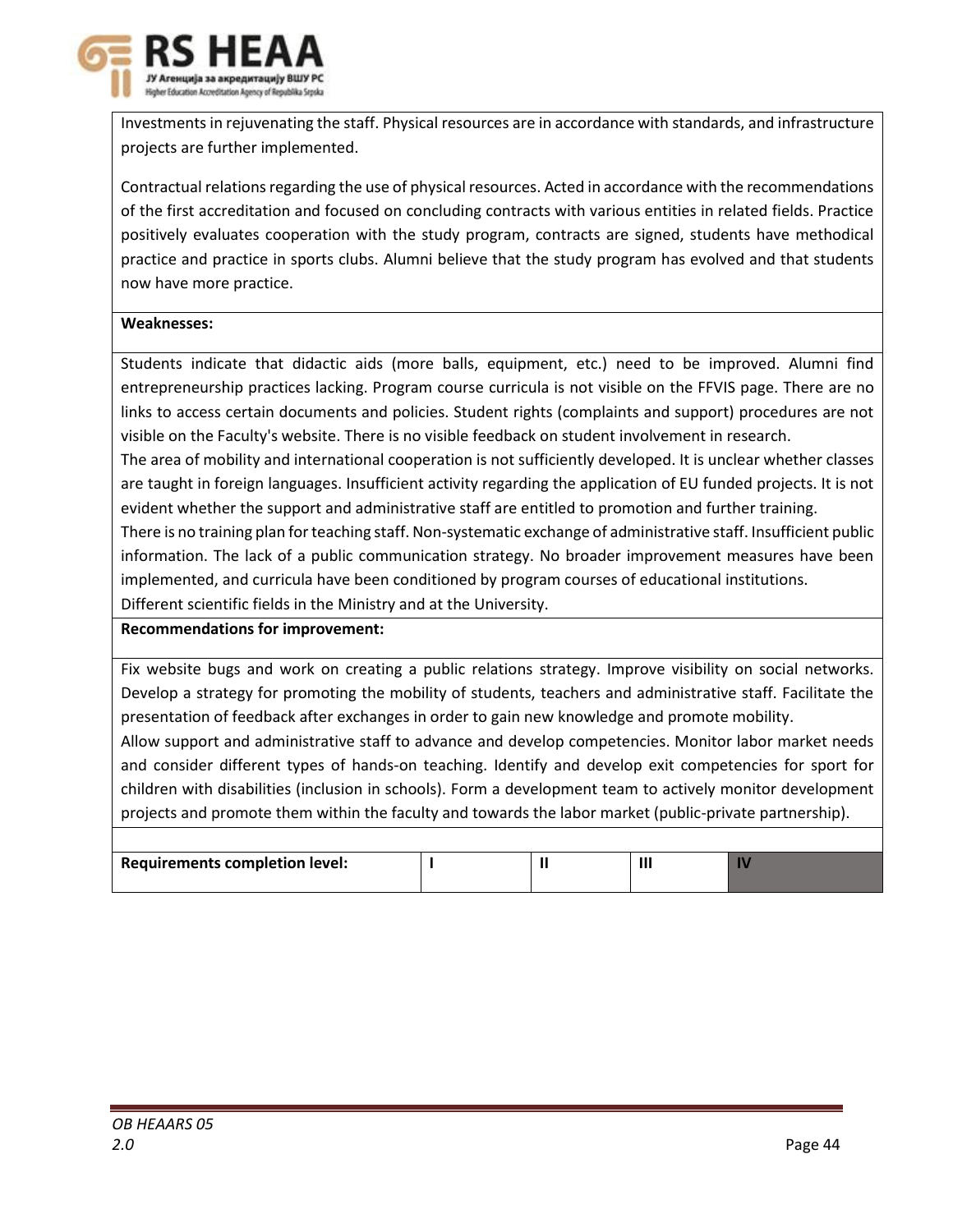Investments in rejuvenating the staff. Physical resources are in accordance with standards, and infrastructure projects are further implemented.

Contractual relations regarding the use of physical resources. Acted in accordance with the recommendations of the first accreditation and focused on concluding contracts with various entities in related fields. Practice positively evaluates cooperation with the study program, contracts are signed, students have methodical practice and practice in sports clubs. Alumni believe that the study program has evolved and that students now have more practice.

**Weaknesses:**

Students indicate that didactic aids (more balls, equipment, etc.) need to be improved. Alumni find entrepreneurship practices lacking. Program course curricula is not visible on the FFVIS page. There are no links to access certain documents and policies. Student rights (complaints and support) procedures are not visible on the Faculty's website. There is no visible feedback on student involvement in research.
The area of mobility and international cooperation is not sufficiently developed. It is unclear whether classes are taught in foreign languages. Insufficient activity regarding the application of EU funded projects. It is not evident whether the support and administrative staff are entitled to promotion and further training.
There is no training plan for teaching staff. Non-systematic exchange of administrative staff. Insufficient public information. The lack of a public communication strategy. No broader improvement measures have been implemented, and curricula have been conditioned by program courses of educational institutions.
Different scientific fields in the Ministry and at the University.

**Recommendations for improvement:**

Fix website bugs and work on creating a public relations strategy. Improve visibility on social networks. Develop a strategy for promoting the mobility of students, teachers and administrative staff. Facilitate the presentation of feedback after exchanges in order to gain new knowledge and promote mobility.
Allow support and administrative staff to advance and develop competencies. Monitor labor market needs and consider different types of hands-on teaching. Identify and develop exit competencies for sport for children with disabilities (inclusion in schools). Form a development team to actively monitor development projects and promote them within the faculty and towards the labor market (public-private partnership).

| Requirements completion level: | I | II | III | IV |
|---|---|---|---|---|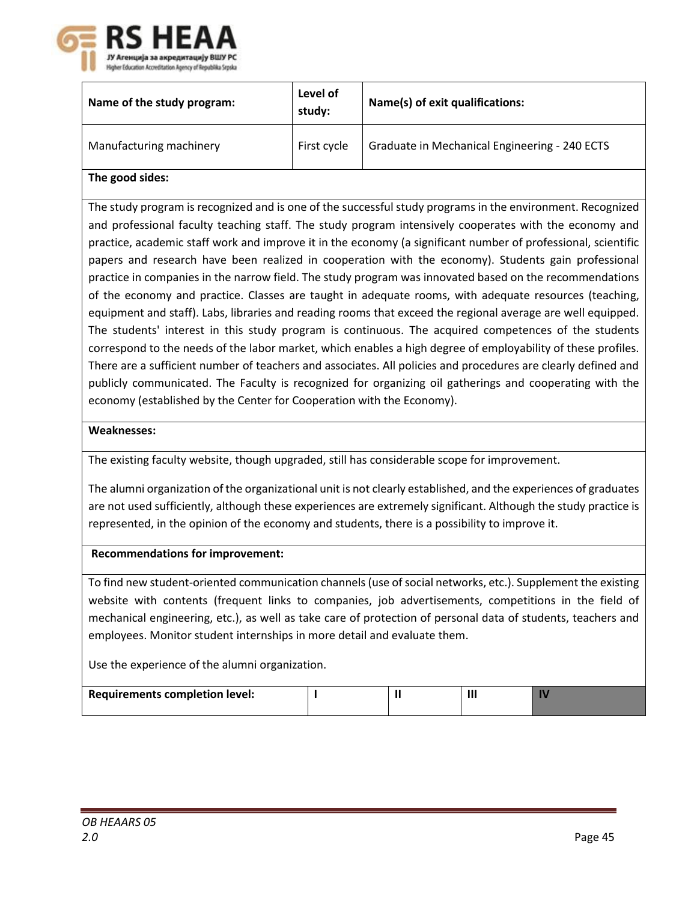| Name of the study program: | Level of study: | Name(s) of exit qualifications: |
|---|---|---|
| Manufacturing machinery | First cycle | Graduate in Mechanical Engineering - 240 ECTS |

**The good sides:**

The study program is recognized and is one of the successful study programs in the environment. Recognized and professional faculty teaching staff. The study program intensively cooperates with the economy and practice, academic staff work and improve it in the economy (a significant number of professional, scientific papers and research have been realized in cooperation with the economy). Students gain professional practice in companies in the narrow field. The study program was innovated based on the recommendations of the economy and practice. Classes are taught in adequate rooms, with adequate resources (teaching, equipment and staff). Labs, libraries and reading rooms that exceed the regional average are well equipped. The students' interest in this study program is continuous. The acquired competences of the students correspond to the needs of the labor market, which enables a high degree of employability of these profiles. There are a sufficient number of teachers and associates. All policies and procedures are clearly defined and publicly communicated. The Faculty is recognized for organizing oil gatherings and cooperating with the economy (established by the Center for Cooperation with the Economy).

**Weaknesses:**

The existing faculty website, though upgraded, still has considerable scope for improvement.

The alumni organization of the organizational unit is not clearly established, and the experiences of graduates are not used sufficiently, although these experiences are extremely significant. Although the study practice is represented, in the opinion of the economy and students, there is a possibility to improve it.

**Recommendations for improvement:**

To find new student-oriented communication channels (use of social networks, etc.). Supplement the existing website with contents (frequent links to companies, job advertisements, competitions in the field of mechanical engineering, etc.), as well as take care of protection of personal data of students, teachers and employees. Monitor student internships in more detail and evaluate them.

Use the experience of the alumni organization.

| Requirements completion level: | I | II | III | IV |
|---|---|---|---|---|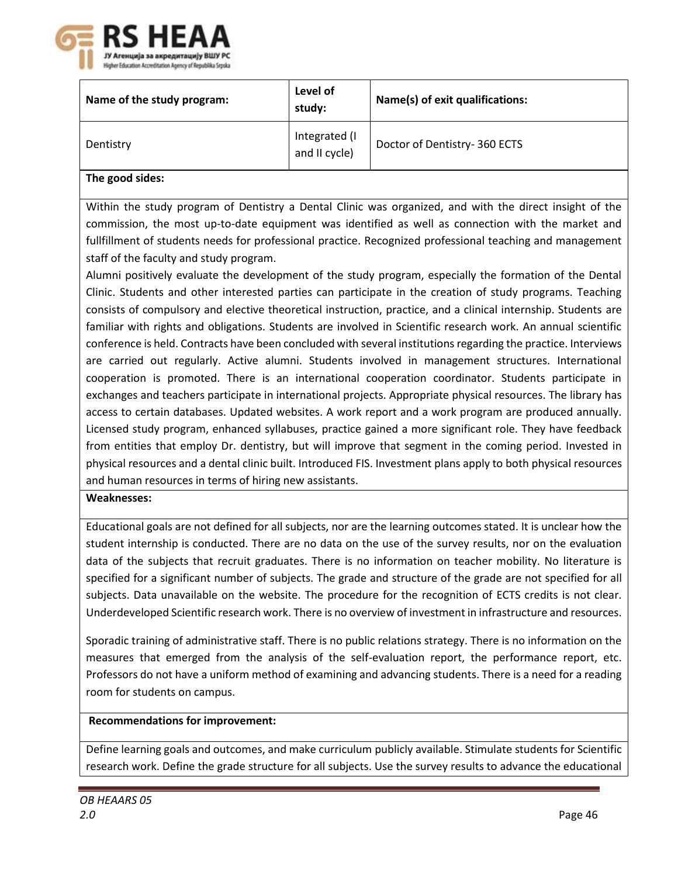| Name of the study program: | Level of study: | Name(s) of exit qualifications: |
|---|---|---|
| Dentistry | Integrated (I and II cycle) | Doctor of Dentistry- 360 ECTS |

**The good sides:**

Within the study program of Dentistry a Dental Clinic was organized, and with the direct insight of the commission, the most up-to-date equipment was identified as well as connection with the market and fullfillment of students needs for professional practice. Recognized professional teaching and management staff of the faculty and study program.

Alumni positively evaluate the development of the study program, especially the formation of the Dental Clinic. Students and other interested parties can participate in the creation of study programs. Teaching consists of compulsory and elective theoretical instruction, practice, and a clinical internship. Students are familiar with rights and obligations. Students are involved in Scientific research work. An annual scientific conference is held. Contracts have been concluded with several institutions regarding the practice. Interviews are carried out regularly. Active alumni. Students involved in management structures. International cooperation is promoted. There is an international cooperation coordinator. Students participate in exchanges and teachers participate in international projects. Appropriate physical resources. The library has access to certain databases. Updated websites. A work report and a work program are produced annually. Licensed study program, enhanced syllabuses, practice gained a more significant role. They have feedback from entities that employ Dr. dentistry, but will improve that segment in the coming period. Invested in physical resources and a dental clinic built. Introduced FIS. Investment plans apply to both physical resources and human resources in terms of hiring new assistants.

**Weaknesses:**

Educational goals are not defined for all subjects, nor are the learning outcomes stated. It is unclear how the student internship is conducted. There are no data on the use of the survey results, nor on the evaluation data of the subjects that recruit graduates. There is no information on teacher mobility. No literature is specified for a significant number of subjects. The grade and structure of the grade are not specified for all subjects. Data unavailable on the website. The procedure for the recognition of ECTS credits is not clear. Underdeveloped Scientific research work. There is no overview of investment in infrastructure and resources.

Sporadic training of administrative staff. There is no public relations strategy. There is no information on the measures that emerged from the analysis of the self-evaluation report, the performance report, etc. Professors do not have a uniform method of examining and advancing students. There is a need for a reading room for students on campus.

**Recommendations for improvement:**

Define learning goals and outcomes, and make curriculum publicly available. Stimulate students for Scientific research work. Define the grade structure for all subjects. Use the survey results to advance the educational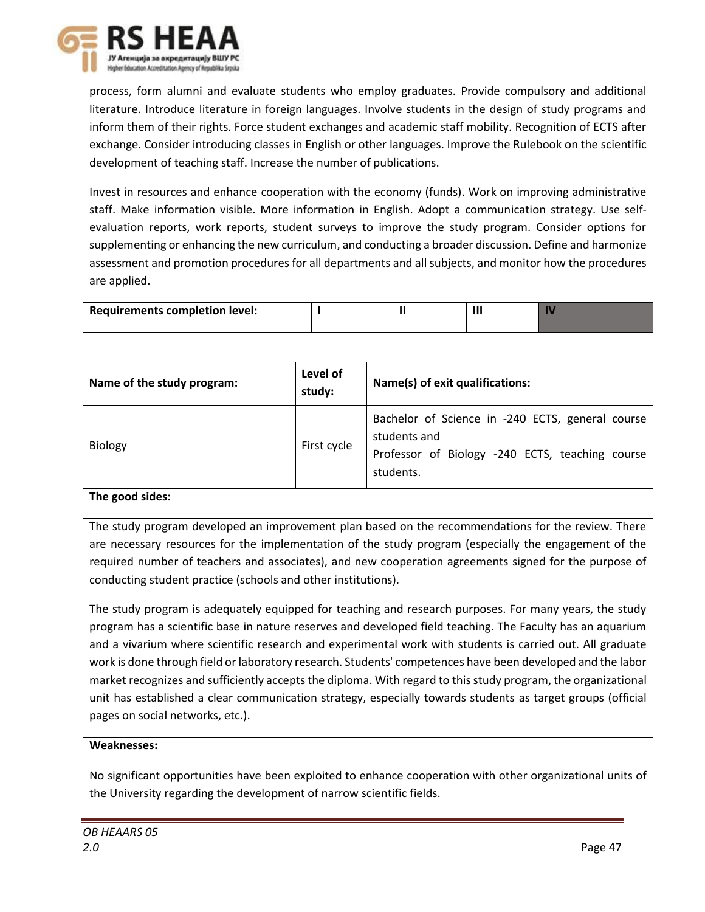process, form alumni and evaluate students who employ graduates. Provide compulsory and additional literature. Introduce literature in foreign languages. Involve students in the design of study programs and inform them of their rights. Force student exchanges and academic staff mobility. Recognition of ECTS after exchange. Consider introducing classes in English or other languages. Improve the Rulebook on the scientific development of teaching staff. Increase the number of publications.

Invest in resources and enhance cooperation with the economy (funds). Work on improving administrative staff. Make information visible. More information in English. Adopt a communication strategy. Use self-evaluation reports, work reports, student surveys to improve the study program. Consider options for supplementing or enhancing the new curriculum, and conducting a broader discussion. Define and harmonize assessment and promotion procedures for all departments and all subjects, and monitor how the procedures are applied.

| **Requirements completion level:** | **I** | **II** | **III** | **IV** |
|---|---|---|---|---|

| **Name of the study program:** | **Level of study:** | **Name(s) of exit qualifications:** |
|---|---|---|
| Biology | First cycle | Bachelor of Science in -240 ECTS, general course students and Professor of Biology -240 ECTS, teaching course students. |

**The good sides:**

The study program developed an improvement plan based on the recommendations for the review. There are necessary resources for the implementation of the study program (especially the engagement of the required number of teachers and associates), and new cooperation agreements signed for the purpose of conducting student practice (schools and other institutions).

The study program is adequately equipped for teaching and research purposes. For many years, the study program has a scientific base in nature reserves and developed field teaching. The Faculty has an aquarium and a vivarium where scientific research and experimental work with students is carried out. All graduate work is done through field or laboratory research. Students' competences have been developed and the labor market recognizes and sufficiently accepts the diploma. With regard to this study program, the organizational unit has established a clear communication strategy, especially towards students as target groups (official pages on social networks, etc.).

**Weaknesses:**

No significant opportunities have been exploited to enhance cooperation with other organizational units of the University regarding the development of narrow scientific fields.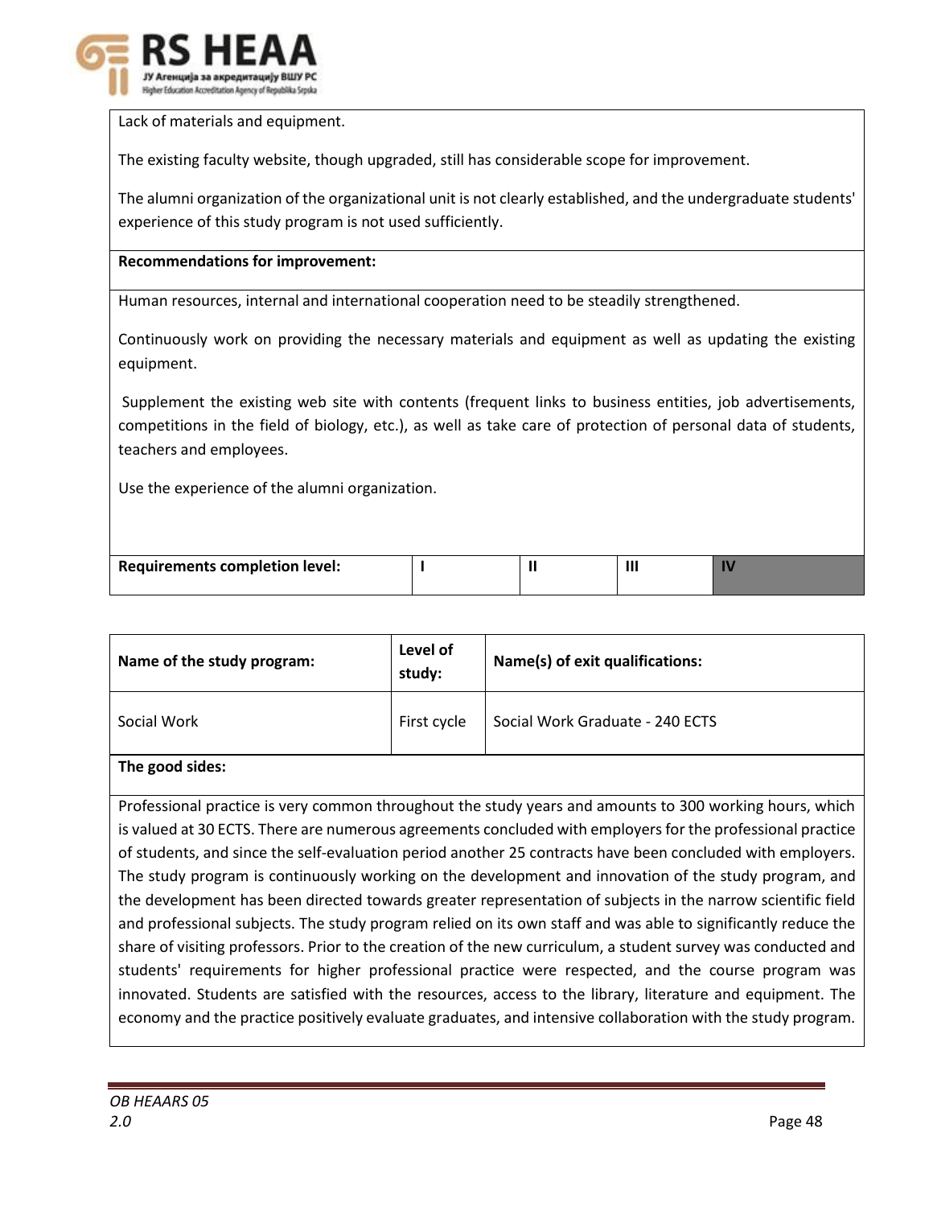Lack of materials and equipment.

The existing faculty website, though upgraded, still has considerable scope for improvement.

The alumni organization of the organizational unit is not clearly established, and the undergraduate students' experience of this study program is not used sufficiently.

**Recommendations for improvement:**

Human resources, internal and international cooperation need to be steadily strengthened.

Continuously work on providing the necessary materials and equipment as well as updating the existing equipment.

Supplement the existing web site with contents (frequent links to business entities, job advertisements, competitions in the field of biology, etc.), as well as take care of protection of personal data of students, teachers and employees.

Use the experience of the alumni organization.

| **Requirements completion level:** | **I** | **II** | **III** | **IV** |
|---|---|---|---|---|

| **Name of the study program:** | **Level of study:** | **Name(s) of exit qualifications:** |
|---|---|---|
| Social Work | First cycle | Social Work Graduate - 240 ECTS |

**The good sides:**

Professional practice is very common throughout the study years and amounts to 300 working hours, which is valued at 30 ECTS. There are numerous agreements concluded with employers for the professional practice of students, and since the self-evaluation period another 25 contracts have been concluded with employers. The study program is continuously working on the development and innovation of the study program, and the development has been directed towards greater representation of subjects in the narrow scientific field and professional subjects. The study program relied on its own staff and was able to significantly reduce the share of visiting professors. Prior to the creation of the new curriculum, a student survey was conducted and students' requirements for higher professional practice were respected, and the course program was innovated. Students are satisfied with the resources, access to the library, literature and equipment. The economy and the practice positively evaluate graduates, and intensive collaboration with the study program.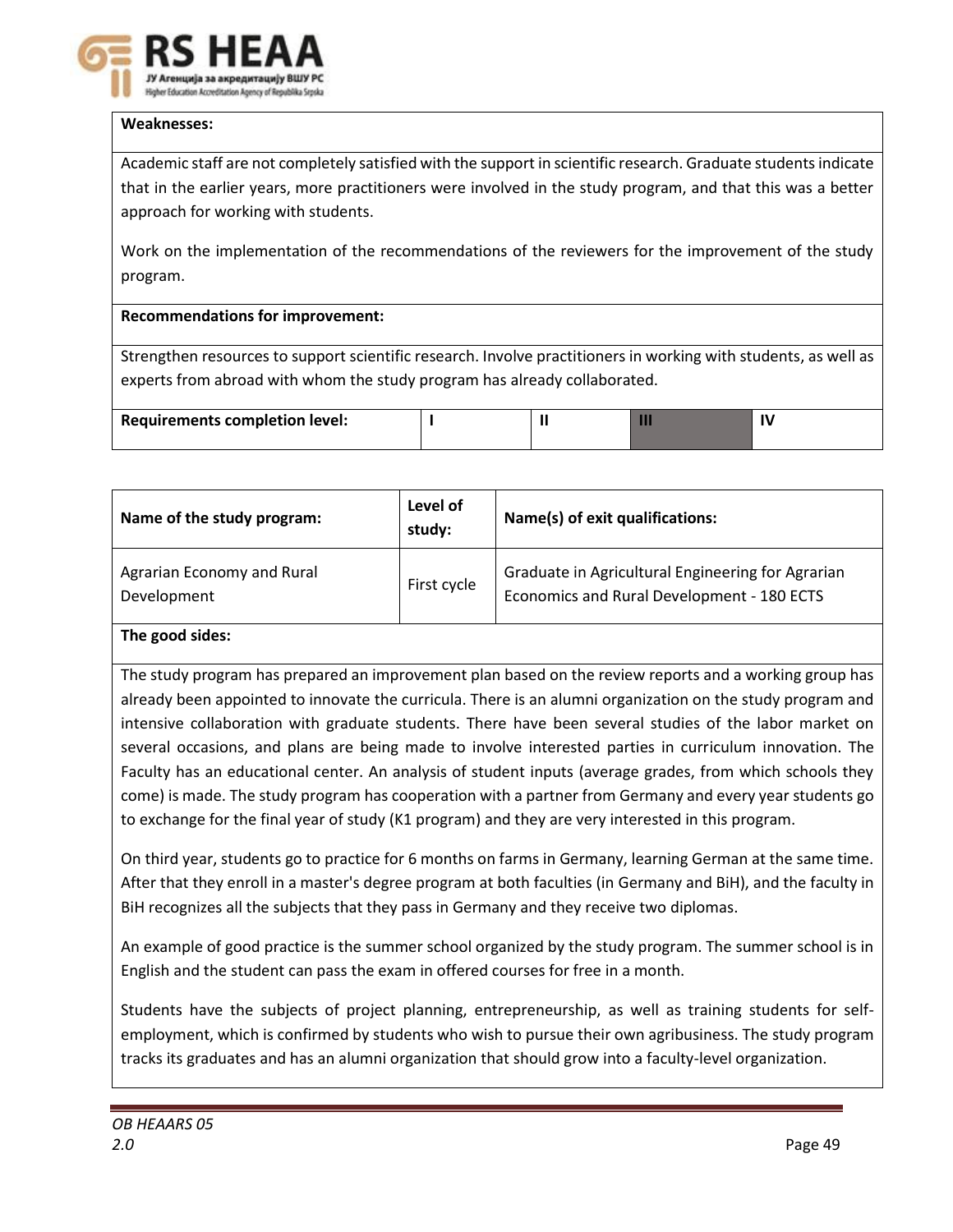**Weaknesses:**

Academic staff are not completely satisfied with the support in scientific research. Graduate students indicate that in the earlier years, more practitioners were involved in the study program, and that this was a better approach for working with students.

Work on the implementation of the recommendations of the reviewers for the improvement of the study program.

**Recommendations for improvement:**

Strengthen resources to support scientific research. Involve practitioners in working with students, as well as experts from abroad with whom the study program has already collaborated.

| **Requirements completion level:** | **I** | **II** | **III** | **IV** |
|---|---|---|---|---|

| **Name of the study program:** | **Level of study:** | **Name(s) of exit qualifications:** |
|---|---|---|
| Agrarian Economy and Rural Development | First cycle | Graduate in Agricultural Engineering for Agrarian Economics and Rural Development - 180 ECTS |

**The good sides:**

The study program has prepared an improvement plan based on the review reports and a working group has already been appointed to innovate the curricula. There is an alumni organization on the study program and intensive collaboration with graduate students. There have been several studies of the labor market on several occasions, and plans are being made to involve interested parties in curriculum innovation. The Faculty has an educational center. An analysis of student inputs (average grades, from which schools they come) is made. The study program has cooperation with a partner from Germany and every year students go to exchange for the final year of study (K1 program) and they are very interested in this program.

On third year, students go to practice for 6 months on farms in Germany, learning German at the same time. After that they enroll in a master's degree program at both faculties (in Germany and BiH), and the faculty in BiH recognizes all the subjects that they pass in Germany and they receive two diplomas.

An example of good practice is the summer school organized by the study program. The summer school is in English and the student can pass the exam in offered courses for free in a month.

Students have the subjects of project planning, entrepreneurship, as well as training students for self-employment, which is confirmed by students who wish to pursue their own agribusiness. The study program tracks its graduates and has an alumni organization that should grow into a faculty-level organization.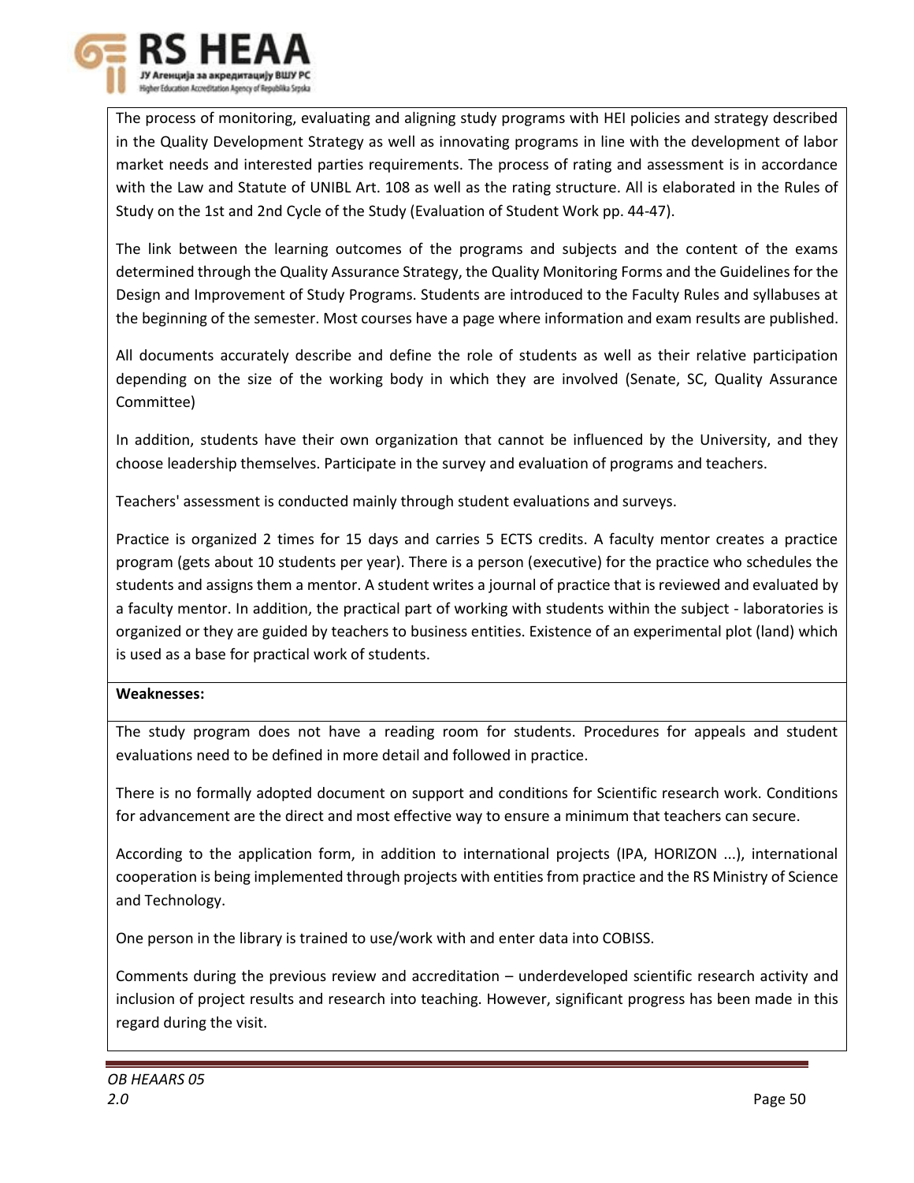The process of monitoring, evaluating and aligning study programs with HEI policies and strategy described in the Quality Development Strategy as well as innovating programs in line with the development of labor market needs and interested parties requirements. The process of rating and assessment is in accordance with the Law and Statute of UNIBL Art. 108 as well as the rating structure. All is elaborated in the Rules of Study on the 1st and 2nd Cycle of the Study (Evaluation of Student Work pp. 44-47).

The link between the learning outcomes of the programs and subjects and the content of the exams determined through the Quality Assurance Strategy, the Quality Monitoring Forms and the Guidelines for the Design and Improvement of Study Programs. Students are introduced to the Faculty Rules and syllabuses at the beginning of the semester. Most courses have a page where information and exam results are published.

All documents accurately describe and define the role of students as well as their relative participation depending on the size of the working body in which they are involved (Senate, SC, Quality Assurance Committee)

In addition, students have their own organization that cannot be influenced by the University, and they choose leadership themselves. Participate in the survey and evaluation of programs and teachers.

Teachers' assessment is conducted mainly through student evaluations and surveys.

Practice is organized 2 times for 15 days and carries 5 ECTS credits. A faculty mentor creates a practice program (gets about 10 students per year). There is a person (executive) for the practice who schedules the students and assigns them a mentor. A student writes a journal of practice that is reviewed and evaluated by a faculty mentor. In addition, the practical part of working with students within the subject - laboratories is organized or they are guided by teachers to business entities. Existence of an experimental plot (land) which is used as a base for practical work of students.

**Weaknesses:**

The study program does not have a reading room for students. Procedures for appeals and student evaluations need to be defined in more detail and followed in practice.

There is no formally adopted document on support and conditions for Scientific research work. Conditions for advancement are the direct and most effective way to ensure a minimum that teachers can secure.

According to the application form, in addition to international projects (IPA, HORIZON ...), international cooperation is being implemented through projects with entities from practice and the RS Ministry of Science and Technology.

One person in the library is trained to use/work with and enter data into COBISS.

Comments during the previous review and accreditation – underdeveloped scientific research activity and inclusion of project results and research into teaching. However, significant progress has been made in this regard during the visit.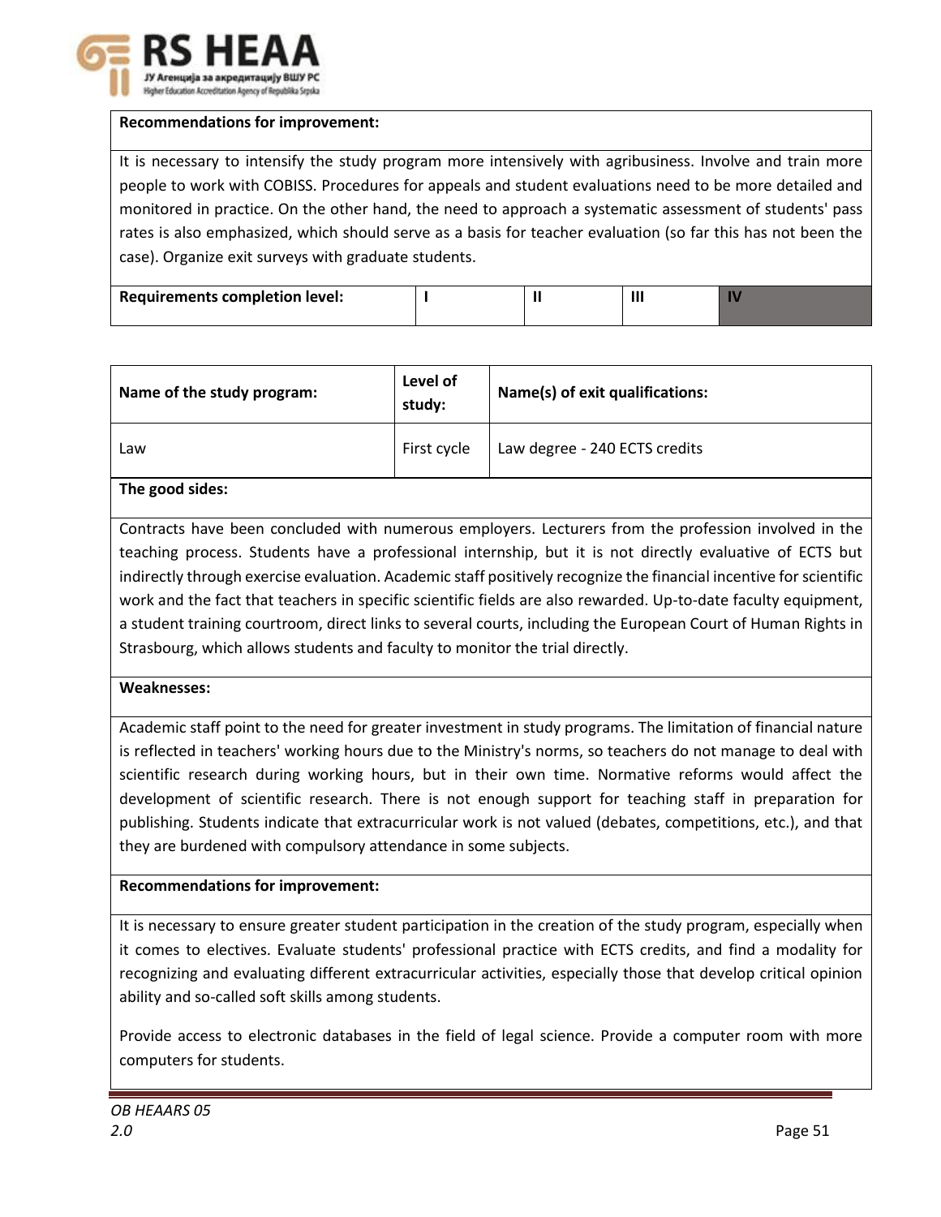**Recommendations for improvement:**

It is necessary to intensify the study program more intensively with agribusiness. Involve and train more people to work with COBISS. Procedures for appeals and student evaluations need to be more detailed and monitored in practice. On the other hand, the need to approach a systematic assessment of students' pass rates is also emphasized, which should serve as a basis for teacher evaluation (so far this has not been the case). Organize exit surveys with graduate students.

| Requirements completion level: | I | II | III | IV |
|---|---|---|---|---|

| Name of the study program: | Level of study: | Name(s) of exit qualifications: |
|---|---|---|
| Law | First cycle | Law degree - 240 ECTS credits |

**The good sides:**

Contracts have been concluded with numerous employers. Lecturers from the profession involved in the teaching process. Students have a professional internship, but it is not directly evaluative of ECTS but indirectly through exercise evaluation. Academic staff positively recognize the financial incentive for scientific work and the fact that teachers in specific scientific fields are also rewarded. Up-to-date faculty equipment, a student training courtroom, direct links to several courts, including the European Court of Human Rights in Strasbourg, which allows students and faculty to monitor the trial directly.

**Weaknesses:**

Academic staff point to the need for greater investment in study programs. The limitation of financial nature is reflected in teachers' working hours due to the Ministry's norms, so teachers do not manage to deal with scientific research during working hours, but in their own time. Normative reforms would affect the development of scientific research. There is not enough support for teaching staff in preparation for publishing. Students indicate that extracurricular work is not valued (debates, competitions, etc.), and that they are burdened with compulsory attendance in some subjects.

**Recommendations for improvement:**

It is necessary to ensure greater student participation in the creation of the study program, especially when it comes to electives. Evaluate students' professional practice with ECTS credits, and find a modality for recognizing and evaluating different extracurricular activities, especially those that develop critical opinion ability and so-called soft skills among students.

Provide access to electronic databases in the field of legal science. Provide a computer room with more computers for students.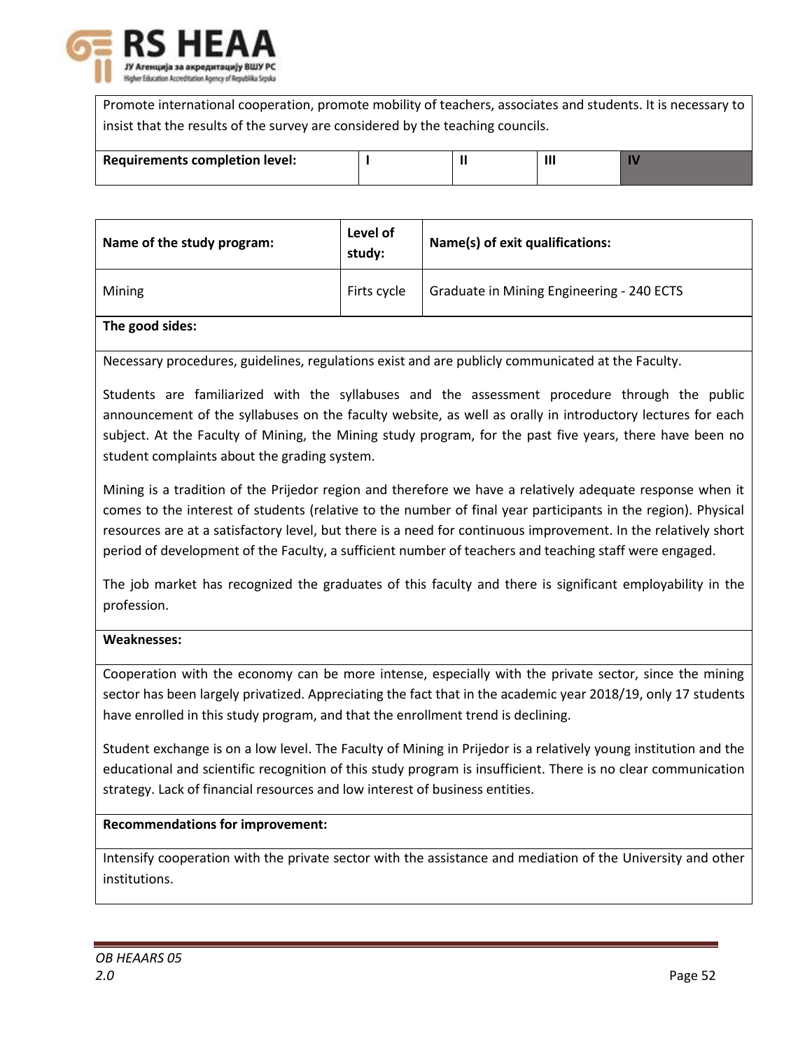| Promote international cooperation, promote mobility of teachers, associates and students. It is necessary to insist that the results of the survey are considered by the teaching councils. | | | | |
|---|---|---|---|---|
| **Requirements completion level:** | **I** | **II** | **III** | **IV** |

| Name of the study program: | Level of study: | Name(s) of exit qualifications: |
|---|---|---|
| Mining | Firts cycle | Graduate in Mining Engineering - 240 ECTS |

**The good sides:**

Necessary procedures, guidelines, regulations exist and are publicly communicated at the Faculty.

Students are familiarized with the syllabuses and the assessment procedure through the public announcement of the syllabuses on the faculty website, as well as orally in introductory lectures for each subject. At the Faculty of Mining, the Mining study program, for the past five years, there have been no student complaints about the grading system.

Mining is a tradition of the Prijedor region and therefore we have a relatively adequate response when it comes to the interest of students (relative to the number of final year participants in the region). Physical resources are at a satisfactory level, but there is a need for continuous improvement. In the relatively short period of development of the Faculty, a sufficient number of teachers and teaching staff were engaged.

The job market has recognized the graduates of this faculty and there is significant employability in the profession.

**Weaknesses:**

Cooperation with the economy can be more intense, especially with the private sector, since the mining sector has been largely privatized. Appreciating the fact that in the academic year 2018/19, only 17 students have enrolled in this study program, and that the enrollment trend is declining.

Student exchange is on a low level. The Faculty of Mining in Prijedor is a relatively young institution and the educational and scientific recognition of this study program is insufficient. There is no clear communication strategy. Lack of financial resources and low interest of business entities.

**Recommendations for improvement:**

Intensify cooperation with the private sector with the assistance and mediation of the University and other institutions.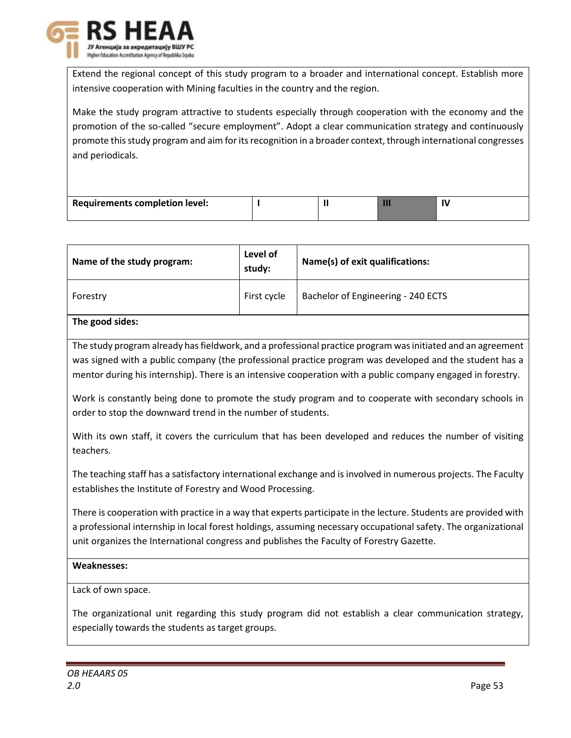Extend the regional concept of this study program to a broader and international concept. Establish more intensive cooperation with Mining faculties in the country and the region.

Make the study program attractive to students especially through cooperation with the economy and the promotion of the so-called “secure employment”. Adopt a clear communication strategy and continuously promote this study program and aim for its recognition in a broader context, through international congresses and periodicals.

| Requirements completion level: | I | II | III | IV |
|---|---|---|---|---|

| Name of the study program: | Level of study: | Name(s) of exit qualifications: |
|---|---|---|
| Forestry | First cycle | Bachelor of Engineering - 240 ECTS |

**The good sides:**

The study program already has fieldwork, and a professional practice program was initiated and an agreement was signed with a public company (the professional practice program was developed and the student has a mentor during his internship). There is an intensive cooperation with a public company engaged in forestry.

Work is constantly being done to promote the study program and to cooperate with secondary schools in order to stop the downward trend in the number of students.

With its own staff, it covers the curriculum that has been developed and reduces the number of visiting teachers.

The teaching staff has a satisfactory international exchange and is involved in numerous projects. The Faculty establishes the Institute of Forestry and Wood Processing.

There is cooperation with practice in a way that experts participate in the lecture. Students are provided with a professional internship in local forest holdings, assuming necessary occupational safety. The organizational unit organizes the International congress and publishes the Faculty of Forestry Gazette.

**Weaknesses:**

Lack of own space.

The organizational unit regarding this study program did not establish a clear communication strategy, especially towards the students as target groups.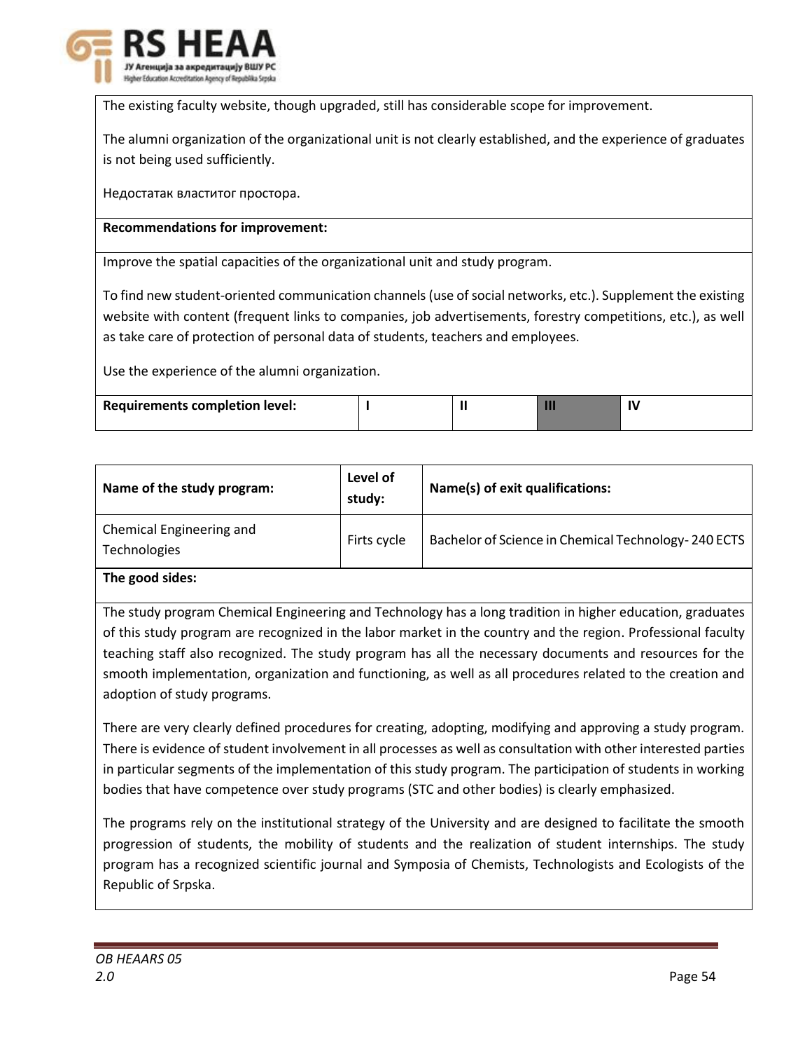The existing faculty website, though upgraded, still has considerable scope for improvement.

The alumni organization of the organizational unit is not clearly established, and the experience of graduates is not being used sufficiently.

Недостатак властитог простора.

**Recommendations for improvement:**

Improve the spatial capacities of the organizational unit and study program.

To find new student-oriented communication channels (use of social networks, etc.). Supplement the existing website with content (frequent links to companies, job advertisements, forestry competitions, etc.), as well as take care of protection of personal data of students, teachers and employees.

Use the experience of the alumni organization.

| Requirements completion level: | I | II | III | IV |
|---|---|---|---|---|

| Name of the study program: | Level of study: | Name(s) of exit qualifications: |
|---|---|---|
| Chemical Engineering and Technologies | Firts cycle | Bachelor of Science in Chemical Technology- 240 ECTS |

**The good sides:**

The study program Chemical Engineering and Technology has a long tradition in higher education, graduates of this study program are recognized in the labor market in the country and the region. Professional faculty teaching staff also recognized. The study program has all the necessary documents and resources for the smooth implementation, organization and functioning, as well as all procedures related to the creation and adoption of study programs.

There are very clearly defined procedures for creating, adopting, modifying and approving a study program. There is evidence of student involvement in all processes as well as consultation with other interested parties in particular segments of the implementation of this study program. The participation of students in working bodies that have competence over study programs (STC and other bodies) is clearly emphasized.

The programs rely on the institutional strategy of the University and are designed to facilitate the smooth progression of students, the mobility of students and the realization of student internships. The study program has a recognized scientific journal and Symposia of Chemists, Technologists and Ecologists of the Republic of Srpska.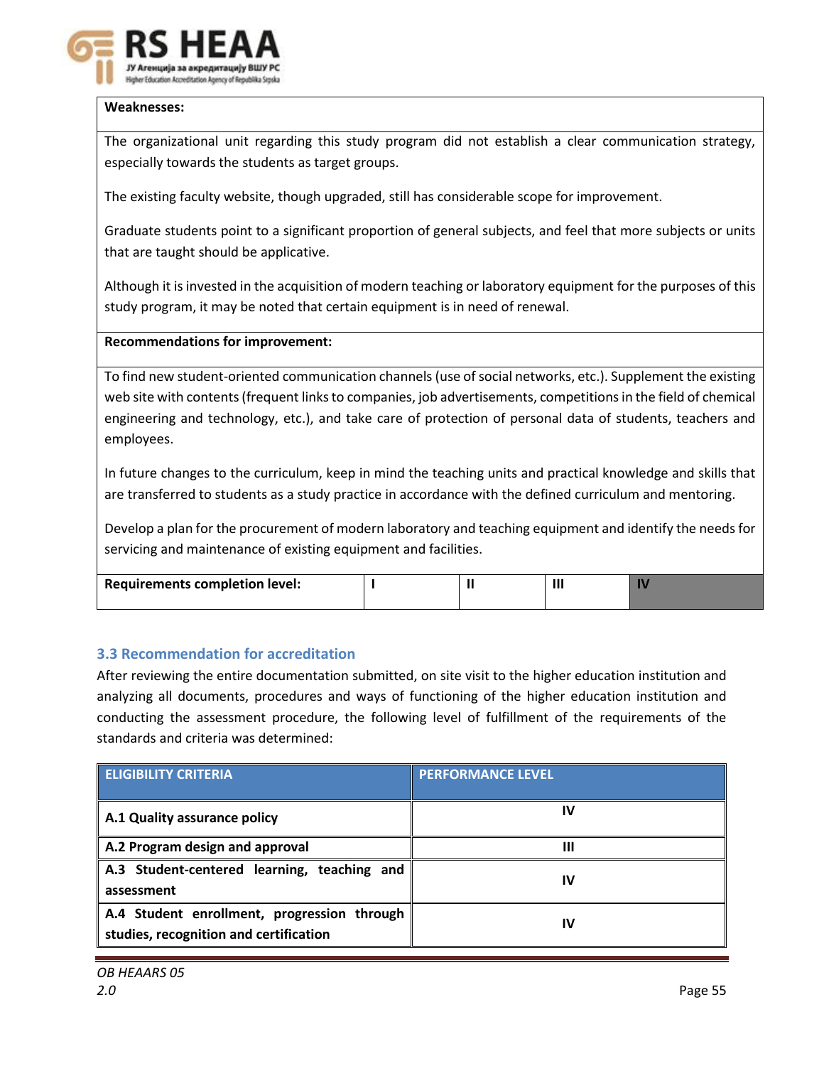| **Weaknesses:** |
|---|
| The organizational unit regarding this study program did not establish a clear communication strategy, especially towards the students as target groups.<br><br>The existing faculty website, though upgraded, still has considerable scope for improvement.<br><br>Graduate students point to a significant proportion of general subjects, and feel that more subjects or units that are taught should be applicative.<br><br>Although it is invested in the acquisition of modern teaching or laboratory equipment for the purposes of this study program, it may be noted that certain equipment is in need of renewal. |
| **Recommendations for improvement:** |
| To find new student-oriented communication channels (use of social networks, etc.). Supplement the existing web site with contents (frequent links to companies, job advertisements, competitions in the field of chemical engineering and technology, etc.), and take care of protection of personal data of students, teachers and employees.<br><br>In future changes to the curriculum, keep in mind the teaching units and practical knowledge and skills that are transferred to students as a study practice in accordance with the defined curriculum and mentoring.<br><br>Develop a plan for the procurement of modern laboratory and teaching equipment and identify the needs for servicing and maintenance of existing equipment and facilities. |

| **Requirements completion level:** | I | II | III | **IV** |
|---|---|---|---|---|

### 3.3 Recommendation for accreditation

After reviewing the entire documentation submitted, on site visit to the higher education institution and analyzing all documents, procedures and ways of functioning of the higher education institution and conducting the assessment procedure, the following level of fulfillment of the requirements of the standards and criteria was determined:

| ELIGIBILITY CRITERIA | PERFORMANCE LEVEL |
|---|---|
| **A.1 Quality assurance policy** | IV |
| **A.2 Program design and approval** | III |
| **A.3 Student-centered learning, teaching and assessment** | IV |
| **A.4 Student enrollment, progression through studies, recognition and certification** | IV |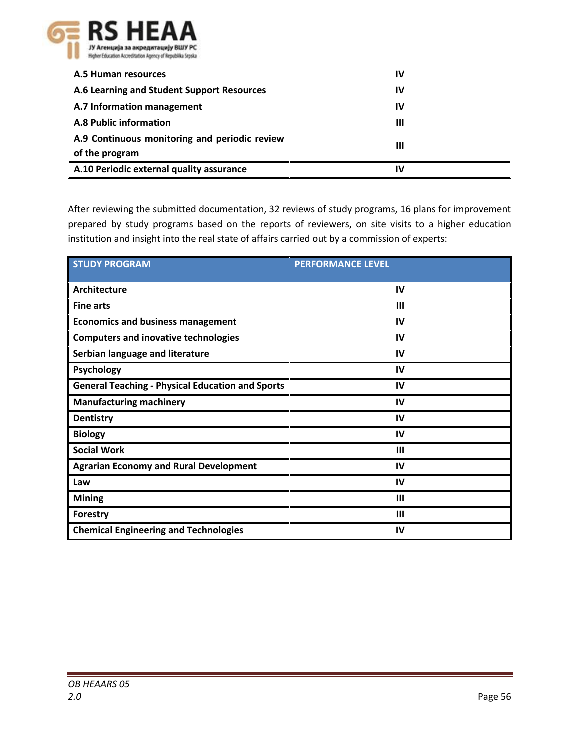| | |
|---|---|
| **A.5 Human resources** | **IV** |
| **A.6 Learning and Student Support Resources** | **IV** |
| **A.7 Information management** | **IV** |
| **A.8 Public information** | **III** |
| **A.9 Continuous monitoring and periodic review of the program** | **III** |
| **A.10 Periodic external quality assurance** | **IV** |

After reviewing the submitted documentation, 32 reviews of study programs, 16 plans for improvement prepared by study programs based on the reports of reviewers, on site visits to a higher education institution and insight into the real state of affairs carried out by a commission of experts:

| STUDY PROGRAM | PERFORMANCE LEVEL |
|---|---|
| **Architecture** | **IV** |
| **Fine arts** | **III** |
| **Economics and business management** | **IV** |
| **Computers and inovative technologies** | **IV** |
| **Serbian language and literature** | **IV** |
| **Psychology** | **IV** |
| **General Teaching - Physical Education and Sports** | **IV** |
| **Manufacturing machinery** | **IV** |
| **Dentistry** | **IV** |
| **Biology** | **IV** |
| **Social Work** | **III** |
| **Agrarian Economy and Rural Development** | **IV** |
| **Law** | **IV** |
| **Mining** | **III** |
| **Forestry** | **III** |
| **Chemical Engineering and Technologies** | **IV** |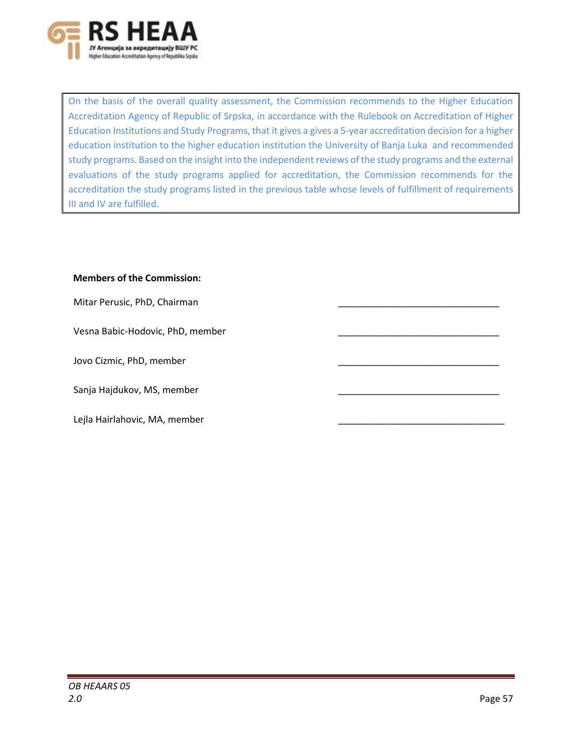On the basis of the overall quality assessment, the Commission recommends to the Higher Education Accreditation Agency of Republic of Srpska, in accordance with the Rulebook on Accreditation of Higher Education Institutions and Study Programs, that it gives a gives a 5-year accreditation decision for a higher education institution to the higher education institution the University of Banja Luka and recommended study programs. Based on the insight into the independent reviews of the study programs and the external evaluations of the study programs applied for accreditation, the Commission recommends for the accreditation the study programs listed in the previous table whose levels of fulfillment of requirements III and IV are fulfilled.

**Members of the Commission:**

Mitar Perusic, PhD, Chairman ________________________________

Vesna Babic-Hodovic, PhD, member ________________________________

Jovo Cizmic, PhD, member ________________________________

Sanja Hajdukov, MS, member ________________________________

Lejla Hairlahovic, MA, member ________________________________